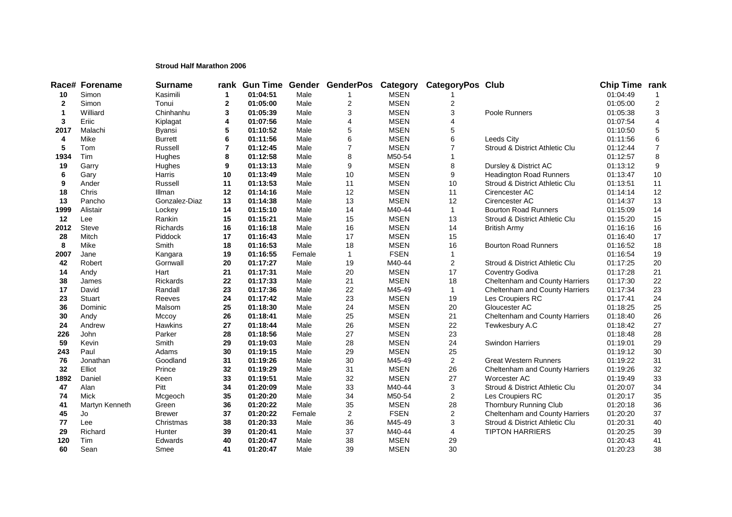**Stroud Half Marathon 2006**

| Race# | Forename | Surname | rank | Gun Time | Gender | GenderPos | Category | CategoryPos | Club | Chip Time | rank |
|---|---|---|---|---|---|---|---|---|---|---|---|
| 10 | Simon | Kasimili | 1 | 01:04:51 | Male | 1 | MSEN | 1 | | 01:04:49 | 1 |
| 2 | Simon | Tonui | 2 | 01:05:00 | Male | 2 | MSEN | 2 | | 01:05:00 | 2 |
| 1 | Williard | Chinhanhu | 3 | 01:05:39 | Male | 3 | MSEN | 3 | Poole Runners | 01:05:38 | 3 |
| 3 | Eriic | Kiplagat | 4 | 01:07:56 | Male | 4 | MSEN | 4 | | 01:07:54 | 4 |
| 2017 | Malachi | Byansi | 5 | 01:10:52 | Male | 5 | MSEN | 5 | | 01:10:50 | 5 |
| 4 | Mike | Burrett | 6 | 01:11:56 | Male | 6 | MSEN | 6 | Leeds City | 01:11:56 | 6 |
| 5 | Tom | Russell | 7 | 01:12:45 | Male | 7 | MSEN | 7 | Stroud & District Athletic Clu | 01:12:44 | 7 |
| 1934 | Tim | Hughes | 8 | 01:12:58 | Male | 8 | M50-54 | 1 | | 01:12:57 | 8 |
| 19 | Garry | Hughes | 9 | 01:13:13 | Male | 9 | MSEN | 8 | Dursley & District AC | 01:13:12 | 9 |
| 6 | Gary | Harris | 10 | 01:13:49 | Male | 10 | MSEN | 9 | Headington Road Runners | 01:13:47 | 10 |
| 9 | Ander | Russell | 11 | 01:13:53 | Male | 11 | MSEN | 10 | Stroud & District Athletic Clu | 01:13:51 | 11 |
| 18 | Chris | Illman | 12 | 01:14:16 | Male | 12 | MSEN | 11 | Cirencester AC | 01:14:14 | 12 |
| 13 | Pancho | Gonzalez-Diaz | 13 | 01:14:38 | Male | 13 | MSEN | 12 | Cirencester AC | 01:14:37 | 13 |
| 1999 | Alistair | Lockey | 14 | 01:15:10 | Male | 14 | M40-44 | 1 | Bourton Road Runners | 01:15:09 | 14 |
| 12 | Lee | Rankin | 15 | 01:15:21 | Male | 15 | MSEN | 13 | Stroud & District Athletic Clu | 01:15:20 | 15 |
| 2012 | Steve | Richards | 16 | 01:16:18 | Male | 16 | MSEN | 14 | British Army | 01:16:16 | 16 |
| 28 | Mitch | Piddock | 17 | 01:16:43 | Male | 17 | MSEN | 15 | | 01:16:40 | 17 |
| 8 | Mike | Smith | 18 | 01:16:53 | Male | 18 | MSEN | 16 | Bourton Road Runners | 01:16:52 | 18 |
| 2007 | Jane | Kangara | 19 | 01:16:55 | Female | 1 | FSEN | 1 | | 01:16:54 | 19 |
| 42 | Robert | Gornwall | 20 | 01:17:27 | Male | 19 | M40-44 | 2 | Stroud & District Athletic Clu | 01:17:25 | 20 |
| 14 | Andy | Hart | 21 | 01:17:31 | Male | 20 | MSEN | 17 | Coventry Godiva | 01:17:28 | 21 |
| 38 | James | Rickards | 22 | 01:17:33 | Male | 21 | MSEN | 18 | Cheltenham and County Harriers | 01:17:30 | 22 |
| 17 | David | Randall | 23 | 01:17:36 | Male | 22 | M45-49 | 1 | Cheltenham and County Harriers | 01:17:34 | 23 |
| 23 | Stuart | Reeves | 24 | 01:17:42 | Male | 23 | MSEN | 19 | Les Croupiers RC | 01:17:41 | 24 |
| 36 | Dominic | Malsom | 25 | 01:18:30 | Male | 24 | MSEN | 20 | Gloucester AC | 01:18:25 | 25 |
| 30 | Andy | Mccoy | 26 | 01:18:41 | Male | 25 | MSEN | 21 | Cheltenham and County Harriers | 01:18:40 | 26 |
| 24 | Andrew | Hawkins | 27 | 01:18:44 | Male | 26 | MSEN | 22 | Tewkesbury A.C | 01:18:42 | 27 |
| 226 | John | Parker | 28 | 01:18:56 | Male | 27 | MSEN | 23 | | 01:18:48 | 28 |
| 59 | Kevin | Smith | 29 | 01:19:03 | Male | 28 | MSEN | 24 | Swindon Harriers | 01:19:01 | 29 |
| 243 | Paul | Adams | 30 | 01:19:15 | Male | 29 | MSEN | 25 | | 01:19:12 | 30 |
| 76 | Jonathan | Goodland | 31 | 01:19:26 | Male | 30 | M45-49 | 2 | Great Western Runners | 01:19:22 | 31 |
| 32 | Elliot | Prince | 32 | 01:19:29 | Male | 31 | MSEN | 26 | Cheltenham and County Harriers | 01:19:26 | 32 |
| 1892 | Daniel | Keen | 33 | 01:19:51 | Male | 32 | MSEN | 27 | Worcester AC | 01:19:49 | 33 |
| 47 | Alan | Pitt | 34 | 01:20:09 | Male | 33 | M40-44 | 3 | Stroud & District Athletic Clu | 01:20:07 | 34 |
| 74 | Mick | Mcgeoch | 35 | 01:20:20 | Male | 34 | M50-54 | 2 | Les Croupiers RC | 01:20:17 | 35 |
| 41 | Martyn Kenneth | Green | 36 | 01:20:22 | Male | 35 | MSEN | 28 | Thornbury Running Club | 01:20:18 | 36 |
| 45 | Jo | Brewer | 37 | 01:20:22 | Female | 2 | FSEN | 2 | Cheltenham and County Harriers | 01:20:20 | 37 |
| 77 | Lee | Christmas | 38 | 01:20:33 | Male | 36 | M45-49 | 3 | Stroud & District Athletic Clu | 01:20:31 | 40 |
| 29 | Richard | Hunter | 39 | 01:20:41 | Male | 37 | M40-44 | 4 | TIPTON HARRIERS | 01:20:25 | 39 |
| 120 | Tim | Edwards | 40 | 01:20:47 | Male | 38 | MSEN | 29 | | 01:20:43 | 41 |
| 60 | Sean | Smee | 41 | 01:20:47 | Male | 39 | MSEN | 30 | | 01:20:23 | 38 |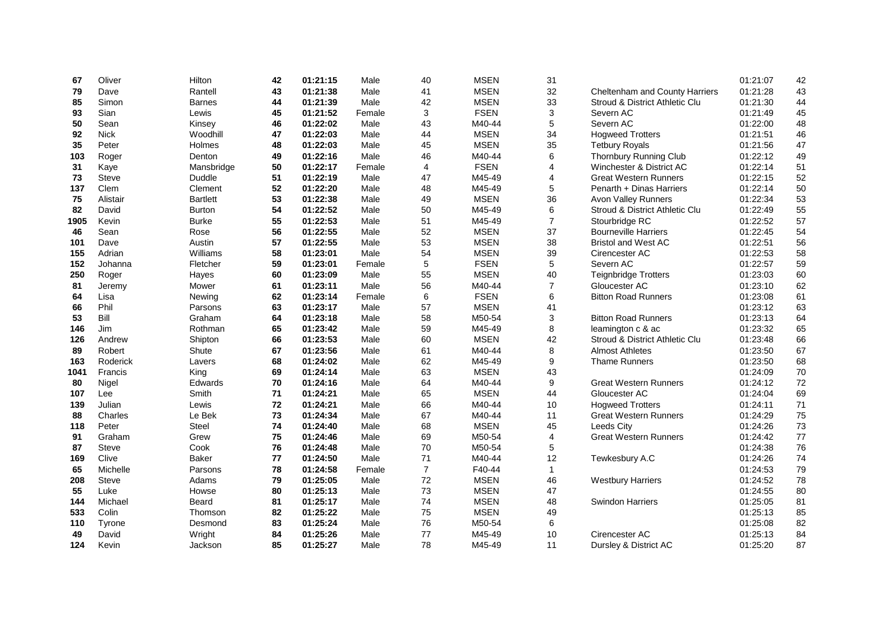| | | | | | | | | | | | |
|---|---|---|---|---|---|---|---|---|---|---|---|
| **67** | Oliver | Hilton | **42** | **01:21:15** | Male | 40 | MSEN | 31 | | 01:21:07 | 42 |
| **79** | Dave | Rantell | **43** | **01:21:38** | Male | 41 | MSEN | 32 | Cheltenham and County Harriers | 01:21:28 | 43 |
| **85** | Simon | Barnes | **44** | **01:21:39** | Male | 42 | MSEN | 33 | Stroud & District Athletic Clu | 01:21:30 | 44 |
| **93** | Sian | Lewis | **45** | **01:21:52** | Female | 3 | FSEN | 3 | Severn AC | 01:21:49 | 45 |
| **50** | Sean | Kinsey | **46** | **01:22:02** | Male | 43 | M40-44 | 5 | Severn AC | 01:22:00 | 48 |
| **92** | Nick | Woodhill | **47** | **01:22:03** | Male | 44 | MSEN | 34 | Hogweed Trotters | 01:21:51 | 46 |
| **35** | Peter | Holmes | **48** | **01:22:03** | Male | 45 | MSEN | 35 | Tetbury Royals | 01:21:56 | 47 |
| **103** | Roger | Denton | **49** | **01:22:16** | Male | 46 | M40-44 | 6 | Thornbury Running Club | 01:22:12 | 49 |
| **31** | Kaye | Mansbridge | **50** | **01:22:17** | Female | 4 | FSEN | 4 | Winchester & District AC | 01:22:14 | 51 |
| **73** | Steve | Duddle | **51** | **01:22:19** | Male | 47 | M45-49 | 4 | Great Western Runners | 01:22:15 | 52 |
| **137** | Clem | Clement | **52** | **01:22:20** | Male | 48 | M45-49 | 5 | Penarth + Dinas Harriers | 01:22:14 | 50 |
| **75** | Alistair | Bartlett | **53** | **01:22:38** | Male | 49 | MSEN | 36 | Avon Valley Runners | 01:22:34 | 53 |
| **82** | David | Burton | **54** | **01:22:52** | Male | 50 | M45-49 | 6 | Stroud & District Athletic Clu | 01:22:49 | 55 |
| **1905** | Kevin | Burke | **55** | **01:22:53** | Male | 51 | M45-49 | 7 | Stourbridge RC | 01:22:52 | 57 |
| **46** | Sean | Rose | **56** | **01:22:55** | Male | 52 | MSEN | 37 | Bourneville Harriers | 01:22:45 | 54 |
| **101** | Dave | Austin | **57** | **01:22:55** | Male | 53 | MSEN | 38 | Bristol and West AC | 01:22:51 | 56 |
| **155** | Adrian | Williams | **58** | **01:23:01** | Male | 54 | MSEN | 39 | Cirencester AC | 01:22:53 | 58 |
| **152** | Johanna | Fletcher | **59** | **01:23:01** | Female | 5 | FSEN | 5 | Severn AC | 01:22:57 | 59 |
| **250** | Roger | Hayes | **60** | **01:23:09** | Male | 55 | MSEN | 40 | Teignbridge Trotters | 01:23:03 | 60 |
| **81** | Jeremy | Mower | **61** | **01:23:11** | Male | 56 | M40-44 | 7 | Gloucester AC | 01:23:10 | 62 |
| **64** | Lisa | Newing | **62** | **01:23:14** | Female | 6 | FSEN | 6 | Bitton Road Runners | 01:23:08 | 61 |
| **66** | Phil | Parsons | **63** | **01:23:17** | Male | 57 | MSEN | 41 | | 01:23:12 | 63 |
| **53** | Bill | Graham | **64** | **01:23:18** | Male | 58 | M50-54 | 3 | Bitton Road Runners | 01:23:13 | 64 |
| **146** | Jim | Rothman | **65** | **01:23:42** | Male | 59 | M45-49 | 8 | leamington c & ac | 01:23:32 | 65 |
| **126** | Andrew | Shipton | **66** | **01:23:53** | Male | 60 | MSEN | 42 | Stroud & District Athletic Clu | 01:23:48 | 66 |
| **89** | Robert | Shute | **67** | **01:23:56** | Male | 61 | M40-44 | 8 | Almost Athletes | 01:23:50 | 67 |
| **163** | Roderick | Lavers | **68** | **01:24:02** | Male | 62 | M45-49 | 9 | Thame Runners | 01:23:50 | 68 |
| **1041** | Francis | King | **69** | **01:24:14** | Male | 63 | MSEN | 43 | | 01:24:09 | 70 |
| **80** | Nigel | Edwards | **70** | **01:24:16** | Male | 64 | M40-44 | 9 | Great Western Runners | 01:24:12 | 72 |
| **107** | Lee | Smith | **71** | **01:24:21** | Male | 65 | MSEN | 44 | Gloucester AC | 01:24:04 | 69 |
| **139** | Julian | Lewis | **72** | **01:24:21** | Male | 66 | M40-44 | 10 | Hogweed Trotters | 01:24:11 | 71 |
| **88** | Charles | Le Bek | **73** | **01:24:34** | Male | 67 | M40-44 | 11 | Great Western Runners | 01:24:29 | 75 |
| **118** | Peter | Steel | **74** | **01:24:40** | Male | 68 | MSEN | 45 | Leeds City | 01:24:26 | 73 |
| **91** | Graham | Grew | **75** | **01:24:46** | Male | 69 | M50-54 | 4 | Great Western Runners | 01:24:42 | 77 |
| **87** | Steve | Cook | **76** | **01:24:48** | Male | 70 | M50-54 | 5 | | 01:24:38 | 76 |
| **169** | Clive | Baker | **77** | **01:24:50** | Male | 71 | M40-44 | 12 | Tewkesbury A.C | 01:24:26 | 74 |
| **65** | Michelle | Parsons | **78** | **01:24:58** | Female | 7 | F40-44 | 1 | | 01:24:53 | 79 |
| **208** | Steve | Adams | **79** | **01:25:05** | Male | 72 | MSEN | 46 | Westbury Harriers | 01:24:52 | 78 |
| **55** | Luke | Howse | **80** | **01:25:13** | Male | 73 | MSEN | 47 | | 01:24:55 | 80 |
| **144** | Michael | Beard | **81** | **01:25:17** | Male | 74 | MSEN | 48 | Swindon Harriers | 01:25:05 | 81 |
| **533** | Colin | Thomson | **82** | **01:25:22** | Male | 75 | MSEN | 49 | | 01:25:13 | 85 |
| **110** | Tyrone | Desmond | **83** | **01:25:24** | Male | 76 | M50-54 | 6 | | 01:25:08 | 82 |
| **49** | David | Wright | **84** | **01:25:26** | Male | 77 | M45-49 | 10 | Cirencester AC | 01:25:13 | 84 |
| **124** | Kevin | Jackson | **85** | **01:25:27** | Male | 78 | M45-49 | 11 | Dursley & District AC | 01:25:20 | 87 |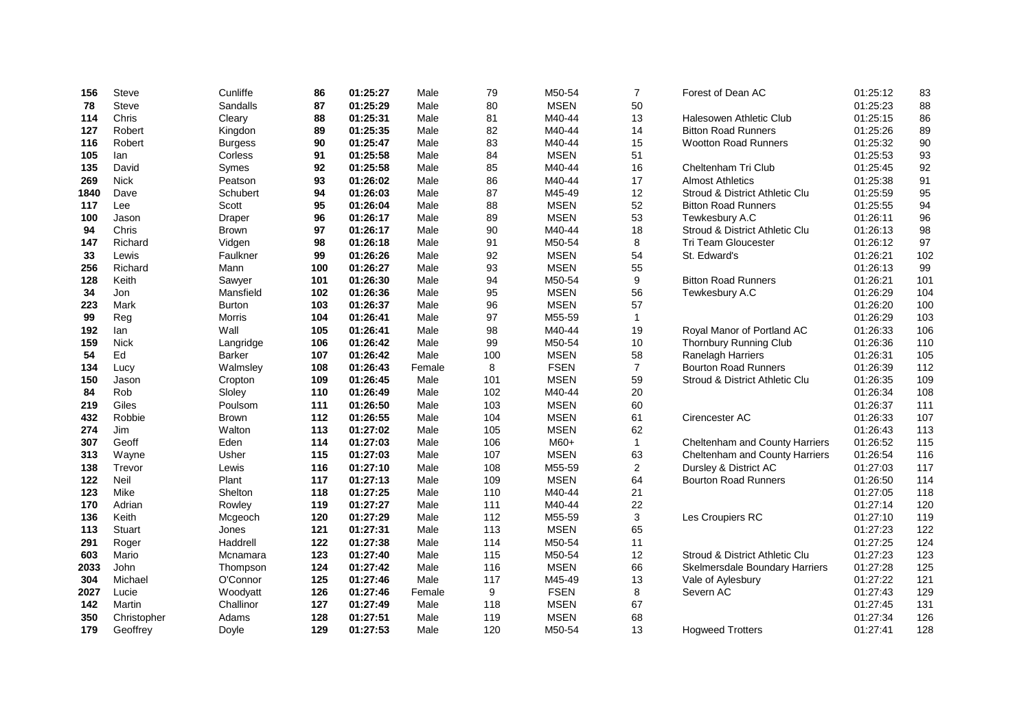| | | | | | | | | | | | |
|---|---|---|---|---|---|---|---|---|---|---|---|
| **156** | Steve | Cunliffe | **86** | **01:25:27** | Male | 79 | M50-54 | 7 | Forest of Dean AC | 01:25:12 | 83 |
| **78** | Steve | Sandalls | **87** | **01:25:29** | Male | 80 | MSEN | 50 | | 01:25:23 | 88 |
| **114** | Chris | Cleary | **88** | **01:25:31** | Male | 81 | M40-44 | 13 | Halesowen Athletic Club | 01:25:15 | 86 |
| **127** | Robert | Kingdon | **89** | **01:25:35** | Male | 82 | M40-44 | 14 | Bitton Road Runners | 01:25:26 | 89 |
| **116** | Robert | Burgess | **90** | **01:25:47** | Male | 83 | M40-44 | 15 | Wootton Road Runners | 01:25:32 | 90 |
| **105** | Ian | Corless | **91** | **01:25:58** | Male | 84 | MSEN | 51 | | 01:25:53 | 93 |
| **135** | David | Symes | **92** | **01:25:58** | Male | 85 | M40-44 | 16 | Cheltenham Tri Club | 01:25:45 | 92 |
| **269** | Nick | Peatson | **93** | **01:26:02** | Male | 86 | M40-44 | 17 | Almost Athletics | 01:25:38 | 91 |
| **1840** | Dave | Schubert | **94** | **01:26:03** | Male | 87 | M45-49 | 12 | Stroud & District Athletic Clu | 01:25:59 | 95 |
| **117** | Lee | Scott | **95** | **01:26:04** | Male | 88 | MSEN | 52 | Bitton Road Runners | 01:25:55 | 94 |
| **100** | Jason | Draper | **96** | **01:26:17** | Male | 89 | MSEN | 53 | Tewkesbury A.C | 01:26:11 | 96 |
| **94** | Chris | Brown | **97** | **01:26:17** | Male | 90 | M40-44 | 18 | Stroud & District Athletic Clu | 01:26:13 | 98 |
| **147** | Richard | Vidgen | **98** | **01:26:18** | Male | 91 | M50-54 | 8 | Tri Team Gloucester | 01:26:12 | 97 |
| **33** | Lewis | Faulkner | **99** | **01:26:26** | Male | 92 | MSEN | 54 | St. Edward's | 01:26:21 | 102 |
| **256** | Richard | Mann | **100** | **01:26:27** | Male | 93 | MSEN | 55 | | 01:26:13 | 99 |
| **128** | Keith | Sawyer | **101** | **01:26:30** | Male | 94 | M50-54 | 9 | Bitton Road Runners | 01:26:21 | 101 |
| **34** | Jon | Mansfield | **102** | **01:26:36** | Male | 95 | MSEN | 56 | Tewkesbury A.C | 01:26:29 | 104 |
| **223** | Mark | Burton | **103** | **01:26:37** | Male | 96 | MSEN | 57 | | 01:26:20 | 100 |
| **99** | Reg | Morris | **104** | **01:26:41** | Male | 97 | M55-59 | 1 | | 01:26:29 | 103 |
| **192** | Ian | Wall | **105** | **01:26:41** | Male | 98 | M40-44 | 19 | Royal Manor of Portland AC | 01:26:33 | 106 |
| **159** | Nick | Langridge | **106** | **01:26:42** | Male | 99 | M50-54 | 10 | Thornbury Running Club | 01:26:36 | 110 |
| **54** | Ed | Barker | **107** | **01:26:42** | Male | 100 | MSEN | 58 | Ranelagh Harriers | 01:26:31 | 105 |
| **134** | Lucy | Walmsley | **108** | **01:26:43** | Female | 8 | FSEN | 7 | Bourton Road Runners | 01:26:39 | 112 |
| **150** | Jason | Cropton | **109** | **01:26:45** | Male | 101 | MSEN | 59 | Stroud & District Athletic Clu | 01:26:35 | 109 |
| **84** | Rob | Sloley | **110** | **01:26:49** | Male | 102 | M40-44 | 20 | | 01:26:34 | 108 |
| **219** | Giles | Poulsom | **111** | **01:26:50** | Male | 103 | MSEN | 60 | | 01:26:37 | 111 |
| **432** | Robbie | Brown | **112** | **01:26:55** | Male | 104 | MSEN | 61 | Cirencester AC | 01:26:33 | 107 |
| **274** | Jim | Walton | **113** | **01:27:02** | Male | 105 | MSEN | 62 | | 01:26:43 | 113 |
| **307** | Geoff | Eden | **114** | **01:27:03** | Male | 106 | M60+ | 1 | Cheltenham and County Harriers | 01:26:52 | 115 |
| **313** | Wayne | Usher | **115** | **01:27:03** | Male | 107 | MSEN | 63 | Cheltenham and County Harriers | 01:26:54 | 116 |
| **138** | Trevor | Lewis | **116** | **01:27:10** | Male | 108 | M55-59 | 2 | Dursley & District AC | 01:27:03 | 117 |
| **122** | Neil | Plant | **117** | **01:27:13** | Male | 109 | MSEN | 64 | Bourton Road Runners | 01:26:50 | 114 |
| **123** | Mike | Shelton | **118** | **01:27:25** | Male | 110 | M40-44 | 21 | | 01:27:05 | 118 |
| **170** | Adrian | Rowley | **119** | **01:27:27** | Male | 111 | M40-44 | 22 | | 01:27:14 | 120 |
| **136** | Keith | Mcgeoch | **120** | **01:27:29** | Male | 112 | M55-59 | 3 | Les Croupiers RC | 01:27:10 | 119 |
| **113** | Stuart | Jones | **121** | **01:27:31** | Male | 113 | MSEN | 65 | | 01:27:23 | 122 |
| **291** | Roger | Haddrell | **122** | **01:27:38** | Male | 114 | M50-54 | 11 | | 01:27:25 | 124 |
| **603** | Mario | Mcnamara | **123** | **01:27:40** | Male | 115 | M50-54 | 12 | Stroud & District Athletic Clu | 01:27:23 | 123 |
| **2033** | John | Thompson | **124** | **01:27:42** | Male | 116 | MSEN | 66 | Skelmersdale Boundary Harriers | 01:27:28 | 125 |
| **304** | Michael | O'Connor | **125** | **01:27:46** | Male | 117 | M45-49 | 13 | Vale of Aylesbury | 01:27:22 | 121 |
| **2027** | Lucie | Woodyatt | **126** | **01:27:46** | Female | 9 | FSEN | 8 | Severn AC | 01:27:43 | 129 |
| **142** | Martin | Challinor | **127** | **01:27:49** | Male | 118 | MSEN | 67 | | 01:27:45 | 131 |
| **350** | Christopher | Adams | **128** | **01:27:51** | Male | 119 | MSEN | 68 | | 01:27:34 | 126 |
| **179** | Geoffrey | Doyle | **129** | **01:27:53** | Male | 120 | M50-54 | 13 | Hogweed Trotters | 01:27:41 | 128 |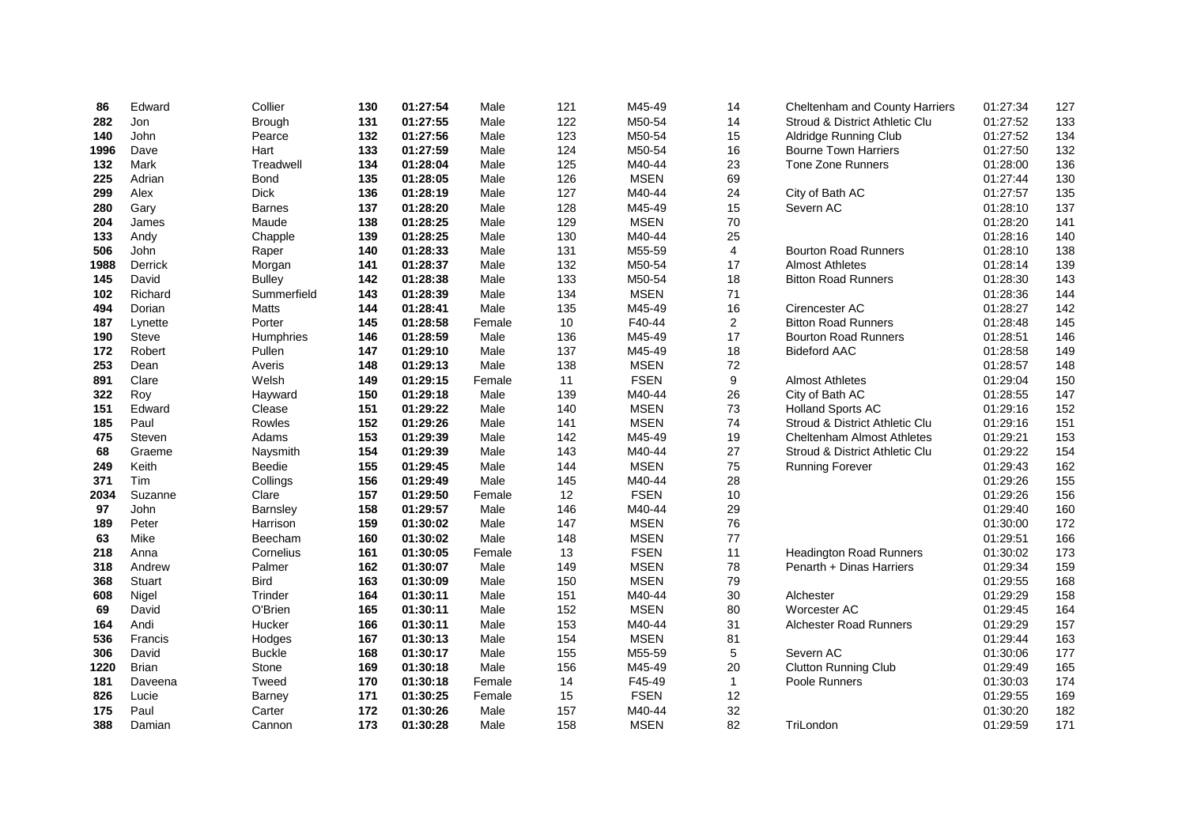| | | | | | | | | | | | |
|---|---|---|---|---|---|---|---|---|---|---|---|
| **86** | Edward | Collier | **130** | **01:27:54** | Male | 121 | M45-49 | 14 | Cheltenham and County Harriers | 01:27:34 | 127 |
| **282** | Jon | Brough | **131** | **01:27:55** | Male | 122 | M50-54 | 14 | Stroud & District Athletic Clu | 01:27:52 | 133 |
| **140** | John | Pearce | **132** | **01:27:56** | Male | 123 | M50-54 | 15 | Aldridge Running Club | 01:27:52 | 134 |
| **1996** | Dave | Hart | **133** | **01:27:59** | Male | 124 | M50-54 | 16 | Bourne Town Harriers | 01:27:50 | 132 |
| **132** | Mark | Treadwell | **134** | **01:28:04** | Male | 125 | M40-44 | 23 | Tone Zone Runners | 01:28:00 | 136 |
| **225** | Adrian | Bond | **135** | **01:28:05** | Male | 126 | MSEN | 69 | | 01:27:44 | 130 |
| **299** | Alex | Dick | **136** | **01:28:19** | Male | 127 | M40-44 | 24 | City of Bath AC | 01:27:57 | 135 |
| **280** | Gary | Barnes | **137** | **01:28:20** | Male | 128 | M45-49 | 15 | Severn AC | 01:28:10 | 137 |
| **204** | James | Maude | **138** | **01:28:25** | Male | 129 | MSEN | 70 | | 01:28:20 | 141 |
| **133** | Andy | Chapple | **139** | **01:28:25** | Male | 130 | M40-44 | 25 | | 01:28:16 | 140 |
| **506** | John | Raper | **140** | **01:28:33** | Male | 131 | M55-59 | 4 | Bourton Road Runners | 01:28:10 | 138 |
| **1988** | Derrick | Morgan | **141** | **01:28:37** | Male | 132 | M50-54 | 17 | Almost Athletes | 01:28:14 | 139 |
| **145** | David | Bulley | **142** | **01:28:38** | Male | 133 | M50-54 | 18 | Bitton Road Runners | 01:28:30 | 143 |
| **102** | Richard | Summerfield | **143** | **01:28:39** | Male | 134 | MSEN | 71 | | 01:28:36 | 144 |
| **494** | Dorian | Matts | **144** | **01:28:41** | Male | 135 | M45-49 | 16 | Cirencester AC | 01:28:27 | 142 |
| **187** | Lynette | Porter | **145** | **01:28:58** | Female | 10 | F40-44 | 2 | Bitton Road Runners | 01:28:48 | 145 |
| **190** | Steve | Humphries | **146** | **01:28:59** | Male | 136 | M45-49 | 17 | Bourton Road Runners | 01:28:51 | 146 |
| **172** | Robert | Pullen | **147** | **01:29:10** | Male | 137 | M45-49 | 18 | Bideford AAC | 01:28:58 | 149 |
| **253** | Dean | Averis | **148** | **01:29:13** | Male | 138 | MSEN | 72 | | 01:28:57 | 148 |
| **891** | Clare | Welsh | **149** | **01:29:15** | Female | 11 | FSEN | 9 | Almost Athletes | 01:29:04 | 150 |
| **322** | Roy | Hayward | **150** | **01:29:18** | Male | 139 | M40-44 | 26 | City of Bath AC | 01:28:55 | 147 |
| **151** | Edward | Clease | **151** | **01:29:22** | Male | 140 | MSEN | 73 | Holland Sports AC | 01:29:16 | 152 |
| **185** | Paul | Rowles | **152** | **01:29:26** | Male | 141 | MSEN | 74 | Stroud & District Athletic Clu | 01:29:16 | 151 |
| **475** | Steven | Adams | **153** | **01:29:39** | Male | 142 | M45-49 | 19 | Cheltenham Almost Athletes | 01:29:21 | 153 |
| **68** | Graeme | Naysmith | **154** | **01:29:39** | Male | 143 | M40-44 | 27 | Stroud & District Athletic Clu | 01:29:22 | 154 |
| **249** | Keith | Beedie | **155** | **01:29:45** | Male | 144 | MSEN | 75 | Running Forever | 01:29:43 | 162 |
| **371** | Tim | Collings | **156** | **01:29:49** | Male | 145 | M40-44 | 28 | | 01:29:26 | 155 |
| **2034** | Suzanne | Clare | **157** | **01:29:50** | Female | 12 | FSEN | 10 | | 01:29:26 | 156 |
| **97** | John | Barnsley | **158** | **01:29:57** | Male | 146 | M40-44 | 29 | | 01:29:40 | 160 |
| **189** | Peter | Harrison | **159** | **01:30:02** | Male | 147 | MSEN | 76 | | 01:30:00 | 172 |
| **63** | Mike | Beecham | **160** | **01:30:02** | Male | 148 | MSEN | 77 | | 01:29:51 | 166 |
| **218** | Anna | Cornelius | **161** | **01:30:05** | Female | 13 | FSEN | 11 | Headington Road Runners | 01:30:02 | 173 |
| **318** | Andrew | Palmer | **162** | **01:30:07** | Male | 149 | MSEN | 78 | Penarth + Dinas Harriers | 01:29:34 | 159 |
| **368** | Stuart | Bird | **163** | **01:30:09** | Male | 150 | MSEN | 79 | | 01:29:55 | 168 |
| **608** | Nigel | Trinder | **164** | **01:30:11** | Male | 151 | M40-44 | 30 | Alchester | 01:29:29 | 158 |
| **69** | David | O'Brien | **165** | **01:30:11** | Male | 152 | MSEN | 80 | Worcester AC | 01:29:45 | 164 |
| **164** | Andi | Hucker | **166** | **01:30:11** | Male | 153 | M40-44 | 31 | Alchester Road Runners | 01:29:29 | 157 |
| **536** | Francis | Hodges | **167** | **01:30:13** | Male | 154 | MSEN | 81 | | 01:29:44 | 163 |
| **306** | David | Buckle | **168** | **01:30:17** | Male | 155 | M55-59 | 5 | Severn AC | 01:30:06 | 177 |
| **1220** | Brian | Stone | **169** | **01:30:18** | Male | 156 | M45-49 | 20 | Clutton Running Club | 01:29:49 | 165 |
| **181** | Daveena | Tweed | **170** | **01:30:18** | Female | 14 | F45-49 | 1 | Poole Runners | 01:30:03 | 174 |
| **826** | Lucie | Barney | **171** | **01:30:25** | Female | 15 | FSEN | 12 | | 01:29:55 | 169 |
| **175** | Paul | Carter | **172** | **01:30:26** | Male | 157 | M40-44 | 32 | | 01:30:20 | 182 |
| **388** | Damian | Cannon | **173** | **01:30:28** | Male | 158 | MSEN | 82 | TriLondon | 01:29:59 | 171 |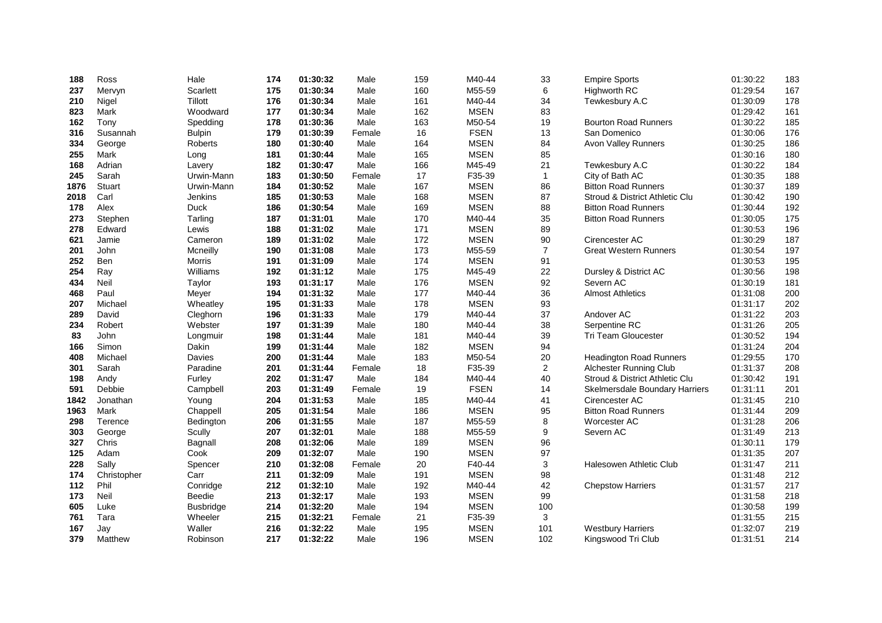| | | | | | | | | | | | |
|---|---|---|---|---|---|---|---|---|---|---|---|
| **188** | Ross | Hale | **174** | **01:30:32** | Male | 159 | M40-44 | 33 | Empire Sports | 01:30:22 | 183 |
| **237** | Mervyn | Scarlett | **175** | **01:30:34** | Male | 160 | M55-59 | 6 | Highworth RC | 01:29:54 | 167 |
| **210** | Nigel | Tillott | **176** | **01:30:34** | Male | 161 | M40-44 | 34 | Tewkesbury A.C | 01:30:09 | 178 |
| **823** | Mark | Woodward | **177** | **01:30:34** | Male | 162 | MSEN | 83 | | 01:29:42 | 161 |
| **162** | Tony | Spedding | **178** | **01:30:36** | Male | 163 | M50-54 | 19 | Bourton Road Runners | 01:30:22 | 185 |
| **316** | Susannah | Bulpin | **179** | **01:30:39** | Female | 16 | FSEN | 13 | San Domenico | 01:30:06 | 176 |
| **334** | George | Roberts | **180** | **01:30:40** | Male | 164 | MSEN | 84 | Avon Valley Runners | 01:30:25 | 186 |
| **255** | Mark | Long | **181** | **01:30:44** | Male | 165 | MSEN | 85 | | 01:30:16 | 180 |
| **168** | Adrian | Lavery | **182** | **01:30:47** | Male | 166 | M45-49 | 21 | Tewkesbury A.C | 01:30:22 | 184 |
| **245** | Sarah | Urwin-Mann | **183** | **01:30:50** | Female | 17 | F35-39 | 1 | City of Bath AC | 01:30:35 | 188 |
| **1876** | Stuart | Urwin-Mann | **184** | **01:30:52** | Male | 167 | MSEN | 86 | Bitton Road Runners | 01:30:37 | 189 |
| **2018** | Carl | Jenkins | **185** | **01:30:53** | Male | 168 | MSEN | 87 | Stroud & District Athletic Clu | 01:30:42 | 190 |
| **178** | Alex | Duck | **186** | **01:30:54** | Male | 169 | MSEN | 88 | Bitton Road Runners | 01:30:44 | 192 |
| **273** | Stephen | Tarling | **187** | **01:31:01** | Male | 170 | M40-44 | 35 | Bitton Road Runners | 01:30:05 | 175 |
| **278** | Edward | Lewis | **188** | **01:31:02** | Male | 171 | MSEN | 89 | | 01:30:53 | 196 |
| **621** | Jamie | Cameron | **189** | **01:31:02** | Male | 172 | MSEN | 90 | Cirencester AC | 01:30:29 | 187 |
| **201** | John | Mcneilly | **190** | **01:31:08** | Male | 173 | M55-59 | 7 | Great Western Runners | 01:30:54 | 197 |
| **252** | Ben | Morris | **191** | **01:31:09** | Male | 174 | MSEN | 91 | | 01:30:53 | 195 |
| **254** | Ray | Williams | **192** | **01:31:12** | Male | 175 | M45-49 | 22 | Dursley & District AC | 01:30:56 | 198 |
| **434** | Neil | Taylor | **193** | **01:31:17** | Male | 176 | MSEN | 92 | Severn AC | 01:30:19 | 181 |
| **468** | Paul | Meyer | **194** | **01:31:32** | Male | 177 | M40-44 | 36 | Almost Athletics | 01:31:08 | 200 |
| **207** | Michael | Wheatley | **195** | **01:31:33** | Male | 178 | MSEN | 93 | | 01:31:17 | 202 |
| **289** | David | Cleghorn | **196** | **01:31:33** | Male | 179 | M40-44 | 37 | Andover AC | 01:31:22 | 203 |
| **234** | Robert | Webster | **197** | **01:31:39** | Male | 180 | M40-44 | 38 | Serpentine RC | 01:31:26 | 205 |
| **83** | John | Longmuir | **198** | **01:31:44** | Male | 181 | M40-44 | 39 | Tri Team Gloucester | 01:30:52 | 194 |
| **166** | Simon | Dakin | **199** | **01:31:44** | Male | 182 | MSEN | 94 | | 01:31:24 | 204 |
| **408** | Michael | Davies | **200** | **01:31:44** | Male | 183 | M50-54 | 20 | Headington Road Runners | 01:29:55 | 170 |
| **301** | Sarah | Paradine | **201** | **01:31:44** | Female | 18 | F35-39 | 2 | Alchester Running Club | 01:31:37 | 208 |
| **198** | Andy | Furley | **202** | **01:31:47** | Male | 184 | M40-44 | 40 | Stroud & District Athletic Clu | 01:30:42 | 191 |
| **591** | Debbie | Campbell | **203** | **01:31:49** | Female | 19 | FSEN | 14 | Skelmersdale Boundary Harriers | 01:31:11 | 201 |
| **1842** | Jonathan | Young | **204** | **01:31:53** | Male | 185 | M40-44 | 41 | Cirencester AC | 01:31:45 | 210 |
| **1963** | Mark | Chappell | **205** | **01:31:54** | Male | 186 | MSEN | 95 | Bitton Road Runners | 01:31:44 | 209 |
| **298** | Terence | Bedington | **206** | **01:31:55** | Male | 187 | M55-59 | 8 | Worcester AC | 01:31:28 | 206 |
| **303** | George | Scully | **207** | **01:32:01** | Male | 188 | M55-59 | 9 | Severn AC | 01:31:49 | 213 |
| **327** | Chris | Bagnall | **208** | **01:32:06** | Male | 189 | MSEN | 96 | | 01:30:11 | 179 |
| **125** | Adam | Cook | **209** | **01:32:07** | Male | 190 | MSEN | 97 | | 01:31:35 | 207 |
| **228** | Sally | Spencer | **210** | **01:32:08** | Female | 20 | F40-44 | 3 | Halesowen Athletic Club | 01:31:47 | 211 |
| **174** | Christopher | Carr | **211** | **01:32:09** | Male | 191 | MSEN | 98 | | 01:31:48 | 212 |
| **112** | Phil | Conridge | **212** | **01:32:10** | Male | 192 | M40-44 | 42 | Chepstow Harriers | 01:31:57 | 217 |
| **173** | Neil | Beedie | **213** | **01:32:17** | Male | 193 | MSEN | 99 | | 01:31:58 | 218 |
| **605** | Luke | Busbridge | **214** | **01:32:20** | Male | 194 | MSEN | 100 | | 01:30:58 | 199 |
| **761** | Tara | Wheeler | **215** | **01:32:21** | Female | 21 | F35-39 | 3 | | 01:31:55 | 215 |
| **167** | Jay | Waller | **216** | **01:32:22** | Male | 195 | MSEN | 101 | Westbury Harriers | 01:32:07 | 219 |
| **379** | Matthew | Robinson | **217** | **01:32:22** | Male | 196 | MSEN | 102 | Kingswood Tri Club | 01:31:51 | 214 |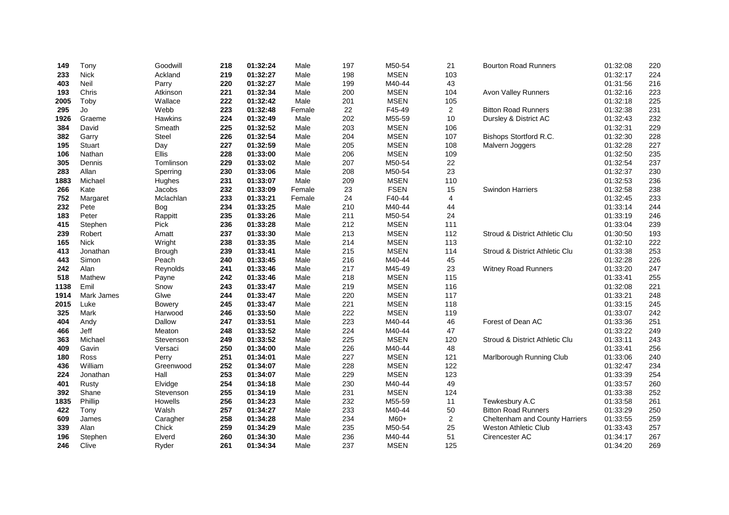| | | | | | | | | | | | |
|---|---|---|---|---|---|---|---|---|---|---|---|
| **149** | Tony | Goodwill | **218** | **01:32:24** | Male | 197 | M50-54 | 21 | Bourton Road Runners | 01:32:08 | 220 |
| **233** | Nick | Ackland | **219** | **01:32:27** | Male | 198 | MSEN | 103 | | 01:32:17 | 224 |
| **403** | Neil | Parry | **220** | **01:32:27** | Male | 199 | M40-44 | 43 | | 01:31:56 | 216 |
| **193** | Chris | Atkinson | **221** | **01:32:34** | Male | 200 | MSEN | 104 | Avon Valley Runners | 01:32:16 | 223 |
| **2005** | Toby | Wallace | **222** | **01:32:42** | Male | 201 | MSEN | 105 | | 01:32:18 | 225 |
| **295** | Jo | Webb | **223** | **01:32:48** | Female | 22 | F45-49 | 2 | Bitton Road Runners | 01:32:38 | 231 |
| **1926** | Graeme | Hawkins | **224** | **01:32:49** | Male | 202 | M55-59 | 10 | Dursley & District AC | 01:32:43 | 232 |
| **384** | David | Smeath | **225** | **01:32:52** | Male | 203 | MSEN | 106 | | 01:32:31 | 229 |
| **382** | Garry | Steel | **226** | **01:32:54** | Male | 204 | MSEN | 107 | Bishops Stortford R.C. | 01:32:30 | 228 |
| **195** | Stuart | Day | **227** | **01:32:59** | Male | 205 | MSEN | 108 | Malvern Joggers | 01:32:28 | 227 |
| **106** | Nathan | Ellis | **228** | **01:33:00** | Male | 206 | MSEN | 109 | | 01:32:50 | 235 |
| **305** | Dennis | Tomlinson | **229** | **01:33:02** | Male | 207 | M50-54 | 22 | | 01:32:54 | 237 |
| **283** | Allan | Sperring | **230** | **01:33:06** | Male | 208 | M50-54 | 23 | | 01:32:37 | 230 |
| **1883** | Michael | Hughes | **231** | **01:33:07** | Male | 209 | MSEN | 110 | | 01:32:53 | 236 |
| **266** | Kate | Jacobs | **232** | **01:33:09** | Female | 23 | FSEN | 15 | Swindon Harriers | 01:32:58 | 238 |
| **752** | Margaret | Mclachlan | **233** | **01:33:21** | Female | 24 | F40-44 | 4 | | 01:32:45 | 233 |
| **232** | Pete | Bog | **234** | **01:33:25** | Male | 210 | M40-44 | 44 | | 01:33:14 | 244 |
| **183** | Peter | Rappitt | **235** | **01:33:26** | Male | 211 | M50-54 | 24 | | 01:33:19 | 246 |
| **415** | Stephen | Pick | **236** | **01:33:28** | Male | 212 | MSEN | 111 | | 01:33:04 | 239 |
| **239** | Robert | Amatt | **237** | **01:33:30** | Male | 213 | MSEN | 112 | Stroud & District Athletic Clu | 01:30:50 | 193 |
| **165** | Nick | Wright | **238** | **01:33:35** | Male | 214 | MSEN | 113 | | 01:32:10 | 222 |
| **413** | Jonathan | Brough | **239** | **01:33:41** | Male | 215 | MSEN | 114 | Stroud & District Athletic Clu | 01:33:38 | 253 |
| **443** | Simon | Peach | **240** | **01:33:45** | Male | 216 | M40-44 | 45 | | 01:32:28 | 226 |
| **242** | Alan | Reynolds | **241** | **01:33:46** | Male | 217 | M45-49 | 23 | Witney Road Runners | 01:33:20 | 247 |
| **518** | Mathew | Payne | **242** | **01:33:46** | Male | 218 | MSEN | 115 | | 01:33:41 | 255 |
| **1138** | Emil | Snow | **243** | **01:33:47** | Male | 219 | MSEN | 116 | | 01:32:08 | 221 |
| **1914** | Mark James | Glwe | **244** | **01:33:47** | Male | 220 | MSEN | 117 | | 01:33:21 | 248 |
| **2015** | Luke | Bowery | **245** | **01:33:47** | Male | 221 | MSEN | 118 | | 01:33:15 | 245 |
| **325** | Mark | Harwood | **246** | **01:33:50** | Male | 222 | MSEN | 119 | | 01:33:07 | 242 |
| **404** | Andy | Dallow | **247** | **01:33:51** | Male | 223 | M40-44 | 46 | Forest of Dean AC | 01:33:36 | 251 |
| **466** | Jeff | Meaton | **248** | **01:33:52** | Male | 224 | M40-44 | 47 | | 01:33:22 | 249 |
| **363** | Michael | Stevenson | **249** | **01:33:52** | Male | 225 | MSEN | 120 | Stroud & District Athletic Clu | 01:33:11 | 243 |
| **409** | Gavin | Versaci | **250** | **01:34:00** | Male | 226 | M40-44 | 48 | | 01:33:41 | 256 |
| **180** | Ross | Perry | **251** | **01:34:01** | Male | 227 | MSEN | 121 | Marlborough Running Club | 01:33:06 | 240 |
| **436** | William | Greenwood | **252** | **01:34:07** | Male | 228 | MSEN | 122 | | 01:32:47 | 234 |
| **224** | Jonathan | Hall | **253** | **01:34:07** | Male | 229 | MSEN | 123 | | 01:33:39 | 254 |
| **401** | Rusty | Elvidge | **254** | **01:34:18** | Male | 230 | M40-44 | 49 | | 01:33:57 | 260 |
| **392** | Shane | Stevenson | **255** | **01:34:19** | Male | 231 | MSEN | 124 | | 01:33:38 | 252 |
| **1835** | Phillip | Howells | **256** | **01:34:23** | Male | 232 | M55-59 | 11 | Tewkesbury A.C | 01:33:58 | 261 |
| **422** | Tony | Walsh | **257** | **01:34:27** | Male | 233 | M40-44 | 50 | Bitton Road Runners | 01:33:29 | 250 |
| **609** | James | Caragher | **258** | **01:34:28** | Male | 234 | M60+ | 2 | Cheltenham and County Harriers | 01:33:55 | 259 |
| **339** | Alan | Chick | **259** | **01:34:29** | Male | 235 | M50-54 | 25 | Weston Athletic Club | 01:33:43 | 257 |
| **196** | Stephen | Elverd | **260** | **01:34:30** | Male | 236 | M40-44 | 51 | Cirencester AC | 01:34:17 | 267 |
| **246** | Clive | Ryder | **261** | **01:34:34** | Male | 237 | MSEN | 125 | | 01:34:20 | 269 |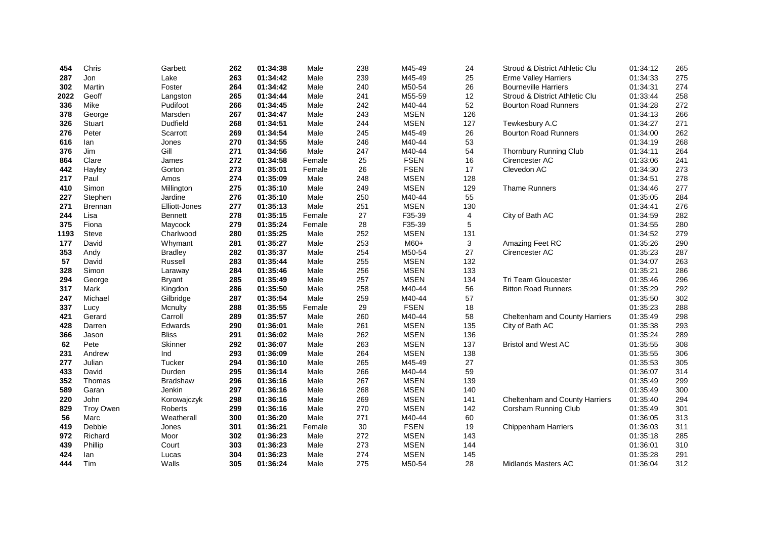| | | | | | | | | | | | |
|---|---|---|---|---|---|---|---|---|---|---|---|
| **454** | Chris | Garbett | **262** | **01:34:38** | Male | 238 | M45-49 | 24 | Stroud & District Athletic Clu | 01:34:12 | 265 |
| **287** | Jon | Lake | **263** | **01:34:42** | Male | 239 | M45-49 | 25 | Erme Valley Harriers | 01:34:33 | 275 |
| **302** | Martin | Foster | **264** | **01:34:42** | Male | 240 | M50-54 | 26 | Bourneville Harriers | 01:34:31 | 274 |
| **2022** | Geoff | Langston | **265** | **01:34:44** | Male | 241 | M55-59 | 12 | Stroud & District Athletic Clu | 01:33:44 | 258 |
| **336** | Mike | Pudifoot | **266** | **01:34:45** | Male | 242 | M40-44 | 52 | Bourton Road Runners | 01:34:28 | 272 |
| **378** | George | Marsden | **267** | **01:34:47** | Male | 243 | MSEN | 126 | | 01:34:13 | 266 |
| **326** | Stuart | Dudfield | **268** | **01:34:51** | Male | 244 | MSEN | 127 | Tewkesbury A.C | 01:34:27 | 271 |
| **276** | Peter | Scarrott | **269** | **01:34:54** | Male | 245 | M45-49 | 26 | Bourton Road Runners | 01:34:00 | 262 |
| **616** | Ian | Jones | **270** | **01:34:55** | Male | 246 | M40-44 | 53 | | 01:34:19 | 268 |
| **376** | Jim | Gill | **271** | **01:34:56** | Male | 247 | M40-44 | 54 | Thornbury Running Club | 01:34:11 | 264 |
| **864** | Clare | James | **272** | **01:34:58** | Female | 25 | FSEN | 16 | Cirencester AC | 01:33:06 | 241 |
| **442** | Hayley | Gorton | **273** | **01:35:01** | Female | 26 | FSEN | 17 | Clevedon AC | 01:34:30 | 273 |
| **217** | Paul | Amos | **274** | **01:35:09** | Male | 248 | MSEN | 128 | | 01:34:51 | 278 |
| **410** | Simon | Millington | **275** | **01:35:10** | Male | 249 | MSEN | 129 | Thame Runners | 01:34:46 | 277 |
| **227** | Stephen | Jardine | **276** | **01:35:10** | Male | 250 | M40-44 | 55 | | 01:35:05 | 284 |
| **271** | Brennan | Elliott-Jones | **277** | **01:35:13** | Male | 251 | MSEN | 130 | | 01:34:41 | 276 |
| **244** | Lisa | Bennett | **278** | **01:35:15** | Female | 27 | F35-39 | 4 | City of Bath AC | 01:34:59 | 282 |
| **375** | Fiona | Maycock | **279** | **01:35:24** | Female | 28 | F35-39 | 5 | | 01:34:55 | 280 |
| **1193** | Steve | Charlwood | **280** | **01:35:25** | Male | 252 | MSEN | 131 | | 01:34:52 | 279 |
| **177** | David | Whymant | **281** | **01:35:27** | Male | 253 | M60+ | 3 | Amazing Feet RC | 01:35:26 | 290 |
| **353** | Andy | Bradley | **282** | **01:35:37** | Male | 254 | M50-54 | 27 | Cirencester AC | 01:35:23 | 287 |
| **57** | David | Russell | **283** | **01:35:44** | Male | 255 | MSEN | 132 | | 01:34:07 | 263 |
| **328** | Simon | Laraway | **284** | **01:35:46** | Male | 256 | MSEN | 133 | | 01:35:21 | 286 |
| **294** | George | Bryant | **285** | **01:35:49** | Male | 257 | MSEN | 134 | Tri Team Gloucester | 01:35:46 | 296 |
| **317** | Mark | Kingdon | **286** | **01:35:50** | Male | 258 | M40-44 | 56 | Bitton Road Runners | 01:35:29 | 292 |
| **247** | Michael | Gilbridge | **287** | **01:35:54** | Male | 259 | M40-44 | 57 | | 01:35:50 | 302 |
| **337** | Lucy | Mcnulty | **288** | **01:35:55** | Female | 29 | FSEN | 18 | | 01:35:23 | 288 |
| **421** | Gerard | Carroll | **289** | **01:35:57** | Male | 260 | M40-44 | 58 | Cheltenham and County Harriers | 01:35:49 | 298 |
| **428** | Darren | Edwards | **290** | **01:36:01** | Male | 261 | MSEN | 135 | City of Bath AC | 01:35:38 | 293 |
| **366** | Jason | Bliss | **291** | **01:36:02** | Male | 262 | MSEN | 136 | | 01:35:24 | 289 |
| **62** | Pete | Skinner | **292** | **01:36:07** | Male | 263 | MSEN | 137 | Bristol and West AC | 01:35:55 | 308 |
| **231** | Andrew | Ind | **293** | **01:36:09** | Male | 264 | MSEN | 138 | | 01:35:55 | 306 |
| **277** | Julian | Tucker | **294** | **01:36:10** | Male | 265 | M45-49 | 27 | | 01:35:53 | 305 |
| **433** | David | Durden | **295** | **01:36:14** | Male | 266 | M40-44 | 59 | | 01:36:07 | 314 |
| **352** | Thomas | Bradshaw | **296** | **01:36:16** | Male | 267 | MSEN | 139 | | 01:35:49 | 299 |
| **589** | Garan | Jenkin | **297** | **01:36:16** | Male | 268 | MSEN | 140 | | 01:35:49 | 300 |
| **220** | John | Korowajczyk | **298** | **01:36:16** | Male | 269 | MSEN | 141 | Cheltenham and County Harriers | 01:35:40 | 294 |
| **829** | Troy Owen | Roberts | **299** | **01:36:16** | Male | 270 | MSEN | 142 | Corsham Running Club | 01:35:49 | 301 |
| **56** | Marc | Weatherall | **300** | **01:36:20** | Male | 271 | M40-44 | 60 | | 01:36:05 | 313 |
| **419** | Debbie | Jones | **301** | **01:36:21** | Female | 30 | FSEN | 19 | Chippenham Harriers | 01:36:03 | 311 |
| **972** | Richard | Moor | **302** | **01:36:23** | Male | 272 | MSEN | 143 | | 01:35:18 | 285 |
| **439** | Phillip | Court | **303** | **01:36:23** | Male | 273 | MSEN | 144 | | 01:36:01 | 310 |
| **424** | Ian | Lucas | **304** | **01:36:23** | Male | 274 | MSEN | 145 | | 01:35:28 | 291 |
| **444** | Tim | Walls | **305** | **01:36:24** | Male | 275 | M50-54 | 28 | Midlands Masters AC | 01:36:04 | 312 |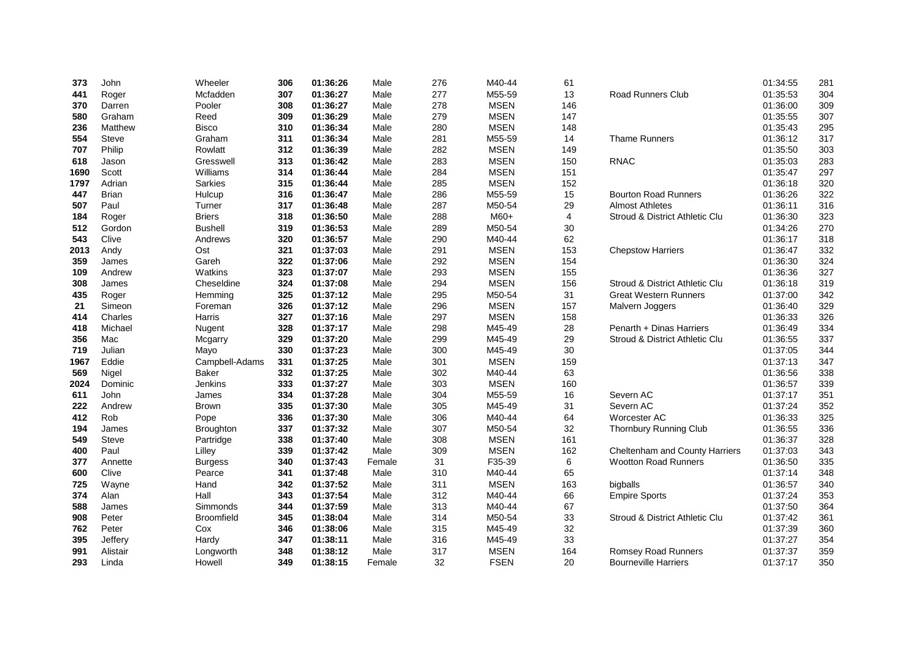| | | | | | | | | | | | |
|---|---|---|---|---|---|---|---|---|---|---|---|
| **373** | John | Wheeler | **306** | **01:36:26** | Male | 276 | M40-44 | 61 | | 01:34:55 | 281 |
| **441** | Roger | Mcfadden | **307** | **01:36:27** | Male | 277 | M55-59 | 13 | Road Runners Club | 01:35:53 | 304 |
| **370** | Darren | Pooler | **308** | **01:36:27** | Male | 278 | MSEN | 146 | | 01:36:00 | 309 |
| **580** | Graham | Reed | **309** | **01:36:29** | Male | 279 | MSEN | 147 | | 01:35:55 | 307 |
| **236** | Matthew | Bisco | **310** | **01:36:34** | Male | 280 | MSEN | 148 | | 01:35:43 | 295 |
| **554** | Steve | Graham | **311** | **01:36:34** | Male | 281 | M55-59 | 14 | Thame Runners | 01:36:12 | 317 |
| **707** | Philip | Rowlatt | **312** | **01:36:39** | Male | 282 | MSEN | 149 | | 01:35:50 | 303 |
| **618** | Jason | Gresswell | **313** | **01:36:42** | Male | 283 | MSEN | 150 | RNAC | 01:35:03 | 283 |
| **1690** | Scott | Williams | **314** | **01:36:44** | Male | 284 | MSEN | 151 | | 01:35:47 | 297 |
| **1797** | Adrian | Sarkies | **315** | **01:36:44** | Male | 285 | MSEN | 152 | | 01:36:18 | 320 |
| **447** | Brian | Hulcup | **316** | **01:36:47** | Male | 286 | M55-59 | 15 | Bourton Road Runners | 01:36:26 | 322 |
| **507** | Paul | Turner | **317** | **01:36:48** | Male | 287 | M50-54 | 29 | Almost Athletes | 01:36:11 | 316 |
| **184** | Roger | Briers | **318** | **01:36:50** | Male | 288 | M60+ | 4 | Stroud & District Athletic Clu | 01:36:30 | 323 |
| **512** | Gordon | Bushell | **319** | **01:36:53** | Male | 289 | M50-54 | 30 | | 01:34:26 | 270 |
| **543** | Clive | Andrews | **320** | **01:36:57** | Male | 290 | M40-44 | 62 | | 01:36:17 | 318 |
| **2013** | Andy | Ost | **321** | **01:37:03** | Male | 291 | MSEN | 153 | Chepstow Harriers | 01:36:47 | 332 |
| **359** | James | Gareh | **322** | **01:37:06** | Male | 292 | MSEN | 154 | | 01:36:30 | 324 |
| **109** | Andrew | Watkins | **323** | **01:37:07** | Male | 293 | MSEN | 155 | | 01:36:36 | 327 |
| **308** | James | Cheseldine | **324** | **01:37:08** | Male | 294 | MSEN | 156 | Stroud & District Athletic Clu | 01:36:18 | 319 |
| **435** | Roger | Hemming | **325** | **01:37:12** | Male | 295 | M50-54 | 31 | Great Western Runners | 01:37:00 | 342 |
| **21** | Simeon | Foreman | **326** | **01:37:12** | Male | 296 | MSEN | 157 | Malvern Joggers | 01:36:40 | 329 |
| **414** | Charles | Harris | **327** | **01:37:16** | Male | 297 | MSEN | 158 | | 01:36:33 | 326 |
| **418** | Michael | Nugent | **328** | **01:37:17** | Male | 298 | M45-49 | 28 | Penarth + Dinas Harriers | 01:36:49 | 334 |
| **356** | Mac | Mcgarry | **329** | **01:37:20** | Male | 299 | M45-49 | 29 | Stroud & District Athletic Clu | 01:36:55 | 337 |
| **719** | Julian | Mayo | **330** | **01:37:23** | Male | 300 | M45-49 | 30 | | 01:37:05 | 344 |
| **1967** | Eddie | Campbell-Adams | **331** | **01:37:25** | Male | 301 | MSEN | 159 | | 01:37:13 | 347 |
| **569** | Nigel | Baker | **332** | **01:37:25** | Male | 302 | M40-44 | 63 | | 01:36:56 | 338 |
| **2024** | Dominic | Jenkins | **333** | **01:37:27** | Male | 303 | MSEN | 160 | | 01:36:57 | 339 |
| **611** | John | James | **334** | **01:37:28** | Male | 304 | M55-59 | 16 | Severn AC | 01:37:17 | 351 |
| **222** | Andrew | Brown | **335** | **01:37:30** | Male | 305 | M45-49 | 31 | Severn AC | 01:37:24 | 352 |
| **412** | Rob | Pope | **336** | **01:37:30** | Male | 306 | M40-44 | 64 | Worcester AC | 01:36:33 | 325 |
| **194** | James | Broughton | **337** | **01:37:32** | Male | 307 | M50-54 | 32 | Thornbury Running Club | 01:36:55 | 336 |
| **549** | Steve | Partridge | **338** | **01:37:40** | Male | 308 | MSEN | 161 | | 01:36:37 | 328 |
| **400** | Paul | Lilley | **339** | **01:37:42** | Male | 309 | MSEN | 162 | Cheltenham and County Harriers | 01:37:03 | 343 |
| **377** | Annette | Burgess | **340** | **01:37:43** | Female | 31 | F35-39 | 6 | Wootton Road Runners | 01:36:50 | 335 |
| **600** | Clive | Pearce | **341** | **01:37:48** | Male | 310 | M40-44 | 65 | | 01:37:14 | 348 |
| **725** | Wayne | Hand | **342** | **01:37:52** | Male | 311 | MSEN | 163 | bigballs | 01:36:57 | 340 |
| **374** | Alan | Hall | **343** | **01:37:54** | Male | 312 | M40-44 | 66 | Empire Sports | 01:37:24 | 353 |
| **588** | James | Simmonds | **344** | **01:37:59** | Male | 313 | M40-44 | 67 | | 01:37:50 | 364 |
| **908** | Peter | Broomfield | **345** | **01:38:04** | Male | 314 | M50-54 | 33 | Stroud & District Athletic Clu | 01:37:42 | 361 |
| **762** | Peter | Cox | **346** | **01:38:06** | Male | 315 | M45-49 | 32 | | 01:37:39 | 360 |
| **395** | Jeffery | Hardy | **347** | **01:38:11** | Male | 316 | M45-49 | 33 | | 01:37:27 | 354 |
| **991** | Alistair | Longworth | **348** | **01:38:12** | Male | 317 | MSEN | 164 | Romsey Road Runners | 01:37:37 | 359 |
| **293** | Linda | Howell | **349** | **01:38:15** | Female | 32 | FSEN | 20 | Bourneville Harriers | 01:37:17 | 350 |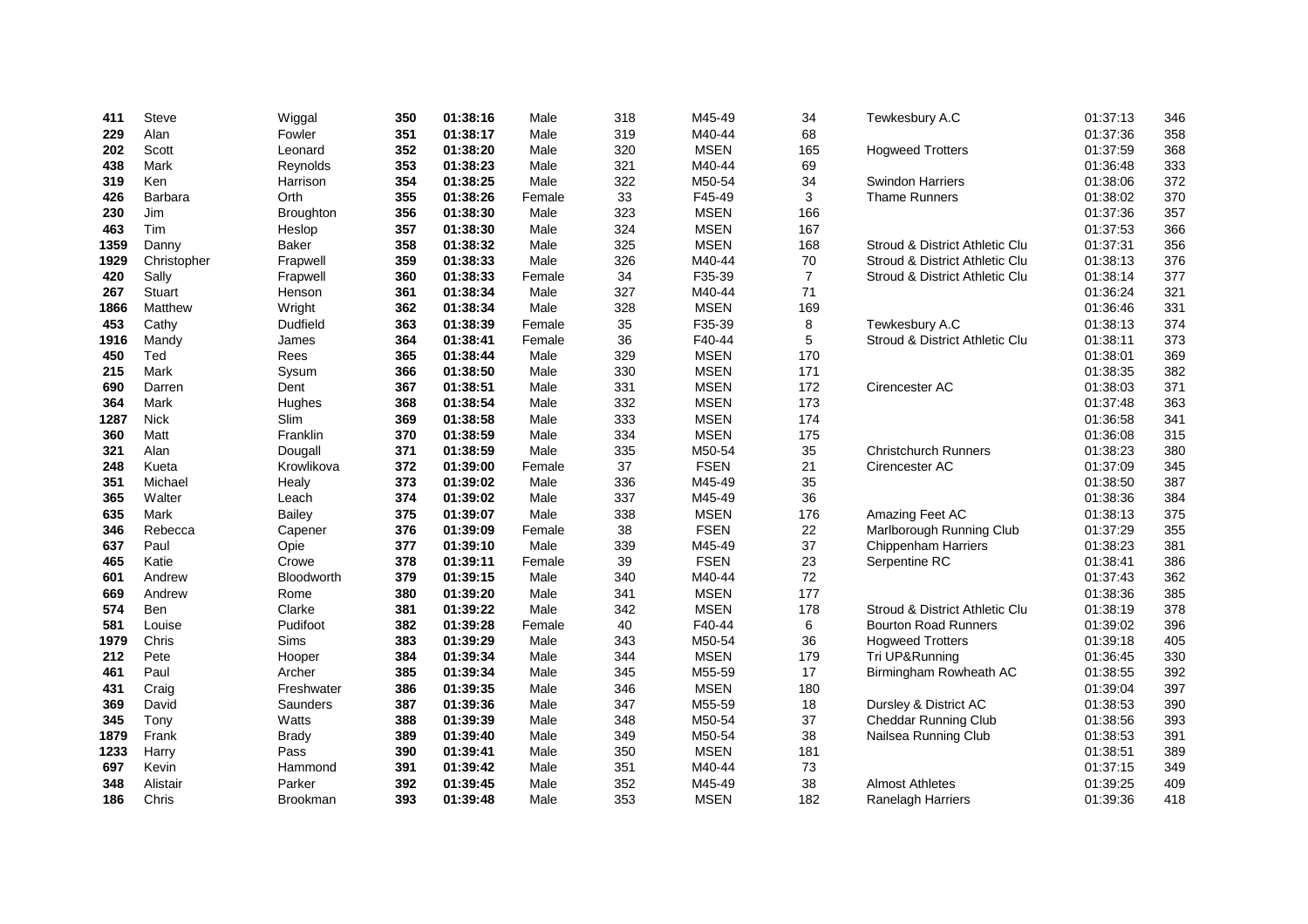| | | | | | | | | | | | |
|---|---|---|---|---|---|---|---|---|---|---|---|
| **411** | Steve | Wiggal | **350** | **01:38:16** | Male | 318 | M45-49 | 34 | Tewkesbury A.C | 01:37:13 | 346 |
| **229** | Alan | Fowler | **351** | **01:38:17** | Male | 319 | M40-44 | 68 | | 01:37:36 | 358 |
| **202** | Scott | Leonard | **352** | **01:38:20** | Male | 320 | MSEN | 165 | Hogweed Trotters | 01:37:59 | 368 |
| **438** | Mark | Reynolds | **353** | **01:38:23** | Male | 321 | M40-44 | 69 | | 01:36:48 | 333 |
| **319** | Ken | Harrison | **354** | **01:38:25** | Male | 322 | M50-54 | 34 | Swindon Harriers | 01:38:06 | 372 |
| **426** | Barbara | Orth | **355** | **01:38:26** | Female | 33 | F45-49 | 3 | Thame Runners | 01:38:02 | 370 |
| **230** | Jim | Broughton | **356** | **01:38:30** | Male | 323 | MSEN | 166 | | 01:37:36 | 357 |
| **463** | Tim | Heslop | **357** | **01:38:30** | Male | 324 | MSEN | 167 | | 01:37:53 | 366 |
| **1359** | Danny | Baker | **358** | **01:38:32** | Male | 325 | MSEN | 168 | Stroud & District Athletic Clu | 01:37:31 | 356 |
| **1929** | Christopher | Frapwell | **359** | **01:38:33** | Male | 326 | M40-44 | 70 | Stroud & District Athletic Clu | 01:38:13 | 376 |
| **420** | Sally | Frapwell | **360** | **01:38:33** | Female | 34 | F35-39 | 7 | Stroud & District Athletic Clu | 01:38:14 | 377 |
| **267** | Stuart | Henson | **361** | **01:38:34** | Male | 327 | M40-44 | 71 | | 01:36:24 | 321 |
| **1866** | Matthew | Wright | **362** | **01:38:34** | Male | 328 | MSEN | 169 | | 01:36:46 | 331 |
| **453** | Cathy | Dudfield | **363** | **01:38:39** | Female | 35 | F35-39 | 8 | Tewkesbury A.C | 01:38:13 | 374 |
| **1916** | Mandy | James | **364** | **01:38:41** | Female | 36 | F40-44 | 5 | Stroud & District Athletic Clu | 01:38:11 | 373 |
| **450** | Ted | Rees | **365** | **01:38:44** | Male | 329 | MSEN | 170 | | 01:38:01 | 369 |
| **215** | Mark | Sysum | **366** | **01:38:50** | Male | 330 | MSEN | 171 | | 01:38:35 | 382 |
| **690** | Darren | Dent | **367** | **01:38:51** | Male | 331 | MSEN | 172 | Cirencester AC | 01:38:03 | 371 |
| **364** | Mark | Hughes | **368** | **01:38:54** | Male | 332 | MSEN | 173 | | 01:37:48 | 363 |
| **1287** | Nick | Slim | **369** | **01:38:58** | Male | 333 | MSEN | 174 | | 01:36:58 | 341 |
| **360** | Matt | Franklin | **370** | **01:38:59** | Male | 334 | MSEN | 175 | | 01:36:08 | 315 |
| **321** | Alan | Dougall | **371** | **01:38:59** | Male | 335 | M50-54 | 35 | Christchurch Runners | 01:38:23 | 380 |
| **248** | Kueta | Krowlikova | **372** | **01:39:00** | Female | 37 | FSEN | 21 | Cirencester AC | 01:37:09 | 345 |
| **351** | Michael | Healy | **373** | **01:39:02** | Male | 336 | M45-49 | 35 | | 01:38:50 | 387 |
| **365** | Walter | Leach | **374** | **01:39:02** | Male | 337 | M45-49 | 36 | | 01:38:36 | 384 |
| **635** | Mark | Bailey | **375** | **01:39:07** | Male | 338 | MSEN | 176 | Amazing Feet AC | 01:38:13 | 375 |
| **346** | Rebecca | Capener | **376** | **01:39:09** | Female | 38 | FSEN | 22 | Marlborough Running Club | 01:37:29 | 355 |
| **637** | Paul | Opie | **377** | **01:39:10** | Male | 339 | M45-49 | 37 | Chippenham Harriers | 01:38:23 | 381 |
| **465** | Katie | Crowe | **378** | **01:39:11** | Female | 39 | FSEN | 23 | Serpentine RC | 01:38:41 | 386 |
| **601** | Andrew | Bloodworth | **379** | **01:39:15** | Male | 340 | M40-44 | 72 | | 01:37:43 | 362 |
| **669** | Andrew | Rome | **380** | **01:39:20** | Male | 341 | MSEN | 177 | | 01:38:36 | 385 |
| **574** | Ben | Clarke | **381** | **01:39:22** | Male | 342 | MSEN | 178 | Stroud & District Athletic Clu | 01:38:19 | 378 |
| **581** | Louise | Pudifoot | **382** | **01:39:28** | Female | 40 | F40-44 | 6 | Bourton Road Runners | 01:39:02 | 396 |
| **1979** | Chris | Sims | **383** | **01:39:29** | Male | 343 | M50-54 | 36 | Hogweed Trotters | 01:39:18 | 405 |
| **212** | Pete | Hooper | **384** | **01:39:34** | Male | 344 | MSEN | 179 | Tri UP&Running | 01:36:45 | 330 |
| **461** | Paul | Archer | **385** | **01:39:34** | Male | 345 | M55-59 | 17 | Birmingham Rowheath AC | 01:38:55 | 392 |
| **431** | Craig | Freshwater | **386** | **01:39:35** | Male | 346 | MSEN | 180 | | 01:39:04 | 397 |
| **369** | David | Saunders | **387** | **01:39:36** | Male | 347 | M55-59 | 18 | Dursley & District AC | 01:38:53 | 390 |
| **345** | Tony | Watts | **388** | **01:39:39** | Male | 348 | M50-54 | 37 | Cheddar Running Club | 01:38:56 | 393 |
| **1879** | Frank | Brady | **389** | **01:39:40** | Male | 349 | M50-54 | 38 | Nailsea Running Club | 01:38:53 | 391 |
| **1233** | Harry | Pass | **390** | **01:39:41** | Male | 350 | MSEN | 181 | | 01:38:51 | 389 |
| **697** | Kevin | Hammond | **391** | **01:39:42** | Male | 351 | M40-44 | 73 | | 01:37:15 | 349 |
| **348** | Alistair | Parker | **392** | **01:39:45** | Male | 352 | M45-49 | 38 | Almost Athletes | 01:39:25 | 409 |
| **186** | Chris | Brookman | **393** | **01:39:48** | Male | 353 | MSEN | 182 | Ranelagh Harriers | 01:39:36 | 418 |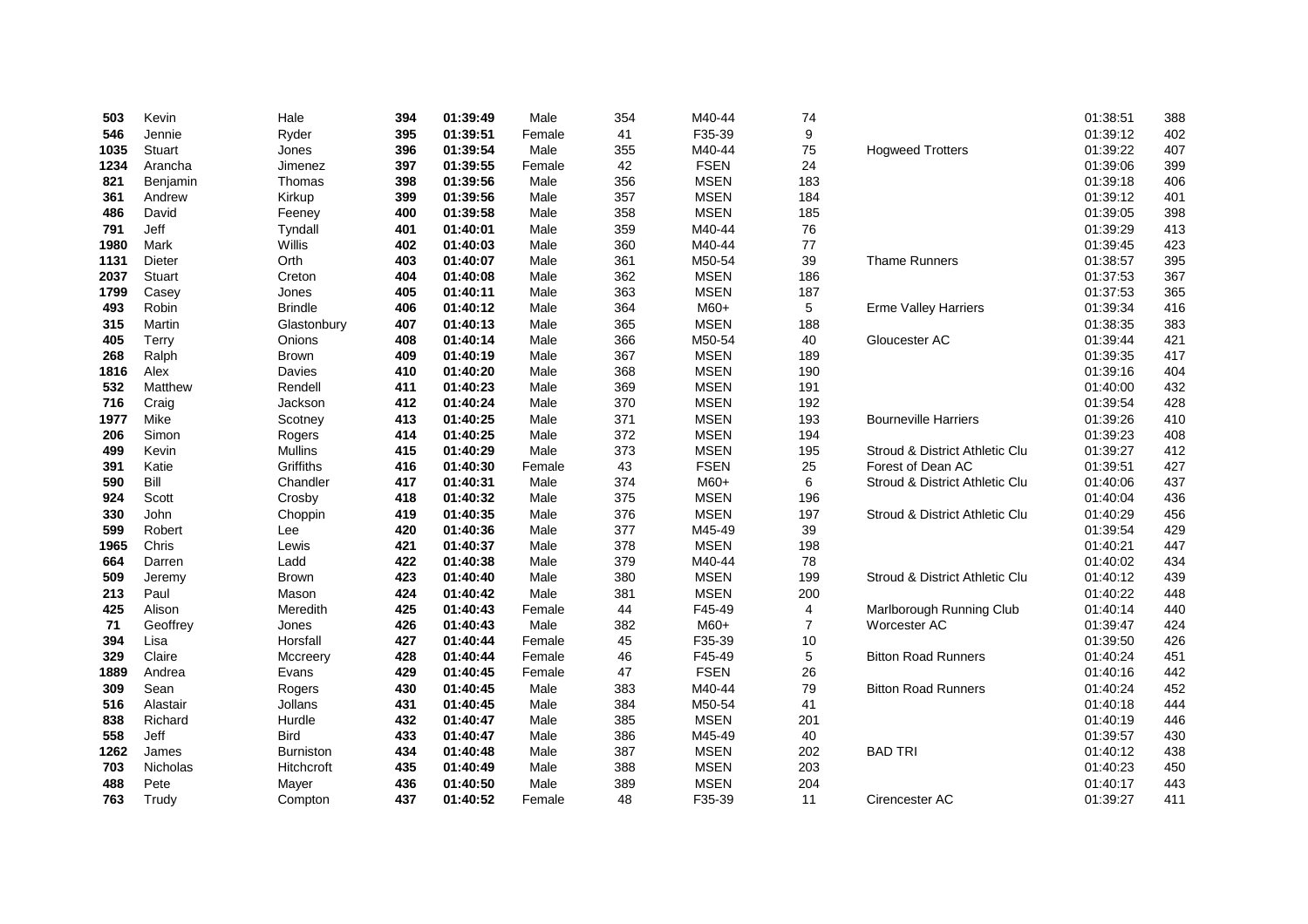| | | | | | | | | | | | |
|---|---|---|---|---|---|---|---|---|---|---|---|
| **503** | Kevin | Hale | **394** | **01:39:49** | Male | 354 | M40-44 | 74 | | 01:38:51 | 388 |
| **546** | Jennie | Ryder | **395** | **01:39:51** | Female | 41 | F35-39 | 9 | | 01:39:12 | 402 |
| **1035** | Stuart | Jones | **396** | **01:39:54** | Male | 355 | M40-44 | 75 | Hogweed Trotters | 01:39:22 | 407 |
| **1234** | Arancha | Jimenez | **397** | **01:39:55** | Female | 42 | FSEN | 24 | | 01:39:06 | 399 |
| **821** | Benjamin | Thomas | **398** | **01:39:56** | Male | 356 | MSEN | 183 | | 01:39:18 | 406 |
| **361** | Andrew | Kirkup | **399** | **01:39:56** | Male | 357 | MSEN | 184 | | 01:39:12 | 401 |
| **486** | David | Feeney | **400** | **01:39:58** | Male | 358 | MSEN | 185 | | 01:39:05 | 398 |
| **791** | Jeff | Tyndall | **401** | **01:40:01** | Male | 359 | M40-44 | 76 | | 01:39:29 | 413 |
| **1980** | Mark | Willis | **402** | **01:40:03** | Male | 360 | M40-44 | 77 | | 01:39:45 | 423 |
| **1131** | Dieter | Orth | **403** | **01:40:07** | Male | 361 | M50-54 | 39 | Thame Runners | 01:38:57 | 395 |
| **2037** | Stuart | Creton | **404** | **01:40:08** | Male | 362 | MSEN | 186 | | 01:37:53 | 367 |
| **1799** | Casey | Jones | **405** | **01:40:11** | Male | 363 | MSEN | 187 | | 01:37:53 | 365 |
| **493** | Robin | Brindle | **406** | **01:40:12** | Male | 364 | M60+ | 5 | Erme Valley Harriers | 01:39:34 | 416 |
| **315** | Martin | Glastonbury | **407** | **01:40:13** | Male | 365 | MSEN | 188 | | 01:38:35 | 383 |
| **405** | Terry | Onions | **408** | **01:40:14** | Male | 366 | M50-54 | 40 | Gloucester AC | 01:39:44 | 421 |
| **268** | Ralph | Brown | **409** | **01:40:19** | Male | 367 | MSEN | 189 | | 01:39:35 | 417 |
| **1816** | Alex | Davies | **410** | **01:40:20** | Male | 368 | MSEN | 190 | | 01:39:16 | 404 |
| **532** | Matthew | Rendell | **411** | **01:40:23** | Male | 369 | MSEN | 191 | | 01:40:00 | 432 |
| **716** | Craig | Jackson | **412** | **01:40:24** | Male | 370 | MSEN | 192 | | 01:39:54 | 428 |
| **1977** | Mike | Scotney | **413** | **01:40:25** | Male | 371 | MSEN | 193 | Bourneville Harriers | 01:39:26 | 410 |
| **206** | Simon | Rogers | **414** | **01:40:25** | Male | 372 | MSEN | 194 | | 01:39:23 | 408 |
| **499** | Kevin | Mullins | **415** | **01:40:29** | Male | 373 | MSEN | 195 | Stroud & District Athletic Clu | 01:39:27 | 412 |
| **391** | Katie | Griffiths | **416** | **01:40:30** | Female | 43 | FSEN | 25 | Forest of Dean AC | 01:39:51 | 427 |
| **590** | Bill | Chandler | **417** | **01:40:31** | Male | 374 | M60+ | 6 | Stroud & District Athletic Clu | 01:40:06 | 437 |
| **924** | Scott | Crosby | **418** | **01:40:32** | Male | 375 | MSEN | 196 | | 01:40:04 | 436 |
| **330** | John | Choppin | **419** | **01:40:35** | Male | 376 | MSEN | 197 | Stroud & District Athletic Clu | 01:40:29 | 456 |
| **599** | Robert | Lee | **420** | **01:40:36** | Male | 377 | M45-49 | 39 | | 01:39:54 | 429 |
| **1965** | Chris | Lewis | **421** | **01:40:37** | Male | 378 | MSEN | 198 | | 01:40:21 | 447 |
| **664** | Darren | Ladd | **422** | **01:40:38** | Male | 379 | M40-44 | 78 | | 01:40:02 | 434 |
| **509** | Jeremy | Brown | **423** | **01:40:40** | Male | 380 | MSEN | 199 | Stroud & District Athletic Clu | 01:40:12 | 439 |
| **213** | Paul | Mason | **424** | **01:40:42** | Male | 381 | MSEN | 200 | | 01:40:22 | 448 |
| **425** | Alison | Meredith | **425** | **01:40:43** | Female | 44 | F45-49 | 4 | Marlborough Running Club | 01:40:14 | 440 |
| **71** | Geoffrey | Jones | **426** | **01:40:43** | Male | 382 | M60+ | 7 | Worcester AC | 01:39:47 | 424 |
| **394** | Lisa | Horsfall | **427** | **01:40:44** | Female | 45 | F35-39 | 10 | | 01:39:50 | 426 |
| **329** | Claire | Mccreery | **428** | **01:40:44** | Female | 46 | F45-49 | 5 | Bitton Road Runners | 01:40:24 | 451 |
| **1889** | Andrea | Evans | **429** | **01:40:45** | Female | 47 | FSEN | 26 | | 01:40:16 | 442 |
| **309** | Sean | Rogers | **430** | **01:40:45** | Male | 383 | M40-44 | 79 | Bitton Road Runners | 01:40:24 | 452 |
| **516** | Alastair | Jollans | **431** | **01:40:45** | Male | 384 | M50-54 | 41 | | 01:40:18 | 444 |
| **838** | Richard | Hurdle | **432** | **01:40:47** | Male | 385 | MSEN | 201 | | 01:40:19 | 446 |
| **558** | Jeff | Bird | **433** | **01:40:47** | Male | 386 | M45-49 | 40 | | 01:39:57 | 430 |
| **1262** | James | Burniston | **434** | **01:40:48** | Male | 387 | MSEN | 202 | BAD TRI | 01:40:12 | 438 |
| **703** | Nicholas | Hitchcroft | **435** | **01:40:49** | Male | 388 | MSEN | 203 | | 01:40:23 | 450 |
| **488** | Pete | Mayer | **436** | **01:40:50** | Male | 389 | MSEN | 204 | | 01:40:17 | 443 |
| **763** | Trudy | Compton | **437** | **01:40:52** | Female | 48 | F35-39 | 11 | Cirencester AC | 01:39:27 | 411 |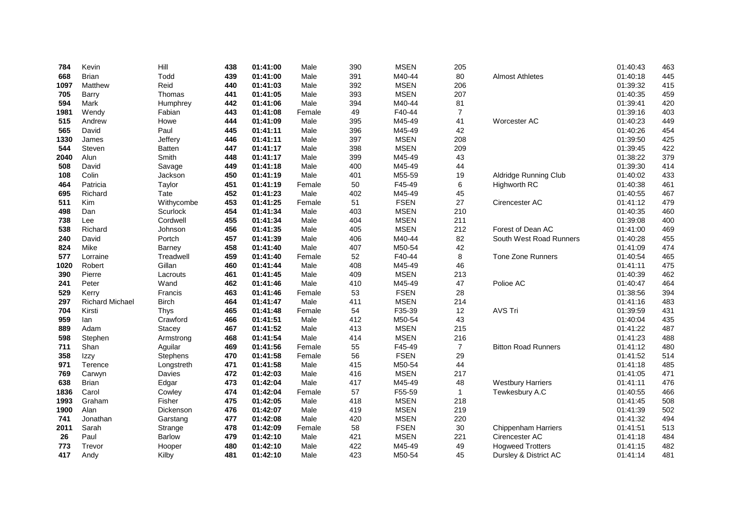| | | | | | | | | | | | |
|---|---|---|---|---|---|---|---|---|---|---|---|
| **784** | Kevin | Hill | **438** | **01:41:00** | Male | 390 | MSEN | 205 | | 01:40:43 | 463 |
| **668** | Brian | Todd | **439** | **01:41:00** | Male | 391 | M40-44 | 80 | Almost Athletes | 01:40:18 | 445 |
| **1097** | Matthew | Reid | **440** | **01:41:03** | Male | 392 | MSEN | 206 | | 01:39:32 | 415 |
| **705** | Barry | Thomas | **441** | **01:41:05** | Male | 393 | MSEN | 207 | | 01:40:35 | 459 |
| **594** | Mark | Humphrey | **442** | **01:41:06** | Male | 394 | M40-44 | 81 | | 01:39:41 | 420 |
| **1981** | Wendy | Fabian | **443** | **01:41:08** | Female | 49 | F40-44 | 7 | | 01:39:16 | 403 |
| **515** | Andrew | Howe | **444** | **01:41:09** | Male | 395 | M45-49 | 41 | Worcester AC | 01:40:23 | 449 |
| **565** | David | Paul | **445** | **01:41:11** | Male | 396 | M45-49 | 42 | | 01:40:26 | 454 |
| **1330** | James | Jeffery | **446** | **01:41:11** | Male | 397 | MSEN | 208 | | 01:39:50 | 425 |
| **544** | Steven | Batten | **447** | **01:41:17** | Male | 398 | MSEN | 209 | | 01:39:45 | 422 |
| **2040** | Alun | Smith | **448** | **01:41:17** | Male | 399 | M45-49 | 43 | | 01:38:22 | 379 |
| **508** | David | Savage | **449** | **01:41:18** | Male | 400 | M45-49 | 44 | | 01:39:30 | 414 |
| **108** | Colin | Jackson | **450** | **01:41:19** | Male | 401 | M55-59 | 19 | Aldridge Running Club | 01:40:02 | 433 |
| **464** | Patricia | Taylor | **451** | **01:41:19** | Female | 50 | F45-49 | 6 | Highworth RC | 01:40:38 | 461 |
| **695** | Richard | Tate | **452** | **01:41:23** | Male | 402 | M45-49 | 45 | | 01:40:55 | 467 |
| **511** | Kim | Withycombe | **453** | **01:41:25** | Female | 51 | FSEN | 27 | Cirencester AC | 01:41:12 | 479 |
| **498** | Dan | Scurlock | **454** | **01:41:34** | Male | 403 | MSEN | 210 | | 01:40:35 | 460 |
| **738** | Lee | Cordwell | **455** | **01:41:34** | Male | 404 | MSEN | 211 | | 01:39:08 | 400 |
| **538** | Richard | Johnson | **456** | **01:41:35** | Male | 405 | MSEN | 212 | Forest of Dean AC | 01:41:00 | 469 |
| **240** | David | Portch | **457** | **01:41:39** | Male | 406 | M40-44 | 82 | South West Road Runners | 01:40:28 | 455 |
| **824** | Mike | Barney | **458** | **01:41:40** | Male | 407 | M50-54 | 42 | | 01:41:09 | 474 |
| **577** | Lorraine | Treadwell | **459** | **01:41:40** | Female | 52 | F40-44 | 8 | Tone Zone Runners | 01:40:54 | 465 |
| **1020** | Robert | Gillan | **460** | **01:41:44** | Male | 408 | M45-49 | 46 | | 01:41:11 | 475 |
| **390** | Pierre | Lacrouts | **461** | **01:41:45** | Male | 409 | MSEN | 213 | | 01:40:39 | 462 |
| **241** | Peter | Wand | **462** | **01:41:46** | Male | 410 | M45-49 | 47 | Polioe AC | 01:40:47 | 464 |
| **529** | Kerry | Francis | **463** | **01:41:46** | Female | 53 | FSEN | 28 | | 01:38:56 | 394 |
| **297** | Richard Michael | Birch | **464** | **01:41:47** | Male | 411 | MSEN | 214 | | 01:41:16 | 483 |
| **704** | Kirsti | Thys | **465** | **01:41:48** | Female | 54 | F35-39 | 12 | AVS Tri | 01:39:59 | 431 |
| **959** | Ian | Crawford | **466** | **01:41:51** | Male | 412 | M50-54 | 43 | | 01:40:04 | 435 |
| **889** | Adam | Stacey | **467** | **01:41:52** | Male | 413 | MSEN | 215 | | 01:41:22 | 487 |
| **598** | Stephen | Armstrong | **468** | **01:41:54** | Male | 414 | MSEN | 216 | | 01:41:23 | 488 |
| **711** | Shan | Aguilar | **469** | **01:41:56** | Female | 55 | F45-49 | 7 | Bitton Road Runners | 01:41:12 | 480 |
| **358** | Izzy | Stephens | **470** | **01:41:58** | Female | 56 | FSEN | 29 | | 01:41:52 | 514 |
| **971** | Terence | Longstreth | **471** | **01:41:58** | Male | 415 | M50-54 | 44 | | 01:41:18 | 485 |
| **769** | Carwyn | Davies | **472** | **01:42:03** | Male | 416 | MSEN | 217 | | 01:41:05 | 471 |
| **638** | Brian | Edgar | **473** | **01:42:04** | Male | 417 | M45-49 | 48 | Westbury Harriers | 01:41:11 | 476 |
| **1836** | Carol | Cowley | **474** | **01:42:04** | Female | 57 | F55-59 | 1 | Tewkesbury A.C | 01:40:55 | 466 |
| **1993** | Graham | Fisher | **475** | **01:42:05** | Male | 418 | MSEN | 218 | | 01:41:45 | 508 |
| **1900** | Alan | Dickenson | **476** | **01:42:07** | Male | 419 | MSEN | 219 | | 01:41:39 | 502 |
| **741** | Jonathan | Garstang | **477** | **01:42:08** | Male | 420 | MSEN | 220 | | 01:41:32 | 494 |
| **2011** | Sarah | Strange | **478** | **01:42:09** | Female | 58 | FSEN | 30 | Chippenham Harriers | 01:41:51 | 513 |
| **26** | Paul | Barlow | **479** | **01:42:10** | Male | 421 | MSEN | 221 | Cirencester AC | 01:41:18 | 484 |
| **773** | Trevor | Hooper | **480** | **01:42:10** | Male | 422 | M45-49 | 49 | Hogweed Trotters | 01:41:15 | 482 |
| **417** | Andy | Kilby | **481** | **01:42:10** | Male | 423 | M50-54 | 45 | Dursley & District AC | 01:41:14 | 481 |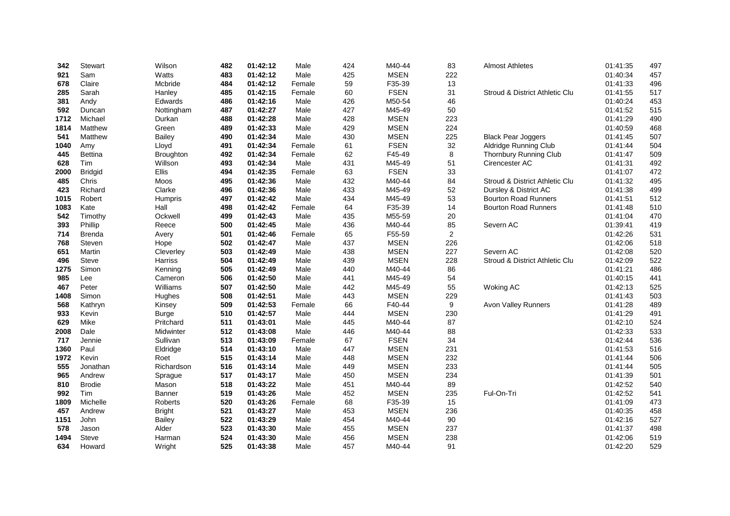| | | | | | | | | | | | | |
|---|---|---|---|---|---|---|---|---|---|---|---|---|
| **342** | Stewart | Wilson | **482** | **01:42:12** | Male | 424 | M40-44 | 83 | Almost Athletes | 01:41:35 | 497 |
| **921** | Sam | Watts | **483** | **01:42:12** | Male | 425 | MSEN | 222 | | 01:40:34 | 457 |
| **678** | Claire | Mcbride | **484** | **01:42:12** | Female | 59 | F35-39 | 13 | | 01:41:33 | 496 |
| **285** | Sarah | Hanley | **485** | **01:42:15** | Female | 60 | FSEN | 31 | Stroud & District Athletic Clu | 01:41:55 | 517 |
| **381** | Andy | Edwards | **486** | **01:42:16** | Male | 426 | M50-54 | 46 | | 01:40:24 | 453 |
| **592** | Duncan | Nottingham | **487** | **01:42:27** | Male | 427 | M45-49 | 50 | | 01:41:52 | 515 |
| **1712** | Michael | Durkan | **488** | **01:42:28** | Male | 428 | MSEN | 223 | | 01:41:29 | 490 |
| **1814** | Matthew | Green | **489** | **01:42:33** | Male | 429 | MSEN | 224 | | 01:40:59 | 468 |
| **541** | Matthew | Bailey | **490** | **01:42:34** | Male | 430 | MSEN | 225 | Black Pear Joggers | 01:41:45 | 507 |
| **1040** | Amy | Lloyd | **491** | **01:42:34** | Female | 61 | FSEN | 32 | Aldridge Running Club | 01:41:44 | 504 |
| **445** | Bettina | Broughton | **492** | **01:42:34** | Female | 62 | F45-49 | 8 | Thornbury Running Club | 01:41:47 | 509 |
| **628** | Tim | Willson | **493** | **01:42:34** | Male | 431 | M45-49 | 51 | Cirencester AC | 01:41:31 | 492 |
| **2000** | Bridgid | Ellis | **494** | **01:42:35** | Female | 63 | FSEN | 33 | | 01:41:07 | 472 |
| **485** | Chris | Moos | **495** | **01:42:36** | Male | 432 | M40-44 | 84 | Stroud & District Athletic Clu | 01:41:32 | 495 |
| **423** | Richard | Clarke | **496** | **01:42:36** | Male | 433 | M45-49 | 52 | Dursley & District AC | 01:41:38 | 499 |
| **1015** | Robert | Humpris | **497** | **01:42:42** | Male | 434 | M45-49 | 53 | Bourton Road Runners | 01:41:51 | 512 |
| **1083** | Kate | Hall | **498** | **01:42:42** | Female | 64 | F35-39 | 14 | Bourton Road Runners | 01:41:48 | 510 |
| **542** | Timothy | Ockwell | **499** | **01:42:43** | Male | 435 | M55-59 | 20 | | 01:41:04 | 470 |
| **393** | Phillip | Reece | **500** | **01:42:45** | Male | 436 | M40-44 | 85 | Severn AC | 01:39:41 | 419 |
| **714** | Brenda | Avery | **501** | **01:42:46** | Female | 65 | F55-59 | 2 | | 01:42:26 | 531 |
| **768** | Steven | Hope | **502** | **01:42:47** | Male | 437 | MSEN | 226 | | 01:42:06 | 518 |
| **651** | Martin | Cleverley | **503** | **01:42:49** | Male | 438 | MSEN | 227 | Severn AC | 01:42:08 | 520 |
| **496** | Steve | Harriss | **504** | **01:42:49** | Male | 439 | MSEN | 228 | Stroud & District Athletic Clu | 01:42:09 | 522 |
| **1275** | Simon | Kenning | **505** | **01:42:49** | Male | 440 | M40-44 | 86 | | 01:41:21 | 486 |
| **985** | Lee | Cameron | **506** | **01:42:50** | Male | 441 | M45-49 | 54 | | 01:40:15 | 441 |
| **467** | Peter | Williams | **507** | **01:42:50** | Male | 442 | M45-49 | 55 | Woking AC | 01:42:13 | 525 |
| **1408** | Simon | Hughes | **508** | **01:42:51** | Male | 443 | MSEN | 229 | | 01:41:43 | 503 |
| **568** | Kathryn | Kinsey | **509** | **01:42:53** | Female | 66 | F40-44 | 9 | Avon Valley Runners | 01:41:28 | 489 |
| **933** | Kevin | Burge | **510** | **01:42:57** | Male | 444 | MSEN | 230 | | 01:41:29 | 491 |
| **629** | Mike | Pritchard | **511** | **01:43:01** | Male | 445 | M40-44 | 87 | | 01:42:10 | 524 |
| **2008** | Dale | Midwinter | **512** | **01:43:08** | Male | 446 | M40-44 | 88 | | 01:42:33 | 533 |
| **717** | Jennie | Sullivan | **513** | **01:43:09** | Female | 67 | FSEN | 34 | | 01:42:44 | 536 |
| **1360** | Paul | Eldridge | **514** | **01:43:10** | Male | 447 | MSEN | 231 | | 01:41:53 | 516 |
| **1972** | Kevin | Roet | **515** | **01:43:14** | Male | 448 | MSEN | 232 | | 01:41:44 | 506 |
| **555** | Jonathan | Richardson | **516** | **01:43:14** | Male | 449 | MSEN | 233 | | 01:41:44 | 505 |
| **965** | Andrew | Sprague | **517** | **01:43:17** | Male | 450 | MSEN | 234 | | 01:41:39 | 501 |
| **810** | Brodie | Mason | **518** | **01:43:22** | Male | 451 | M40-44 | 89 | | 01:42:52 | 540 |
| **992** | Tim | Banner | **519** | **01:43:26** | Male | 452 | MSEN | 235 | Ful-On-Tri | 01:42:52 | 541 |
| **1809** | Michelle | Roberts | **520** | **01:43:26** | Female | 68 | F35-39 | 15 | | 01:41:09 | 473 |
| **457** | Andrew | Bright | **521** | **01:43:27** | Male | 453 | MSEN | 236 | | 01:40:35 | 458 |
| **1151** | John | Bailey | **522** | **01:43:29** | Male | 454 | M40-44 | 90 | | 01:42:16 | 527 |
| **578** | Jason | Alder | **523** | **01:43:30** | Male | 455 | MSEN | 237 | | 01:41:37 | 498 |
| **1494** | Steve | Harman | **524** | **01:43:30** | Male | 456 | MSEN | 238 | | 01:42:06 | 519 |
| **634** | Howard | Wright | **525** | **01:43:38** | Male | 457 | M40-44 | 91 | | 01:42:20 | 529 |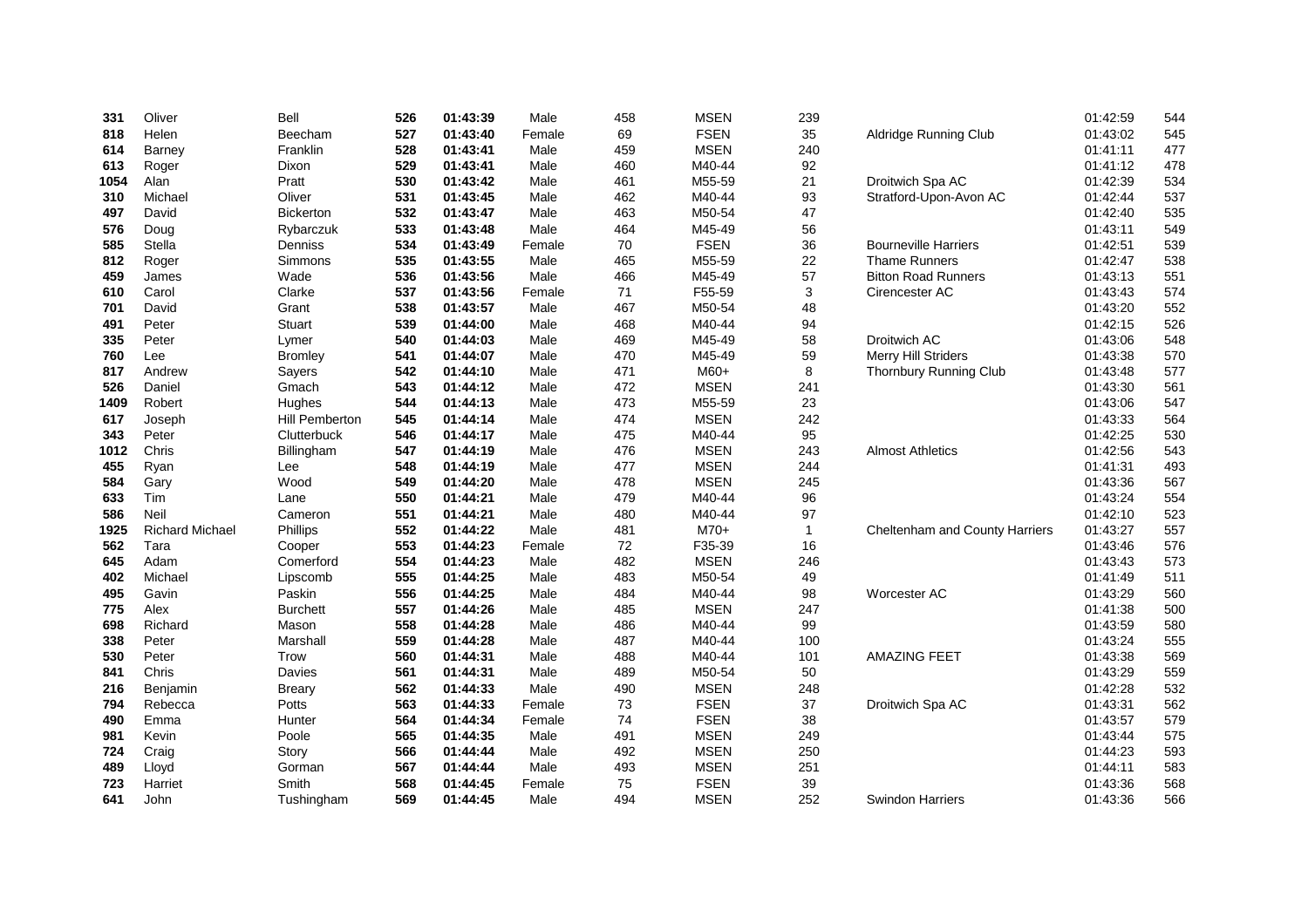| | | | | | | | | | | | |
|---|---|---|---|---|---|---|---|---|---|---|---|
| **331** | Oliver | Bell | **526** | **01:43:39** | Male | 458 | MSEN | 239 | | 01:42:59 | 544 |
| **818** | Helen | Beecham | **527** | **01:43:40** | Female | 69 | FSEN | 35 | Aldridge Running Club | 01:43:02 | 545 |
| **614** | Barney | Franklin | **528** | **01:43:41** | Male | 459 | MSEN | 240 | | 01:41:11 | 477 |
| **613** | Roger | Dixon | **529** | **01:43:41** | Male | 460 | M40-44 | 92 | | 01:41:12 | 478 |
| **1054** | Alan | Pratt | **530** | **01:43:42** | Male | 461 | M55-59 | 21 | Droitwich Spa AC | 01:42:39 | 534 |
| **310** | Michael | Oliver | **531** | **01:43:45** | Male | 462 | M40-44 | 93 | Stratford-Upon-Avon AC | 01:42:44 | 537 |
| **497** | David | Bickerton | **532** | **01:43:47** | Male | 463 | M50-54 | 47 | | 01:42:40 | 535 |
| **576** | Doug | Rybarczuk | **533** | **01:43:48** | Male | 464 | M45-49 | 56 | | 01:43:11 | 549 |
| **585** | Stella | Denniss | **534** | **01:43:49** | Female | 70 | FSEN | 36 | Bourneville Harriers | 01:42:51 | 539 |
| **812** | Roger | Simmons | **535** | **01:43:55** | Male | 465 | M55-59 | 22 | Thame Runners | 01:42:47 | 538 |
| **459** | James | Wade | **536** | **01:43:56** | Male | 466 | M45-49 | 57 | Bitton Road Runners | 01:43:13 | 551 |
| **610** | Carol | Clarke | **537** | **01:43:56** | Female | 71 | F55-59 | 3 | Cirencester AC | 01:43:43 | 574 |
| **701** | David | Grant | **538** | **01:43:57** | Male | 467 | M50-54 | 48 | | 01:43:20 | 552 |
| **491** | Peter | Stuart | **539** | **01:44:00** | Male | 468 | M40-44 | 94 | | 01:42:15 | 526 |
| **335** | Peter | Lymer | **540** | **01:44:03** | Male | 469 | M45-49 | 58 | Droitwich AC | 01:43:06 | 548 |
| **760** | Lee | Bromley | **541** | **01:44:07** | Male | 470 | M45-49 | 59 | Merry Hill Striders | 01:43:38 | 570 |
| **817** | Andrew | Sayers | **542** | **01:44:10** | Male | 471 | M60+ | 8 | Thornbury Running Club | 01:43:48 | 577 |
| **526** | Daniel | Gmach | **543** | **01:44:12** | Male | 472 | MSEN | 241 | | 01:43:30 | 561 |
| **1409** | Robert | Hughes | **544** | **01:44:13** | Male | 473 | M55-59 | 23 | | 01:43:06 | 547 |
| **617** | Joseph | Hill Pemberton | **545** | **01:44:14** | Male | 474 | MSEN | 242 | | 01:43:33 | 564 |
| **343** | Peter | Clutterbuck | **546** | **01:44:17** | Male | 475 | M40-44 | 95 | | 01:42:25 | 530 |
| **1012** | Chris | Billingham | **547** | **01:44:19** | Male | 476 | MSEN | 243 | Almost Athletics | 01:42:56 | 543 |
| **455** | Ryan | Lee | **548** | **01:44:19** | Male | 477 | MSEN | 244 | | 01:41:31 | 493 |
| **584** | Gary | Wood | **549** | **01:44:20** | Male | 478 | MSEN | 245 | | 01:43:36 | 567 |
| **633** | Tim | Lane | **550** | **01:44:21** | Male | 479 | M40-44 | 96 | | 01:43:24 | 554 |
| **586** | Neil | Cameron | **551** | **01:44:21** | Male | 480 | M40-44 | 97 | | 01:42:10 | 523 |
| **1925** | Richard Michael | Phillips | **552** | **01:44:22** | Male | 481 | M70+ | 1 | Cheltenham and County Harriers | 01:43:27 | 557 |
| **562** | Tara | Cooper | **553** | **01:44:23** | Female | 72 | F35-39 | 16 | | 01:43:46 | 576 |
| **645** | Adam | Comerford | **554** | **01:44:23** | Male | 482 | MSEN | 246 | | 01:43:43 | 573 |
| **402** | Michael | Lipscomb | **555** | **01:44:25** | Male | 483 | M50-54 | 49 | | 01:41:49 | 511 |
| **495** | Gavin | Paskin | **556** | **01:44:25** | Male | 484 | M40-44 | 98 | Worcester AC | 01:43:29 | 560 |
| **775** | Alex | Burchett | **557** | **01:44:26** | Male | 485 | MSEN | 247 | | 01:41:38 | 500 |
| **698** | Richard | Mason | **558** | **01:44:28** | Male | 486 | M40-44 | 99 | | 01:43:59 | 580 |
| **338** | Peter | Marshall | **559** | **01:44:28** | Male | 487 | M40-44 | 100 | | 01:43:24 | 555 |
| **530** | Peter | Trow | **560** | **01:44:31** | Male | 488 | M40-44 | 101 | AMAZING FEET | 01:43:38 | 569 |
| **841** | Chris | Davies | **561** | **01:44:31** | Male | 489 | M50-54 | 50 | | 01:43:29 | 559 |
| **216** | Benjamin | Breary | **562** | **01:44:33** | Male | 490 | MSEN | 248 | | 01:42:28 | 532 |
| **794** | Rebecca | Potts | **563** | **01:44:33** | Female | 73 | FSEN | 37 | Droitwich Spa AC | 01:43:31 | 562 |
| **490** | Emma | Hunter | **564** | **01:44:34** | Female | 74 | FSEN | 38 | | 01:43:57 | 579 |
| **981** | Kevin | Poole | **565** | **01:44:35** | Male | 491 | MSEN | 249 | | 01:43:44 | 575 |
| **724** | Craig | Story | **566** | **01:44:44** | Male | 492 | MSEN | 250 | | 01:44:23 | 593 |
| **489** | Lloyd | Gorman | **567** | **01:44:44** | Male | 493 | MSEN | 251 | | 01:44:11 | 583 |
| **723** | Harriet | Smith | **568** | **01:44:45** | Female | 75 | FSEN | 39 | | 01:43:36 | 568 |
| **641** | John | Tushingham | **569** | **01:44:45** | Male | 494 | MSEN | 252 | Swindon Harriers | 01:43:36 | 566 |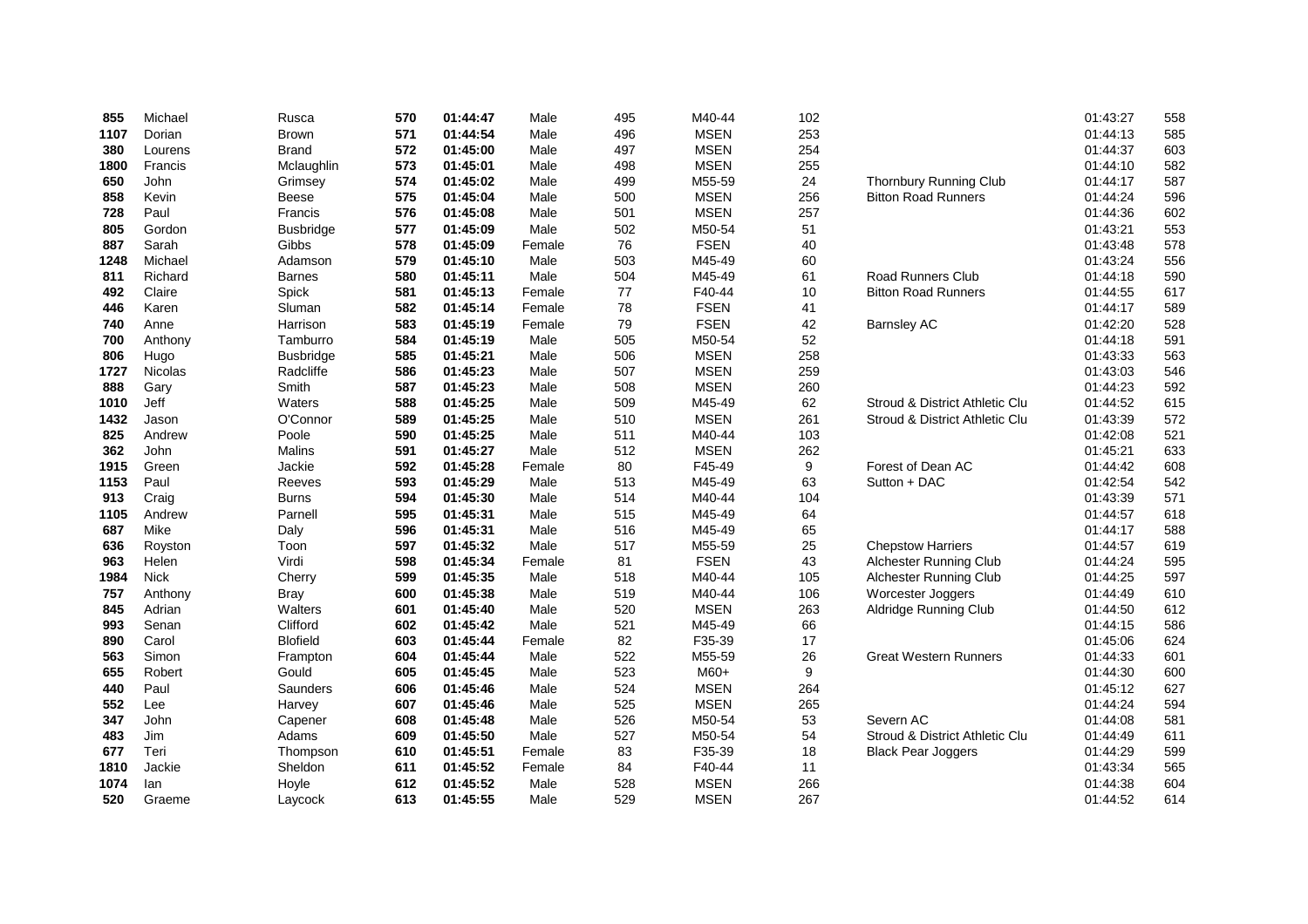| | | | | | | | | | | | |
|---|---|---|---|---|---|---|---|---|---|---|---|
| **855** | Michael | Rusca | **570** | **01:44:47** | Male | 495 | M40-44 | 102 | | 01:43:27 | 558 |
| **1107** | Dorian | Brown | **571** | **01:44:54** | Male | 496 | MSEN | 253 | | 01:44:13 | 585 |
| **380** | Lourens | Brand | **572** | **01:45:00** | Male | 497 | MSEN | 254 | | 01:44:37 | 603 |
| **1800** | Francis | Mclaughlin | **573** | **01:45:01** | Male | 498 | MSEN | 255 | | 01:44:10 | 582 |
| **650** | John | Grimsey | **574** | **01:45:02** | Male | 499 | M55-59 | 24 | Thornbury Running Club | 01:44:17 | 587 |
| **858** | Kevin | Beese | **575** | **01:45:04** | Male | 500 | MSEN | 256 | Bitton Road Runners | 01:44:24 | 596 |
| **728** | Paul | Francis | **576** | **01:45:08** | Male | 501 | MSEN | 257 | | 01:44:36 | 602 |
| **805** | Gordon | Busbridge | **577** | **01:45:09** | Male | 502 | M50-54 | 51 | | 01:43:21 | 553 |
| **887** | Sarah | Gibbs | **578** | **01:45:09** | Female | 76 | FSEN | 40 | | 01:43:48 | 578 |
| **1248** | Michael | Adamson | **579** | **01:45:10** | Male | 503 | M45-49 | 60 | | 01:43:24 | 556 |
| **811** | Richard | Barnes | **580** | **01:45:11** | Male | 504 | M45-49 | 61 | Road Runners Club | 01:44:18 | 590 |
| **492** | Claire | Spick | **581** | **01:45:13** | Female | 77 | F40-44 | 10 | Bitton Road Runners | 01:44:55 | 617 |
| **446** | Karen | Sluman | **582** | **01:45:14** | Female | 78 | FSEN | 41 | | 01:44:17 | 589 |
| **740** | Anne | Harrison | **583** | **01:45:19** | Female | 79 | FSEN | 42 | Barnsley AC | 01:42:20 | 528 |
| **700** | Anthony | Tamburro | **584** | **01:45:19** | Male | 505 | M50-54 | 52 | | 01:44:18 | 591 |
| **806** | Hugo | Busbridge | **585** | **01:45:21** | Male | 506 | MSEN | 258 | | 01:43:33 | 563 |
| **1727** | Nicolas | Radcliffe | **586** | **01:45:23** | Male | 507 | MSEN | 259 | | 01:43:03 | 546 |
| **888** | Gary | Smith | **587** | **01:45:23** | Male | 508 | MSEN | 260 | | 01:44:23 | 592 |
| **1010** | Jeff | Waters | **588** | **01:45:25** | Male | 509 | M45-49 | 62 | Stroud & District Athletic Clu | 01:44:52 | 615 |
| **1432** | Jason | O'Connor | **589** | **01:45:25** | Male | 510 | MSEN | 261 | Stroud & District Athletic Clu | 01:43:39 | 572 |
| **825** | Andrew | Poole | **590** | **01:45:25** | Male | 511 | M40-44 | 103 | | 01:42:08 | 521 |
| **362** | John | Malins | **591** | **01:45:27** | Male | 512 | MSEN | 262 | | 01:45:21 | 633 |
| **1915** | Green | Jackie | **592** | **01:45:28** | Female | 80 | F45-49 | 9 | Forest of Dean AC | 01:44:42 | 608 |
| **1153** | Paul | Reeves | **593** | **01:45:29** | Male | 513 | M45-49 | 63 | Sutton + DAC | 01:42:54 | 542 |
| **913** | Craig | Burns | **594** | **01:45:30** | Male | 514 | M40-44 | 104 | | 01:43:39 | 571 |
| **1105** | Andrew | Parnell | **595** | **01:45:31** | Male | 515 | M45-49 | 64 | | 01:44:57 | 618 |
| **687** | Mike | Daly | **596** | **01:45:31** | Male | 516 | M45-49 | 65 | | 01:44:17 | 588 |
| **636** | Royston | Toon | **597** | **01:45:32** | Male | 517 | M55-59 | 25 | Chepstow Harriers | 01:44:57 | 619 |
| **963** | Helen | Virdi | **598** | **01:45:34** | Female | 81 | FSEN | 43 | Alchester Running Club | 01:44:24 | 595 |
| **1984** | Nick | Cherry | **599** | **01:45:35** | Male | 518 | M40-44 | 105 | Alchester Running Club | 01:44:25 | 597 |
| **757** | Anthony | Bray | **600** | **01:45:38** | Male | 519 | M40-44 | 106 | Worcester Joggers | 01:44:49 | 610 |
| **845** | Adrian | Walters | **601** | **01:45:40** | Male | 520 | MSEN | 263 | Aldridge Running Club | 01:44:50 | 612 |
| **993** | Senan | Clifford | **602** | **01:45:42** | Male | 521 | M45-49 | 66 | | 01:44:15 | 586 |
| **890** | Carol | Blofield | **603** | **01:45:44** | Female | 82 | F35-39 | 17 | | 01:45:06 | 624 |
| **563** | Simon | Frampton | **604** | **01:45:44** | Male | 522 | M55-59 | 26 | Great Western Runners | 01:44:33 | 601 |
| **655** | Robert | Gould | **605** | **01:45:45** | Male | 523 | M60+ | 9 | | 01:44:30 | 600 |
| **440** | Paul | Saunders | **606** | **01:45:46** | Male | 524 | MSEN | 264 | | 01:45:12 | 627 |
| **552** | Lee | Harvey | **607** | **01:45:46** | Male | 525 | MSEN | 265 | | 01:44:24 | 594 |
| **347** | John | Capener | **608** | **01:45:48** | Male | 526 | M50-54 | 53 | Severn AC | 01:44:08 | 581 |
| **483** | Jim | Adams | **609** | **01:45:50** | Male | 527 | M50-54 | 54 | Stroud & District Athletic Clu | 01:44:49 | 611 |
| **677** | Teri | Thompson | **610** | **01:45:51** | Female | 83 | F35-39 | 18 | Black Pear Joggers | 01:44:29 | 599 |
| **1810** | Jackie | Sheldon | **611** | **01:45:52** | Female | 84 | F40-44 | 11 | | 01:43:34 | 565 |
| **1074** | Ian | Hoyle | **612** | **01:45:52** | Male | 528 | MSEN | 266 | | 01:44:38 | 604 |
| **520** | Graeme | Laycock | **613** | **01:45:55** | Male | 529 | MSEN | 267 | | 01:44:52 | 614 |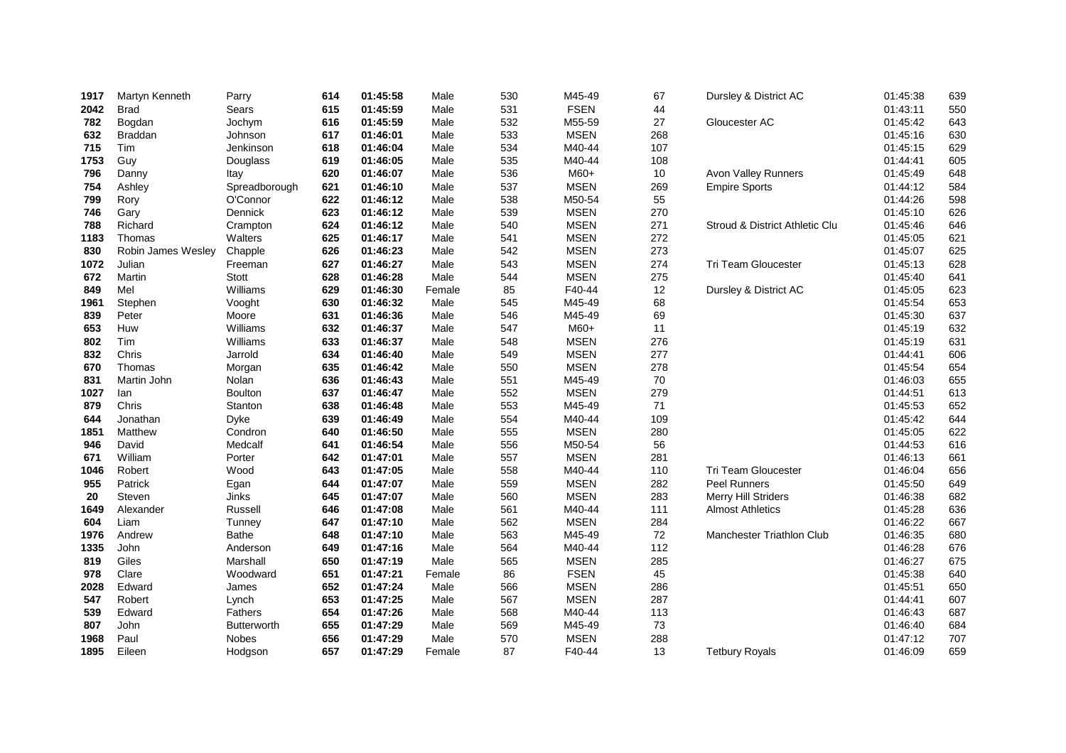| | | | | | | | | | | | |
|---|---|---|---|---|---|---|---|---|---|---|---|
| **1917** | Martyn Kenneth | Parry | **614** | **01:45:58** | Male | 530 | M45-49 | 67 | Dursley & District AC | 01:45:38 | 639 |
| **2042** | Brad | Sears | **615** | **01:45:59** | Male | 531 | FSEN | 44 | | 01:43:11 | 550 |
| **782** | Bogdan | Jochym | **616** | **01:45:59** | Male | 532 | M55-59 | 27 | Gloucester AC | 01:45:42 | 643 |
| **632** | Braddan | Johnson | **617** | **01:46:01** | Male | 533 | MSEN | 268 | | 01:45:16 | 630 |
| **715** | Tim | Jenkinson | **618** | **01:46:04** | Male | 534 | M40-44 | 107 | | 01:45:15 | 629 |
| **1753** | Guy | Douglass | **619** | **01:46:05** | Male | 535 | M40-44 | 108 | | 01:44:41 | 605 |
| **796** | Danny | Itay | **620** | **01:46:07** | Male | 536 | M60+ | 10 | Avon Valley Runners | 01:45:49 | 648 |
| **754** | Ashley | Spreadborough | **621** | **01:46:10** | Male | 537 | MSEN | 269 | Empire Sports | 01:44:12 | 584 |
| **799** | Rory | O'Connor | **622** | **01:46:12** | Male | 538 | M50-54 | 55 | | 01:44:26 | 598 |
| **746** | Gary | Dennick | **623** | **01:46:12** | Male | 539 | MSEN | 270 | | 01:45:10 | 626 |
| **788** | Richard | Crampton | **624** | **01:46:12** | Male | 540 | MSEN | 271 | Stroud & District Athletic Clu | 01:45:46 | 646 |
| **1183** | Thomas | Walters | **625** | **01:46:17** | Male | 541 | MSEN | 272 | | 01:45:05 | 621 |
| **830** | Robin James Wesley | Chapple | **626** | **01:46:23** | Male | 542 | MSEN | 273 | | 01:45:07 | 625 |
| **1072** | Julian | Freeman | **627** | **01:46:27** | Male | 543 | MSEN | 274 | Tri Team Gloucester | 01:45:13 | 628 |
| **672** | Martin | Stott | **628** | **01:46:28** | Male | 544 | MSEN | 275 | | 01:45:40 | 641 |
| **849** | Mel | Williams | **629** | **01:46:30** | Female | 85 | F40-44 | 12 | Dursley & District AC | 01:45:05 | 623 |
| **1961** | Stephen | Vooght | **630** | **01:46:32** | Male | 545 | M45-49 | 68 | | 01:45:54 | 653 |
| **839** | Peter | Moore | **631** | **01:46:36** | Male | 546 | M45-49 | 69 | | 01:45:30 | 637 |
| **653** | Huw | Williams | **632** | **01:46:37** | Male | 547 | M60+ | 11 | | 01:45:19 | 632 |
| **802** | Tim | Williams | **633** | **01:46:37** | Male | 548 | MSEN | 276 | | 01:45:19 | 631 |
| **832** | Chris | Jarrold | **634** | **01:46:40** | Male | 549 | MSEN | 277 | | 01:44:41 | 606 |
| **670** | Thomas | Morgan | **635** | **01:46:42** | Male | 550 | MSEN | 278 | | 01:45:54 | 654 |
| **831** | Martin John | Nolan | **636** | **01:46:43** | Male | 551 | M45-49 | 70 | | 01:46:03 | 655 |
| **1027** | Ian | Boulton | **637** | **01:46:47** | Male | 552 | MSEN | 279 | | 01:44:51 | 613 |
| **879** | Chris | Stanton | **638** | **01:46:48** | Male | 553 | M45-49 | 71 | | 01:45:53 | 652 |
| **644** | Jonathan | Dyke | **639** | **01:46:49** | Male | 554 | M40-44 | 109 | | 01:45:42 | 644 |
| **1851** | Matthew | Condron | **640** | **01:46:50** | Male | 555 | MSEN | 280 | | 01:45:05 | 622 |
| **946** | David | Medcalf | **641** | **01:46:54** | Male | 556 | M50-54 | 56 | | 01:44:53 | 616 |
| **671** | William | Porter | **642** | **01:47:01** | Male | 557 | MSEN | 281 | | 01:46:13 | 661 |
| **1046** | Robert | Wood | **643** | **01:47:05** | Male | 558 | M40-44 | 110 | Tri Team Gloucester | 01:46:04 | 656 |
| **955** | Patrick | Egan | **644** | **01:47:07** | Male | 559 | MSEN | 282 | Peel Runners | 01:45:50 | 649 |
| **20** | Steven | Jinks | **645** | **01:47:07** | Male | 560 | MSEN | 283 | Merry Hill Striders | 01:46:38 | 682 |
| **1649** | Alexander | Russell | **646** | **01:47:08** | Male | 561 | M40-44 | 111 | Almost Athletics | 01:45:28 | 636 |
| **604** | Liam | Tunney | **647** | **01:47:10** | Male | 562 | MSEN | 284 | | 01:46:22 | 667 |
| **1976** | Andrew | Bathe | **648** | **01:47:10** | Male | 563 | M45-49 | 72 | Manchester Triathlon Club | 01:46:35 | 680 |
| **1335** | John | Anderson | **649** | **01:47:16** | Male | 564 | M40-44 | 112 | | 01:46:28 | 676 |
| **819** | Giles | Marshall | **650** | **01:47:19** | Male | 565 | MSEN | 285 | | 01:46:27 | 675 |
| **978** | Clare | Woodward | **651** | **01:47:21** | Female | 86 | FSEN | 45 | | 01:45:38 | 640 |
| **2028** | Edward | James | **652** | **01:47:24** | Male | 566 | MSEN | 286 | | 01:45:51 | 650 |
| **547** | Robert | Lynch | **653** | **01:47:25** | Male | 567 | MSEN | 287 | | 01:44:41 | 607 |
| **539** | Edward | Fathers | **654** | **01:47:26** | Male | 568 | M40-44 | 113 | | 01:46:43 | 687 |
| **807** | John | Butterworth | **655** | **01:47:29** | Male | 569 | M45-49 | 73 | | 01:46:40 | 684 |
| **1968** | Paul | Nobes | **656** | **01:47:29** | Male | 570 | MSEN | 288 | | 01:47:12 | 707 |
| **1895** | Eileen | Hodgson | **657** | **01:47:29** | Female | 87 | F40-44 | 13 | Tetbury Royals | 01:46:09 | 659 |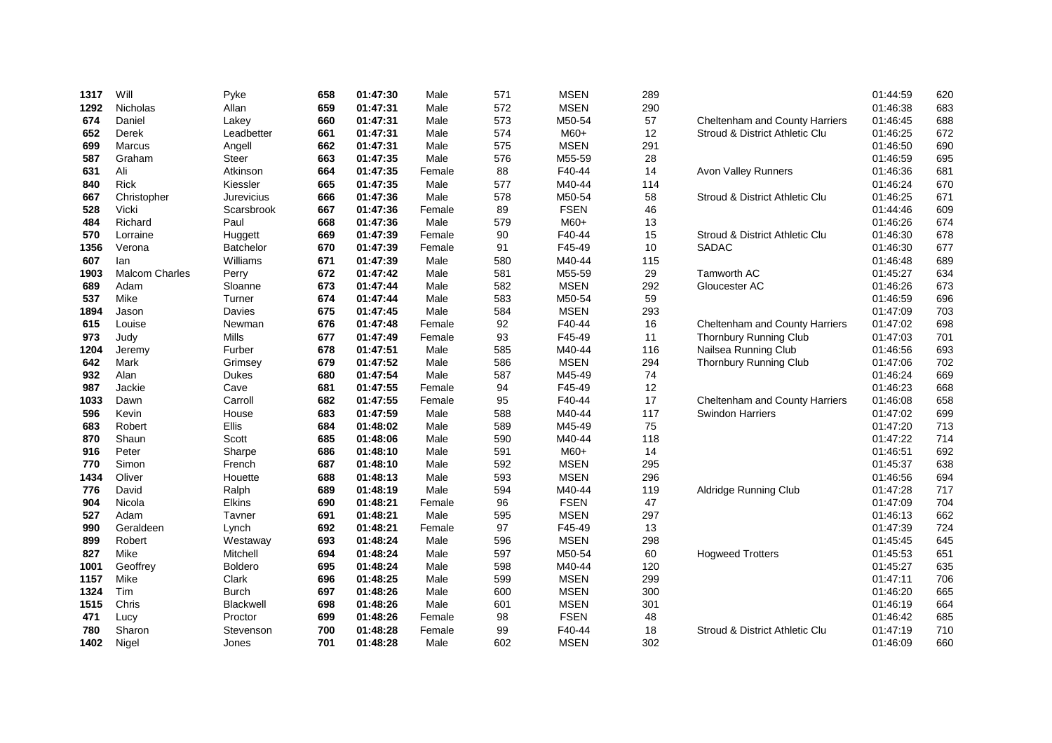| | | | | | | | | | | | | |
|---|---|---|---|---|---|---|---|---|---|---|---|---|
| **1317** | Will | Pyke | **658** | **01:47:30** | Male | 571 | MSEN | 289 | | | 01:44:59 | 620 |
| **1292** | Nicholas | Allan | **659** | **01:47:31** | Male | 572 | MSEN | 290 | | | 01:46:38 | 683 |
| **674** | Daniel | Lakey | **660** | **01:47:31** | Male | 573 | M50-54 | 57 | Cheltenham and County Harriers | | 01:46:45 | 688 |
| **652** | Derek | Leadbetter | **661** | **01:47:31** | Male | 574 | M60+ | 12 | Stroud & District Athletic Clu | | 01:46:25 | 672 |
| **699** | Marcus | Angell | **662** | **01:47:31** | Male | 575 | MSEN | 291 | | | 01:46:50 | 690 |
| **587** | Graham | Steer | **663** | **01:47:35** | Male | 576 | M55-59 | 28 | | | 01:46:59 | 695 |
| **631** | Ali | Atkinson | **664** | **01:47:35** | Female | 88 | F40-44 | 14 | Avon Valley Runners | | 01:46:36 | 681 |
| **840** | Rick | Kiessler | **665** | **01:47:35** | Male | 577 | M40-44 | 114 | | | 01:46:24 | 670 |
| **667** | Christopher | Jurevicius | **666** | **01:47:36** | Male | 578 | M50-54 | 58 | Stroud & District Athletic Clu | | 01:46:25 | 671 |
| **528** | Vicki | Scarsbrook | **667** | **01:47:36** | Female | 89 | FSEN | 46 | | | 01:44:46 | 609 |
| **484** | Richard | Paul | **668** | **01:47:36** | Male | 579 | M60+ | 13 | | | 01:46:26 | 674 |
| **570** | Lorraine | Huggett | **669** | **01:47:39** | Female | 90 | F40-44 | 15 | Stroud & District Athletic Clu | | 01:46:30 | 678 |
| **1356** | Verona | Batchelor | **670** | **01:47:39** | Female | 91 | F45-49 | 10 | SADAC | | 01:46:30 | 677 |
| **607** | Ian | Williams | **671** | **01:47:39** | Male | 580 | M40-44 | 115 | | | 01:46:48 | 689 |
| **1903** | Malcom Charles | Perry | **672** | **01:47:42** | Male | 581 | M55-59 | 29 | Tamworth AC | | 01:45:27 | 634 |
| **689** | Adam | Sloanne | **673** | **01:47:44** | Male | 582 | MSEN | 292 | Gloucester AC | | 01:46:26 | 673 |
| **537** | Mike | Turner | **674** | **01:47:44** | Male | 583 | M50-54 | 59 | | | 01:46:59 | 696 |
| **1894** | Jason | Davies | **675** | **01:47:45** | Male | 584 | MSEN | 293 | | | 01:47:09 | 703 |
| **615** | Louise | Newman | **676** | **01:47:48** | Female | 92 | F40-44 | 16 | Cheltenham and County Harriers | | 01:47:02 | 698 |
| **973** | Judy | Mills | **677** | **01:47:49** | Female | 93 | F45-49 | 11 | Thornbury Running Club | | 01:47:03 | 701 |
| **1204** | Jeremy | Furber | **678** | **01:47:51** | Male | 585 | M40-44 | 116 | Nailsea Running Club | | 01:46:56 | 693 |
| **642** | Mark | Grimsey | **679** | **01:47:52** | Male | 586 | MSEN | 294 | Thornbury Running Club | | 01:47:06 | 702 |
| **932** | Alan | Dukes | **680** | **01:47:54** | Male | 587 | M45-49 | 74 | | | 01:46:24 | 669 |
| **987** | Jackie | Cave | **681** | **01:47:55** | Female | 94 | F45-49 | 12 | | | 01:46:23 | 668 |
| **1033** | Dawn | Carroll | **682** | **01:47:55** | Female | 95 | F40-44 | 17 | Cheltenham and County Harriers | | 01:46:08 | 658 |
| **596** | Kevin | House | **683** | **01:47:59** | Male | 588 | M40-44 | 117 | Swindon Harriers | | 01:47:02 | 699 |
| **683** | Robert | Ellis | **684** | **01:48:02** | Male | 589 | M45-49 | 75 | | | 01:47:20 | 713 |
| **870** | Shaun | Scott | **685** | **01:48:06** | Male | 590 | M40-44 | 118 | | | 01:47:22 | 714 |
| **916** | Peter | Sharpe | **686** | **01:48:10** | Male | 591 | M60+ | 14 | | | 01:46:51 | 692 |
| **770** | Simon | French | **687** | **01:48:10** | Male | 592 | MSEN | 295 | | | 01:45:37 | 638 |
| **1434** | Oliver | Houette | **688** | **01:48:13** | Male | 593 | MSEN | 296 | | | 01:46:56 | 694 |
| **776** | David | Ralph | **689** | **01:48:19** | Male | 594 | M40-44 | 119 | Aldridge Running Club | | 01:47:28 | 717 |
| **904** | Nicola | Elkins | **690** | **01:48:21** | Female | 96 | FSEN | 47 | | | 01:47:09 | 704 |
| **527** | Adam | Tavner | **691** | **01:48:21** | Male | 595 | MSEN | 297 | | | 01:46:13 | 662 |
| **990** | Geraldeen | Lynch | **692** | **01:48:21** | Female | 97 | F45-49 | 13 | | | 01:47:39 | 724 |
| **899** | Robert | Westaway | **693** | **01:48:24** | Male | 596 | MSEN | 298 | | | 01:45:45 | 645 |
| **827** | Mike | Mitchell | **694** | **01:48:24** | Male | 597 | M50-54 | 60 | Hogweed Trotters | | 01:45:53 | 651 |
| **1001** | Geoffrey | Boldero | **695** | **01:48:24** | Male | 598 | M40-44 | 120 | | | 01:45:27 | 635 |
| **1157** | Mike | Clark | **696** | **01:48:25** | Male | 599 | MSEN | 299 | | | 01:47:11 | 706 |
| **1324** | Tim | Burch | **697** | **01:48:26** | Male | 600 | MSEN | 300 | | | 01:46:20 | 665 |
| **1515** | Chris | Blackwell | **698** | **01:48:26** | Male | 601 | MSEN | 301 | | | 01:46:19 | 664 |
| **471** | Lucy | Proctor | **699** | **01:48:26** | Female | 98 | FSEN | 48 | | | 01:46:42 | 685 |
| **780** | Sharon | Stevenson | **700** | **01:48:28** | Female | 99 | F40-44 | 18 | Stroud & District Athletic Clu | | 01:47:19 | 710 |
| **1402** | Nigel | Jones | **701** | **01:48:28** | Male | 602 | MSEN | 302 | | | 01:46:09 | 660 |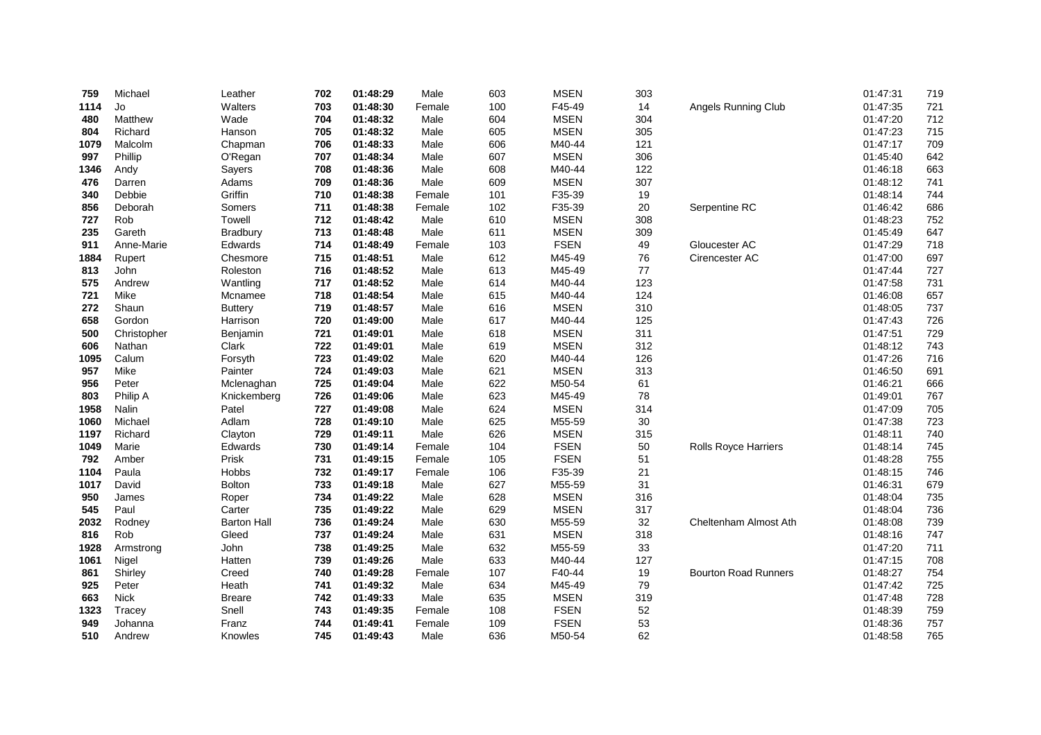| | | | | | | | | | | | |
|---|---|---|---|---|---|---|---|---|---|---|---|
| **759** | Michael | Leather | **702** | **01:48:29** | Male | 603 | MSEN | 303 | | 01:47:31 | 719 |
| **1114** | Jo | Walters | **703** | **01:48:30** | Female | 100 | F45-49 | 14 | Angels Running Club | 01:47:35 | 721 |
| **480** | Matthew | Wade | **704** | **01:48:32** | Male | 604 | MSEN | 304 | | 01:47:20 | 712 |
| **804** | Richard | Hanson | **705** | **01:48:32** | Male | 605 | MSEN | 305 | | 01:47:23 | 715 |
| **1079** | Malcolm | Chapman | **706** | **01:48:33** | Male | 606 | M40-44 | 121 | | 01:47:17 | 709 |
| **997** | Phillip | O'Regan | **707** | **01:48:34** | Male | 607 | MSEN | 306 | | 01:45:40 | 642 |
| **1346** | Andy | Sayers | **708** | **01:48:36** | Male | 608 | M40-44 | 122 | | 01:46:18 | 663 |
| **476** | Darren | Adams | **709** | **01:48:36** | Male | 609 | MSEN | 307 | | 01:48:12 | 741 |
| **340** | Debbie | Griffin | **710** | **01:48:38** | Female | 101 | F35-39 | 19 | | 01:48:14 | 744 |
| **856** | Deborah | Somers | **711** | **01:48:38** | Female | 102 | F35-39 | 20 | Serpentine RC | 01:46:42 | 686 |
| **727** | Rob | Towell | **712** | **01:48:42** | Male | 610 | MSEN | 308 | | 01:48:23 | 752 |
| **235** | Gareth | Bradbury | **713** | **01:48:48** | Male | 611 | MSEN | 309 | | 01:45:49 | 647 |
| **911** | Anne-Marie | Edwards | **714** | **01:48:49** | Female | 103 | FSEN | 49 | Gloucester AC | 01:47:29 | 718 |
| **1884** | Rupert | Chesmore | **715** | **01:48:51** | Male | 612 | M45-49 | 76 | Cirencester AC | 01:47:00 | 697 |
| **813** | John | Roleston | **716** | **01:48:52** | Male | 613 | M45-49 | 77 | | 01:47:44 | 727 |
| **575** | Andrew | Wantling | **717** | **01:48:52** | Male | 614 | M40-44 | 123 | | 01:47:58 | 731 |
| **721** | Mike | Mcnamee | **718** | **01:48:54** | Male | 615 | M40-44 | 124 | | 01:46:08 | 657 |
| **272** | Shaun | Buttery | **719** | **01:48:57** | Male | 616 | MSEN | 310 | | 01:48:05 | 737 |
| **658** | Gordon | Harrison | **720** | **01:49:00** | Male | 617 | M40-44 | 125 | | 01:47:43 | 726 |
| **500** | Christopher | Benjamin | **721** | **01:49:01** | Male | 618 | MSEN | 311 | | 01:47:51 | 729 |
| **606** | Nathan | Clark | **722** | **01:49:01** | Male | 619 | MSEN | 312 | | 01:48:12 | 743 |
| **1095** | Calum | Forsyth | **723** | **01:49:02** | Male | 620 | M40-44 | 126 | | 01:47:26 | 716 |
| **957** | Mike | Painter | **724** | **01:49:03** | Male | 621 | MSEN | 313 | | 01:46:50 | 691 |
| **956** | Peter | Mclenaghan | **725** | **01:49:04** | Male | 622 | M50-54 | 61 | | 01:46:21 | 666 |
| **803** | Philip A | Knickemberg | **726** | **01:49:06** | Male | 623 | M45-49 | 78 | | 01:49:01 | 767 |
| **1958** | Nalin | Patel | **727** | **01:49:08** | Male | 624 | MSEN | 314 | | 01:47:09 | 705 |
| **1060** | Michael | Adlam | **728** | **01:49:10** | Male | 625 | M55-59 | 30 | | 01:47:38 | 723 |
| **1197** | Richard | Clayton | **729** | **01:49:11** | Male | 626 | MSEN | 315 | | 01:48:11 | 740 |
| **1049** | Marie | Edwards | **730** | **01:49:14** | Female | 104 | FSEN | 50 | Rolls Royce Harriers | 01:48:14 | 745 |
| **792** | Amber | Prisk | **731** | **01:49:15** | Female | 105 | FSEN | 51 | | 01:48:28 | 755 |
| **1104** | Paula | Hobbs | **732** | **01:49:17** | Female | 106 | F35-39 | 21 | | 01:48:15 | 746 |
| **1017** | David | Bolton | **733** | **01:49:18** | Male | 627 | M55-59 | 31 | | 01:46:31 | 679 |
| **950** | James | Roper | **734** | **01:49:22** | Male | 628 | MSEN | 316 | | 01:48:04 | 735 |
| **545** | Paul | Carter | **735** | **01:49:22** | Male | 629 | MSEN | 317 | | 01:48:04 | 736 |
| **2032** | Rodney | Barton Hall | **736** | **01:49:24** | Male | 630 | M55-59 | 32 | Cheltenham Almost Ath | 01:48:08 | 739 |
| **816** | Rob | Gleed | **737** | **01:49:24** | Male | 631 | MSEN | 318 | | 01:48:16 | 747 |
| **1928** | Armstrong | John | **738** | **01:49:25** | Male | 632 | M55-59 | 33 | | 01:47:20 | 711 |
| **1061** | Nigel | Hatten | **739** | **01:49:26** | Male | 633 | M40-44 | 127 | | 01:47:15 | 708 |
| **861** | Shirley | Creed | **740** | **01:49:28** | Female | 107 | F40-44 | 19 | Bourton Road Runners | 01:48:27 | 754 |
| **925** | Peter | Heath | **741** | **01:49:32** | Male | 634 | M45-49 | 79 | | 01:47:42 | 725 |
| **663** | Nick | Breare | **742** | **01:49:33** | Male | 635 | MSEN | 319 | | 01:47:48 | 728 |
| **1323** | Tracey | Snell | **743** | **01:49:35** | Female | 108 | FSEN | 52 | | 01:48:39 | 759 |
| **949** | Johanna | Franz | **744** | **01:49:41** | Female | 109 | FSEN | 53 | | 01:48:36 | 757 |
| **510** | Andrew | Knowles | **745** | **01:49:43** | Male | 636 | M50-54 | 62 | | 01:48:58 | 765 |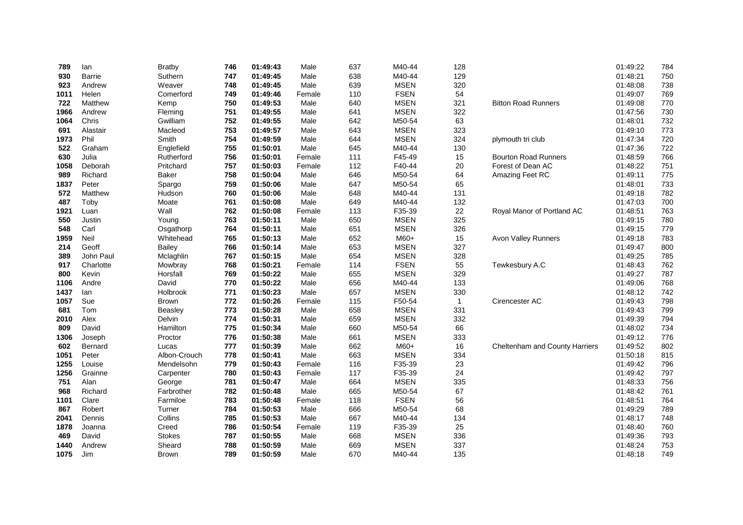| | | | | | | | | | | | |
|---|---|---|---|---|---|---|---|---|---|---|---|
| **789** | Ian | Bratby | **746** | **01:49:43** | Male | 637 | M40-44 | 128 | | 01:49:22 | 784 |
| **930** | Barrie | Suthern | **747** | **01:49:45** | Male | 638 | M40-44 | 129 | | 01:48:21 | 750 |
| **923** | Andrew | Weaver | **748** | **01:49:45** | Male | 639 | MSEN | 320 | | 01:48:08 | 738 |
| **1011** | Helen | Comerford | **749** | **01:49:46** | Female | 110 | FSEN | 54 | | 01:49:07 | 769 |
| **722** | Matthew | Kemp | **750** | **01:49:53** | Male | 640 | MSEN | 321 | Bitton Road Runners | 01:49:08 | 770 |
| **1966** | Andrew | Fleming | **751** | **01:49:55** | Male | 641 | MSEN | 322 | | 01:47:56 | 730 |
| **1064** | Chris | Gwilliam | **752** | **01:49:55** | Male | 642 | M50-54 | 63 | | 01:48:01 | 732 |
| **691** | Alastair | Macleod | **753** | **01:49:57** | Male | 643 | MSEN | 323 | | 01:49:10 | 773 |
| **1973** | Phil | Smith | **754** | **01:49:59** | Male | 644 | MSEN | 324 | plymouth tri club | 01:47:34 | 720 |
| **522** | Graham | Englefield | **755** | **01:50:01** | Male | 645 | M40-44 | 130 | | 01:47:36 | 722 |
| **630** | Julia | Rutherford | **756** | **01:50:01** | Female | 111 | F45-49 | 15 | Bourton Road Runners | 01:48:59 | 766 |
| **1058** | Deborah | Pritchard | **757** | **01:50:03** | Female | 112 | F40-44 | 20 | Forest of Dean AC | 01:48:22 | 751 |
| **989** | Richard | Baker | **758** | **01:50:04** | Male | 646 | M50-54 | 64 | Amazing Feet RC | 01:49:11 | 775 |
| **1837** | Peter | Spargo | **759** | **01:50:06** | Male | 647 | M50-54 | 65 | | 01:48:01 | 733 |
| **572** | Matthew | Hudson | **760** | **01:50:06** | Male | 648 | M40-44 | 131 | | 01:49:18 | 782 |
| **487** | Toby | Moate | **761** | **01:50:08** | Male | 649 | M40-44 | 132 | | 01:47:03 | 700 |
| **1921** | Luan | Wall | **762** | **01:50:08** | Female | 113 | F35-39 | 22 | Royal Manor of Portland AC | 01:48:51 | 763 |
| **550** | Justin | Young | **763** | **01:50:11** | Male | 650 | MSEN | 325 | | 01:49:15 | 780 |
| **548** | Carl | Osgathorp | **764** | **01:50:11** | Male | 651 | MSEN | 326 | | 01:49:15 | 779 |
| **1959** | Neil | Whitehead | **765** | **01:50:13** | Male | 652 | M60+ | 15 | Avon Valley Runners | 01:49:18 | 783 |
| **214** | Geoff | Bailey | **766** | **01:50:14** | Male | 653 | MSEN | 327 | | 01:49:47 | 800 |
| **389** | John Paul | Mclaghlin | **767** | **01:50:15** | Male | 654 | MSEN | 328 | | 01:49:25 | 785 |
| **917** | Charlotte | Mowbray | **768** | **01:50:21** | Female | 114 | FSEN | 55 | Tewkesbury A.C | 01:48:43 | 762 |
| **800** | Kevin | Horsfall | **769** | **01:50:22** | Male | 655 | MSEN | 329 | | 01:49:27 | 787 |
| **1106** | Andre | David | **770** | **01:50:22** | Male | 656 | M40-44 | 133 | | 01:49:06 | 768 |
| **1437** | Ian | Holbrook | **771** | **01:50:23** | Male | 657 | MSEN | 330 | | 01:48:12 | 742 |
| **1057** | Sue | Brown | **772** | **01:50:26** | Female | 115 | F50-54 | 1 | Cirencester AC | 01:49:43 | 798 |
| **681** | Tom | Beasley | **773** | **01:50:28** | Male | 658 | MSEN | 331 | | 01:49:43 | 799 |
| **2010** | Alex | Delvin | **774** | **01:50:31** | Male | 659 | MSEN | 332 | | 01:49:39 | 794 |
| **809** | David | Hamilton | **775** | **01:50:34** | Male | 660 | M50-54 | 66 | | 01:48:02 | 734 |
| **1306** | Joseph | Proctor | **776** | **01:50:38** | Male | 661 | MSEN | 333 | | 01:49:12 | 776 |
| **602** | Bernard | Lucas | **777** | **01:50:39** | Male | 662 | M60+ | 16 | Cheltenham and County Harriers | 01:49:52 | 802 |
| **1051** | Peter | Albon-Crouch | **778** | **01:50:41** | Male | 663 | MSEN | 334 | | 01:50:18 | 815 |
| **1255** | Louise | Mendelsohn | **779** | **01:50:43** | Female | 116 | F35-39 | 23 | | 01:49:42 | 796 |
| **1256** | Grainne | Carpenter | **780** | **01:50:43** | Female | 117 | F35-39 | 24 | | 01:49:42 | 797 |
| **751** | Alan | George | **781** | **01:50:47** | Male | 664 | MSEN | 335 | | 01:48:33 | 756 |
| **968** | Richard | Farbrother | **782** | **01:50:48** | Male | 665 | M50-54 | 67 | | 01:48:42 | 761 |
| **1101** | Clare | Farmiloe | **783** | **01:50:48** | Female | 118 | FSEN | 56 | | 01:48:51 | 764 |
| **867** | Robert | Turner | **784** | **01:50:53** | Male | 666 | M50-54 | 68 | | 01:49:29 | 789 |
| **2041** | Dennis | Collins | **785** | **01:50:53** | Male | 667 | M40-44 | 134 | | 01:48:17 | 748 |
| **1878** | Joanna | Creed | **786** | **01:50:54** | Female | 119 | F35-39 | 25 | | 01:48:40 | 760 |
| **469** | David | Stokes | **787** | **01:50:55** | Male | 668 | MSEN | 336 | | 01:49:36 | 793 |
| **1440** | Andrew | Sheard | **788** | **01:50:59** | Male | 669 | MSEN | 337 | | 01:48:24 | 753 |
| **1075** | Jim | Brown | **789** | **01:50:59** | Male | 670 | M40-44 | 135 | | 01:48:18 | 749 |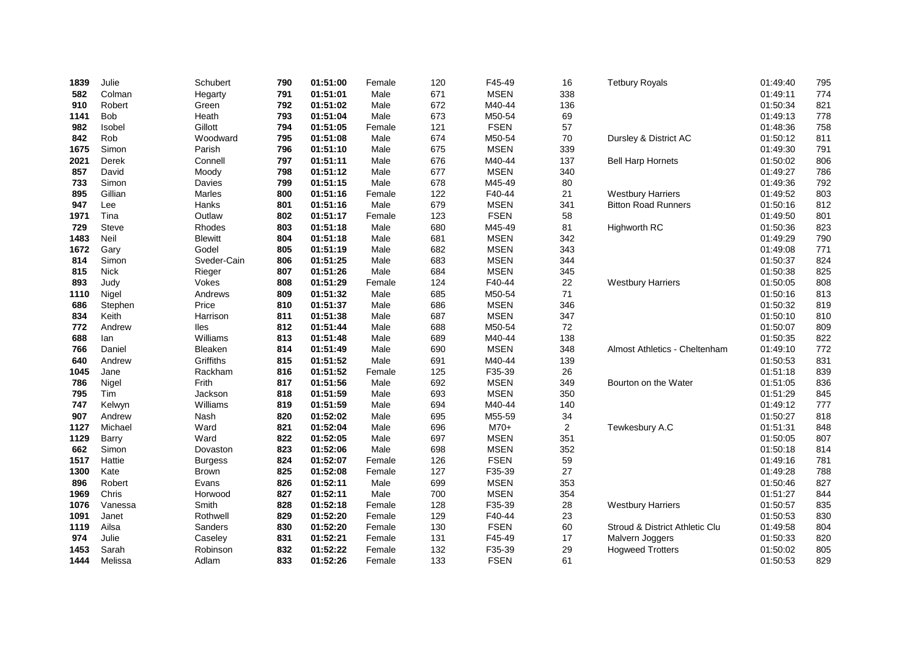| | | | | | | | | | | | |
|---|---|---|---|---|---|---|---|---|---|---|---|
| **1839** | Julie | Schubert | **790** | **01:51:00** | Female | 120 | F45-49 | 16 | Tetbury Royals | 01:49:40 | 795 |
| **582** | Colman | Hegarty | **791** | **01:51:01** | Male | 671 | MSEN | 338 | | 01:49:11 | 774 |
| **910** | Robert | Green | **792** | **01:51:02** | Male | 672 | M40-44 | 136 | | 01:50:34 | 821 |
| **1141** | Bob | Heath | **793** | **01:51:04** | Male | 673 | M50-54 | 69 | | 01:49:13 | 778 |
| **982** | Isobel | Gillott | **794** | **01:51:05** | Female | 121 | FSEN | 57 | | 01:48:36 | 758 |
| **842** | Rob | Woodward | **795** | **01:51:08** | Male | 674 | M50-54 | 70 | Dursley & District AC | 01:50:12 | 811 |
| **1675** | Simon | Parish | **796** | **01:51:10** | Male | 675 | MSEN | 339 | | 01:49:30 | 791 |
| **2021** | Derek | Connell | **797** | **01:51:11** | Male | 676 | M40-44 | 137 | Bell Harp Hornets | 01:50:02 | 806 |
| **857** | David | Moody | **798** | **01:51:12** | Male | 677 | MSEN | 340 | | 01:49:27 | 786 |
| **733** | Simon | Davies | **799** | **01:51:15** | Male | 678 | M45-49 | 80 | | 01:49:36 | 792 |
| **895** | Gillian | Marles | **800** | **01:51:16** | Female | 122 | F40-44 | 21 | Westbury Harriers | 01:49:52 | 803 |
| **947** | Lee | Hanks | **801** | **01:51:16** | Male | 679 | MSEN | 341 | Bitton Road Runners | 01:50:16 | 812 |
| **1971** | Tina | Outlaw | **802** | **01:51:17** | Female | 123 | FSEN | 58 | | 01:49:50 | 801 |
| **729** | Steve | Rhodes | **803** | **01:51:18** | Male | 680 | M45-49 | 81 | Highworth RC | 01:50:36 | 823 |
| **1483** | Neil | Blewitt | **804** | **01:51:18** | Male | 681 | MSEN | 342 | | 01:49:29 | 790 |
| **1672** | Gary | Godel | **805** | **01:51:19** | Male | 682 | MSEN | 343 | | 01:49:08 | 771 |
| **814** | Simon | Sveder-Cain | **806** | **01:51:25** | Male | 683 | MSEN | 344 | | 01:50:37 | 824 |
| **815** | Nick | Rieger | **807** | **01:51:26** | Male | 684 | MSEN | 345 | | 01:50:38 | 825 |
| **893** | Judy | Vokes | **808** | **01:51:29** | Female | 124 | F40-44 | 22 | Westbury Harriers | 01:50:05 | 808 |
| **1110** | Nigel | Andrews | **809** | **01:51:32** | Male | 685 | M50-54 | 71 | | 01:50:16 | 813 |
| **686** | Stephen | Price | **810** | **01:51:37** | Male | 686 | MSEN | 346 | | 01:50:32 | 819 |
| **834** | Keith | Harrison | **811** | **01:51:38** | Male | 687 | MSEN | 347 | | 01:50:10 | 810 |
| **772** | Andrew | Iles | **812** | **01:51:44** | Male | 688 | M50-54 | 72 | | 01:50:07 | 809 |
| **688** | Ian | Williams | **813** | **01:51:48** | Male | 689 | M40-44 | 138 | | 01:50:35 | 822 |
| **766** | Daniel | Bleaken | **814** | **01:51:49** | Male | 690 | MSEN | 348 | Almost Athletics - Cheltenham | 01:49:10 | 772 |
| **640** | Andrew | Griffiths | **815** | **01:51:52** | Male | 691 | M40-44 | 139 | | 01:50:53 | 831 |
| **1045** | Jane | Rackham | **816** | **01:51:52** | Female | 125 | F35-39 | 26 | | 01:51:18 | 839 |
| **786** | Nigel | Frith | **817** | **01:51:56** | Male | 692 | MSEN | 349 | Bourton on the Water | 01:51:05 | 836 |
| **795** | Tim | Jackson | **818** | **01:51:59** | Male | 693 | MSEN | 350 | | 01:51:29 | 845 |
| **747** | Kelwyn | Williams | **819** | **01:51:59** | Male | 694 | M40-44 | 140 | | 01:49:12 | 777 |
| **907** | Andrew | Nash | **820** | **01:52:02** | Male | 695 | M55-59 | 34 | | 01:50:27 | 818 |
| **1127** | Michael | Ward | **821** | **01:52:04** | Male | 696 | M70+ | 2 | Tewkesbury A.C | 01:51:31 | 848 |
| **1129** | Barry | Ward | **822** | **01:52:05** | Male | 697 | MSEN | 351 | | 01:50:05 | 807 |
| **662** | Simon | Dovaston | **823** | **01:52:06** | Male | 698 | MSEN | 352 | | 01:50:18 | 814 |
| **1517** | Hattie | Burgess | **824** | **01:52:07** | Female | 126 | FSEN | 59 | | 01:49:16 | 781 |
| **1300** | Kate | Brown | **825** | **01:52:08** | Female | 127 | F35-39 | 27 | | 01:49:28 | 788 |
| **896** | Robert | Evans | **826** | **01:52:11** | Male | 699 | MSEN | 353 | | 01:50:46 | 827 |
| **1969** | Chris | Horwood | **827** | **01:52:11** | Male | 700 | MSEN | 354 | | 01:51:27 | 844 |
| **1076** | Vanessa | Smith | **828** | **01:52:18** | Female | 128 | F35-39 | 28 | Westbury Harriers | 01:50:57 | 835 |
| **1091** | Janet | Rothwell | **829** | **01:52:20** | Female | 129 | F40-44 | 23 | | 01:50:53 | 830 |
| **1119** | Ailsa | Sanders | **830** | **01:52:20** | Female | 130 | FSEN | 60 | Stroud & District Athletic Clu | 01:49:58 | 804 |
| **974** | Julie | Caseley | **831** | **01:52:21** | Female | 131 | F45-49 | 17 | Malvern Joggers | 01:50:33 | 820 |
| **1453** | Sarah | Robinson | **832** | **01:52:22** | Female | 132 | F35-39 | 29 | Hogweed Trotters | 01:50:02 | 805 |
| **1444** | Melissa | Adlam | **833** | **01:52:26** | Female | 133 | FSEN | 61 | | 01:50:53 | 829 |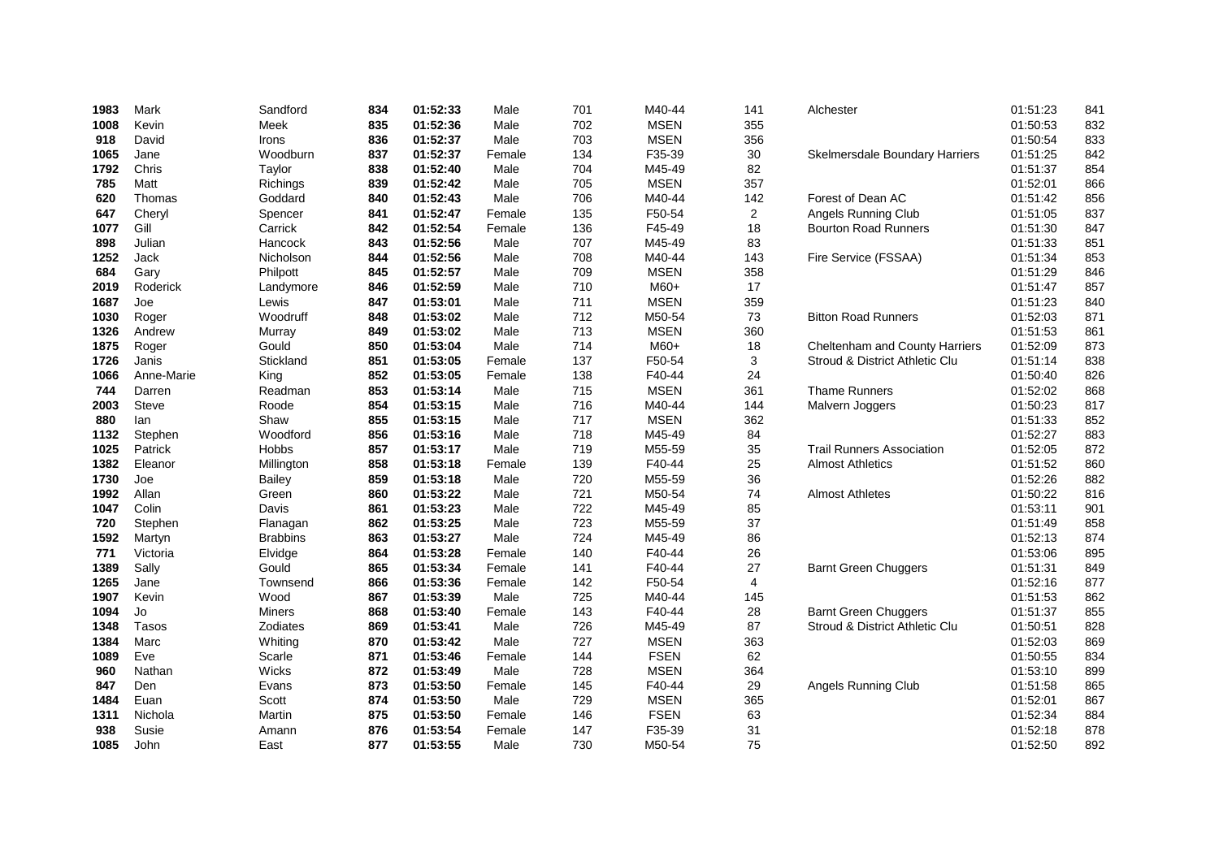| | | | | | | | | | | | |
|---|---|---|---|---|---|---|---|---|---|---|---|
| **1983** | Mark | Sandford | **834** | **01:52:33** | Male | 701 | M40-44 | 141 | Alchester | 01:51:23 | 841 |
| **1008** | Kevin | Meek | **835** | **01:52:36** | Male | 702 | MSEN | 355 | | 01:50:53 | 832 |
| **918** | David | Irons | **836** | **01:52:37** | Male | 703 | MSEN | 356 | | 01:50:54 | 833 |
| **1065** | Jane | Woodburn | **837** | **01:52:37** | Female | 134 | F35-39 | 30 | Skelmersdale Boundary Harriers | 01:51:25 | 842 |
| **1792** | Chris | Taylor | **838** | **01:52:40** | Male | 704 | M45-49 | 82 | | 01:51:37 | 854 |
| **785** | Matt | Richings | **839** | **01:52:42** | Male | 705 | MSEN | 357 | | 01:52:01 | 866 |
| **620** | Thomas | Goddard | **840** | **01:52:43** | Male | 706 | M40-44 | 142 | Forest of Dean AC | 01:51:42 | 856 |
| **647** | Cheryl | Spencer | **841** | **01:52:47** | Female | 135 | F50-54 | 2 | Angels Running Club | 01:51:05 | 837 |
| **1077** | Gill | Carrick | **842** | **01:52:54** | Female | 136 | F45-49 | 18 | Bourton Road Runners | 01:51:30 | 847 |
| **898** | Julian | Hancock | **843** | **01:52:56** | Male | 707 | M45-49 | 83 | | 01:51:33 | 851 |
| **1252** | Jack | Nicholson | **844** | **01:52:56** | Male | 708 | M40-44 | 143 | Fire Service (FSSAA) | 01:51:34 | 853 |
| **684** | Gary | Philpott | **845** | **01:52:57** | Male | 709 | MSEN | 358 | | 01:51:29 | 846 |
| **2019** | Roderick | Landymore | **846** | **01:52:59** | Male | 710 | M60+ | 17 | | 01:51:47 | 857 |
| **1687** | Joe | Lewis | **847** | **01:53:01** | Male | 711 | MSEN | 359 | | 01:51:23 | 840 |
| **1030** | Roger | Woodruff | **848** | **01:53:02** | Male | 712 | M50-54 | 73 | Bitton Road Runners | 01:52:03 | 871 |
| **1326** | Andrew | Murray | **849** | **01:53:02** | Male | 713 | MSEN | 360 | | 01:51:53 | 861 |
| **1875** | Roger | Gould | **850** | **01:53:04** | Male | 714 | M60+ | 18 | Cheltenham and County Harriers | 01:52:09 | 873 |
| **1726** | Janis | Stickland | **851** | **01:53:05** | Female | 137 | F50-54 | 3 | Stroud & District Athletic Clu | 01:51:14 | 838 |
| **1066** | Anne-Marie | King | **852** | **01:53:05** | Female | 138 | F40-44 | 24 | | 01:50:40 | 826 |
| **744** | Darren | Readman | **853** | **01:53:14** | Male | 715 | MSEN | 361 | Thame Runners | 01:52:02 | 868 |
| **2003** | Steve | Roode | **854** | **01:53:15** | Male | 716 | M40-44 | 144 | Malvern Joggers | 01:50:23 | 817 |
| **880** | Ian | Shaw | **855** | **01:53:15** | Male | 717 | MSEN | 362 | | 01:51:33 | 852 |
| **1132** | Stephen | Woodford | **856** | **01:53:16** | Male | 718 | M45-49 | 84 | | 01:52:27 | 883 |
| **1025** | Patrick | Hobbs | **857** | **01:53:17** | Male | 719 | M55-59 | 35 | Trail Runners Association | 01:52:05 | 872 |
| **1382** | Eleanor | Millington | **858** | **01:53:18** | Female | 139 | F40-44 | 25 | Almost Athletics | 01:51:52 | 860 |
| **1730** | Joe | Bailey | **859** | **01:53:18** | Male | 720 | M55-59 | 36 | | 01:52:26 | 882 |
| **1992** | Allan | Green | **860** | **01:53:22** | Male | 721 | M50-54 | 74 | Almost Athletes | 01:50:22 | 816 |
| **1047** | Colin | Davis | **861** | **01:53:23** | Male | 722 | M45-49 | 85 | | 01:53:11 | 901 |
| **720** | Stephen | Flanagan | **862** | **01:53:25** | Male | 723 | M55-59 | 37 | | 01:51:49 | 858 |
| **1592** | Martyn | Brabbins | **863** | **01:53:27** | Male | 724 | M45-49 | 86 | | 01:52:13 | 874 |
| **771** | Victoria | Elvidge | **864** | **01:53:28** | Female | 140 | F40-44 | 26 | | 01:53:06 | 895 |
| **1389** | Sally | Gould | **865** | **01:53:34** | Female | 141 | F40-44 | 27 | Barnt Green Chuggers | 01:51:31 | 849 |
| **1265** | Jane | Townsend | **866** | **01:53:36** | Female | 142 | F50-54 | 4 | | 01:52:16 | 877 |
| **1907** | Kevin | Wood | **867** | **01:53:39** | Male | 725 | M40-44 | 145 | | 01:51:53 | 862 |
| **1094** | Jo | Miners | **868** | **01:53:40** | Female | 143 | F40-44 | 28 | Barnt Green Chuggers | 01:51:37 | 855 |
| **1348** | Tasos | Zodiates | **869** | **01:53:41** | Male | 726 | M45-49 | 87 | Stroud & District Athletic Clu | 01:50:51 | 828 |
| **1384** | Marc | Whiting | **870** | **01:53:42** | Male | 727 | MSEN | 363 | | 01:52:03 | 869 |
| **1089** | Eve | Scarle | **871** | **01:53:46** | Female | 144 | FSEN | 62 | | 01:50:55 | 834 |
| **960** | Nathan | Wicks | **872** | **01:53:49** | Male | 728 | MSEN | 364 | | 01:53:10 | 899 |
| **847** | Den | Evans | **873** | **01:53:50** | Female | 145 | F40-44 | 29 | Angels Running Club | 01:51:58 | 865 |
| **1484** | Euan | Scott | **874** | **01:53:50** | Male | 729 | MSEN | 365 | | 01:52:01 | 867 |
| **1311** | Nichola | Martin | **875** | **01:53:50** | Female | 146 | FSEN | 63 | | 01:52:34 | 884 |
| **938** | Susie | Amann | **876** | **01:53:54** | Female | 147 | F35-39 | 31 | | 01:52:18 | 878 |
| **1085** | John | East | **877** | **01:53:55** | Male | 730 | M50-54 | 75 | | 01:52:50 | 892 |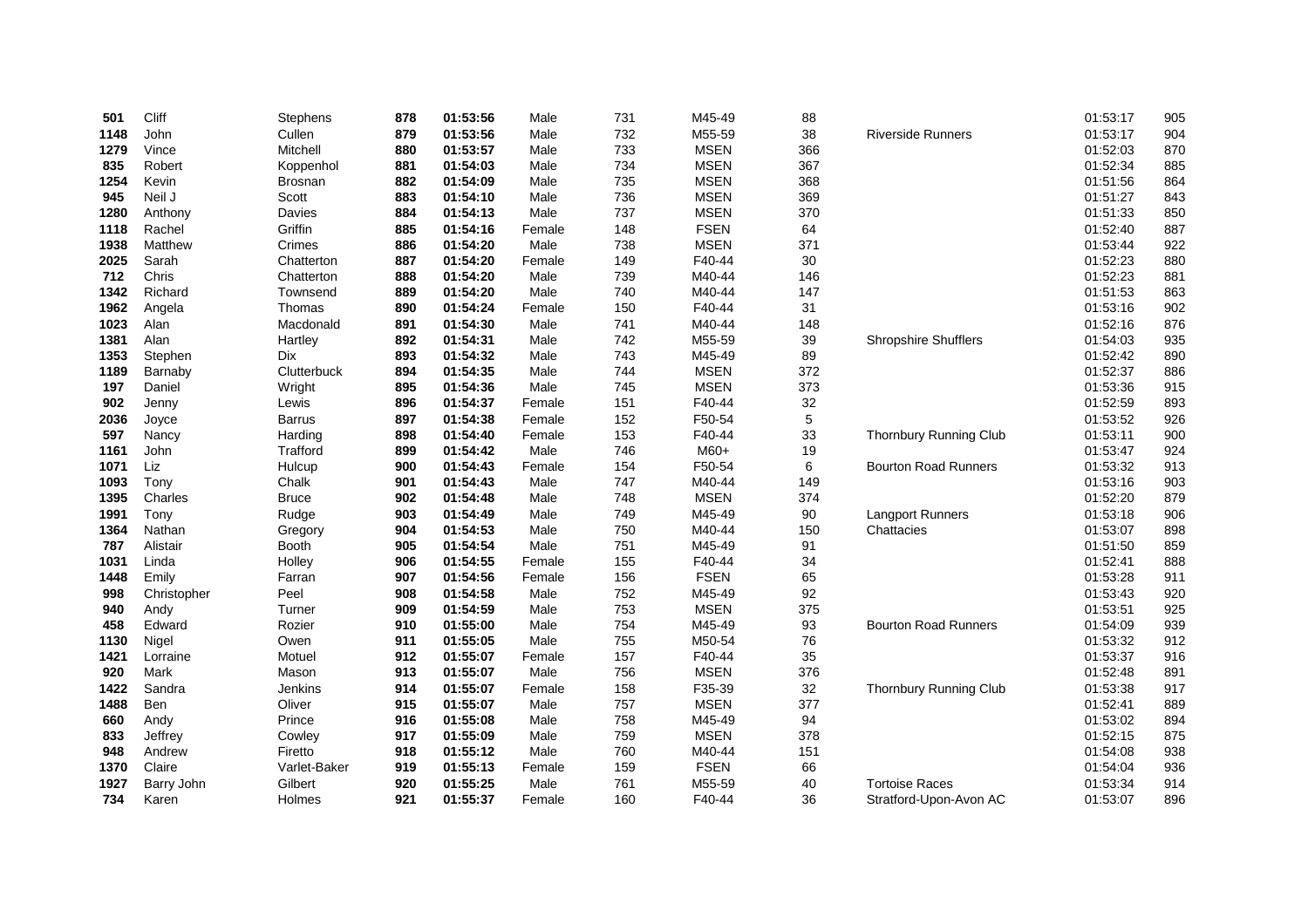| | | | | | | | | | | | |
|---|---|---|---|---|---|---|---|---|---|---|---|
| **501** | Cliff | Stephens | **878** | **01:53:56** | Male | 731 | M45-49 | 88 | | 01:53:17 | 905 |
| **1148** | John | Cullen | **879** | **01:53:56** | Male | 732 | M55-59 | 38 | Riverside Runners | 01:53:17 | 904 |
| **1279** | Vince | Mitchell | **880** | **01:53:57** | Male | 733 | MSEN | 366 | | 01:52:03 | 870 |
| **835** | Robert | Koppenhol | **881** | **01:54:03** | Male | 734 | MSEN | 367 | | 01:52:34 | 885 |
| **1254** | Kevin | Brosnan | **882** | **01:54:09** | Male | 735 | MSEN | 368 | | 01:51:56 | 864 |
| **945** | Neil J | Scott | **883** | **01:54:10** | Male | 736 | MSEN | 369 | | 01:51:27 | 843 |
| **1280** | Anthony | Davies | **884** | **01:54:13** | Male | 737 | MSEN | 370 | | 01:51:33 | 850 |
| **1118** | Rachel | Griffin | **885** | **01:54:16** | Female | 148 | FSEN | 64 | | 01:52:40 | 887 |
| **1938** | Matthew | Crimes | **886** | **01:54:20** | Male | 738 | MSEN | 371 | | 01:53:44 | 922 |
| **2025** | Sarah | Chatterton | **887** | **01:54:20** | Female | 149 | F40-44 | 30 | | 01:52:23 | 880 |
| **712** | Chris | Chatterton | **888** | **01:54:20** | Male | 739 | M40-44 | 146 | | 01:52:23 | 881 |
| **1342** | Richard | Townsend | **889** | **01:54:20** | Male | 740 | M40-44 | 147 | | 01:51:53 | 863 |
| **1962** | Angela | Thomas | **890** | **01:54:24** | Female | 150 | F40-44 | 31 | | 01:53:16 | 902 |
| **1023** | Alan | Macdonald | **891** | **01:54:30** | Male | 741 | M40-44 | 148 | | 01:52:16 | 876 |
| **1381** | Alan | Hartley | **892** | **01:54:31** | Male | 742 | M55-59 | 39 | Shropshire Shufflers | 01:54:03 | 935 |
| **1353** | Stephen | Dix | **893** | **01:54:32** | Male | 743 | M45-49 | 89 | | 01:52:42 | 890 |
| **1189** | Barnaby | Clutterbuck | **894** | **01:54:35** | Male | 744 | MSEN | 372 | | 01:52:37 | 886 |
| **197** | Daniel | Wright | **895** | **01:54:36** | Male | 745 | MSEN | 373 | | 01:53:36 | 915 |
| **902** | Jenny | Lewis | **896** | **01:54:37** | Female | 151 | F40-44 | 32 | | 01:52:59 | 893 |
| **2036** | Joyce | Barrus | **897** | **01:54:38** | Female | 152 | F50-54 | 5 | | 01:53:52 | 926 |
| **597** | Nancy | Harding | **898** | **01:54:40** | Female | 153 | F40-44 | 33 | Thornbury Running Club | 01:53:11 | 900 |
| **1161** | John | Trafford | **899** | **01:54:42** | Male | 746 | M60+ | 19 | | 01:53:47 | 924 |
| **1071** | Liz | Hulcup | **900** | **01:54:43** | Female | 154 | F50-54 | 6 | Bourton Road Runners | 01:53:32 | 913 |
| **1093** | Tony | Chalk | **901** | **01:54:43** | Male | 747 | M40-44 | 149 | | 01:53:16 | 903 |
| **1395** | Charles | Bruce | **902** | **01:54:48** | Male | 748 | MSEN | 374 | | 01:52:20 | 879 |
| **1991** | Tony | Rudge | **903** | **01:54:49** | Male | 749 | M45-49 | 90 | Langport Runners | 01:53:18 | 906 |
| **1364** | Nathan | Gregory | **904** | **01:54:53** | Male | 750 | M40-44 | 150 | Chattacies | 01:53:07 | 898 |
| **787** | Alistair | Booth | **905** | **01:54:54** | Male | 751 | M45-49 | 91 | | 01:51:50 | 859 |
| **1031** | Linda | Holley | **906** | **01:54:55** | Female | 155 | F40-44 | 34 | | 01:52:41 | 888 |
| **1448** | Emily | Farran | **907** | **01:54:56** | Female | 156 | FSEN | 65 | | 01:53:28 | 911 |
| **998** | Christopher | Peel | **908** | **01:54:58** | Male | 752 | M45-49 | 92 | | 01:53:43 | 920 |
| **940** | Andy | Turner | **909** | **01:54:59** | Male | 753 | MSEN | 375 | | 01:53:51 | 925 |
| **458** | Edward | Rozier | **910** | **01:55:00** | Male | 754 | M45-49 | 93 | Bourton Road Runners | 01:54:09 | 939 |
| **1130** | Nigel | Owen | **911** | **01:55:05** | Male | 755 | M50-54 | 76 | | 01:53:32 | 912 |
| **1421** | Lorraine | Motuel | **912** | **01:55:07** | Female | 157 | F40-44 | 35 | | 01:53:37 | 916 |
| **920** | Mark | Mason | **913** | **01:55:07** | Male | 756 | MSEN | 376 | | 01:52:48 | 891 |
| **1422** | Sandra | Jenkins | **914** | **01:55:07** | Female | 158 | F35-39 | 32 | Thornbury Running Club | 01:53:38 | 917 |
| **1488** | Ben | Oliver | **915** | **01:55:07** | Male | 757 | MSEN | 377 | | 01:52:41 | 889 |
| **660** | Andy | Prince | **916** | **01:55:08** | Male | 758 | M45-49 | 94 | | 01:53:02 | 894 |
| **833** | Jeffrey | Cowley | **917** | **01:55:09** | Male | 759 | MSEN | 378 | | 01:52:15 | 875 |
| **948** | Andrew | Firetto | **918** | **01:55:12** | Male | 760 | M40-44 | 151 | | 01:54:08 | 938 |
| **1370** | Claire | Varlet-Baker | **919** | **01:55:13** | Female | 159 | FSEN | 66 | | 01:54:04 | 936 |
| **1927** | Barry John | Gilbert | **920** | **01:55:25** | Male | 761 | M55-59 | 40 | Tortoise Races | 01:53:34 | 914 |
| **734** | Karen | Holmes | **921** | **01:55:37** | Female | 160 | F40-44 | 36 | Stratford-Upon-Avon AC | 01:53:07 | 896 |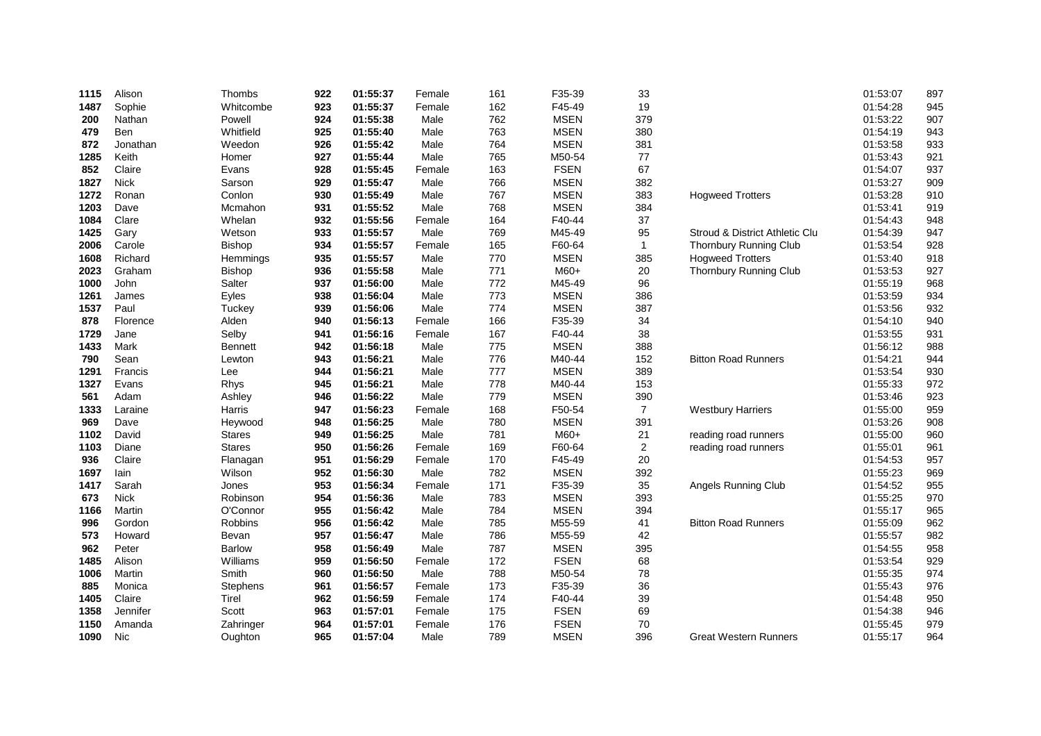| | | | | | | | | | | | |
|---|---|---|---|---|---|---|---|---|---|---|---|
| **1115** | Alison | Thombs | **922** | **01:55:37** | Female | 161 | F35-39 | 33 | | 01:53:07 | 897 |
| **1487** | Sophie | Whitcombe | **923** | **01:55:37** | Female | 162 | F45-49 | 19 | | 01:54:28 | 945 |
| **200** | Nathan | Powell | **924** | **01:55:38** | Male | 762 | MSEN | 379 | | 01:53:22 | 907 |
| **479** | Ben | Whitfield | **925** | **01:55:40** | Male | 763 | MSEN | 380 | | 01:54:19 | 943 |
| **872** | Jonathan | Weedon | **926** | **01:55:42** | Male | 764 | MSEN | 381 | | 01:53:58 | 933 |
| **1285** | Keith | Homer | **927** | **01:55:44** | Male | 765 | M50-54 | 77 | | 01:53:43 | 921 |
| **852** | Claire | Evans | **928** | **01:55:45** | Female | 163 | FSEN | 67 | | 01:54:07 | 937 |
| **1827** | Nick | Sarson | **929** | **01:55:47** | Male | 766 | MSEN | 382 | | 01:53:27 | 909 |
| **1272** | Ronan | Conlon | **930** | **01:55:49** | Male | 767 | MSEN | 383 | Hogweed Trotters | 01:53:28 | 910 |
| **1203** | Dave | Mcmahon | **931** | **01:55:52** | Male | 768 | MSEN | 384 | | 01:53:41 | 919 |
| **1084** | Clare | Whelan | **932** | **01:55:56** | Female | 164 | F40-44 | 37 | | 01:54:43 | 948 |
| **1425** | Gary | Wetson | **933** | **01:55:57** | Male | 769 | M45-49 | 95 | Stroud & District Athletic Clu | 01:54:39 | 947 |
| **2006** | Carole | Bishop | **934** | **01:55:57** | Female | 165 | F60-64 | 1 | Thornbury Running Club | 01:53:54 | 928 |
| **1608** | Richard | Hemmings | **935** | **01:55:57** | Male | 770 | MSEN | 385 | Hogweed Trotters | 01:53:40 | 918 |
| **2023** | Graham | Bishop | **936** | **01:55:58** | Male | 771 | M60+ | 20 | Thornbury Running Club | 01:53:53 | 927 |
| **1000** | John | Salter | **937** | **01:56:00** | Male | 772 | M45-49 | 96 | | 01:55:19 | 968 |
| **1261** | James | Eyles | **938** | **01:56:04** | Male | 773 | MSEN | 386 | | 01:53:59 | 934 |
| **1537** | Paul | Tuckey | **939** | **01:56:06** | Male | 774 | MSEN | 387 | | 01:53:56 | 932 |
| **878** | Florence | Alden | **940** | **01:56:13** | Female | 166 | F35-39 | 34 | | 01:54:10 | 940 |
| **1729** | Jane | Selby | **941** | **01:56:16** | Female | 167 | F40-44 | 38 | | 01:53:55 | 931 |
| **1433** | Mark | Bennett | **942** | **01:56:18** | Male | 775 | MSEN | 388 | | 01:56:12 | 988 |
| **790** | Sean | Lewton | **943** | **01:56:21** | Male | 776 | M40-44 | 152 | Bitton Road Runners | 01:54:21 | 944 |
| **1291** | Francis | Lee | **944** | **01:56:21** | Male | 777 | MSEN | 389 | | 01:53:54 | 930 |
| **1327** | Evans | Rhys | **945** | **01:56:21** | Male | 778 | M40-44 | 153 | | 01:55:33 | 972 |
| **561** | Adam | Ashley | **946** | **01:56:22** | Male | 779 | MSEN | 390 | | 01:53:46 | 923 |
| **1333** | Laraine | Harris | **947** | **01:56:23** | Female | 168 | F50-54 | 7 | Westbury Harriers | 01:55:00 | 959 |
| **969** | Dave | Heywood | **948** | **01:56:25** | Male | 780 | MSEN | 391 | | 01:53:26 | 908 |
| **1102** | David | Stares | **949** | **01:56:25** | Male | 781 | M60+ | 21 | reading road runners | 01:55:00 | 960 |
| **1103** | Diane | Stares | **950** | **01:56:26** | Female | 169 | F60-64 | 2 | reading road runners | 01:55:01 | 961 |
| **936** | Claire | Flanagan | **951** | **01:56:29** | Female | 170 | F45-49 | 20 | | 01:54:53 | 957 |
| **1697** | Iain | Wilson | **952** | **01:56:30** | Male | 782 | MSEN | 392 | | 01:55:23 | 969 |
| **1417** | Sarah | Jones | **953** | **01:56:34** | Female | 171 | F35-39 | 35 | Angels Running Club | 01:54:52 | 955 |
| **673** | Nick | Robinson | **954** | **01:56:36** | Male | 783 | MSEN | 393 | | 01:55:25 | 970 |
| **1166** | Martin | O'Connor | **955** | **01:56:42** | Male | 784 | MSEN | 394 | | 01:55:17 | 965 |
| **996** | Gordon | Robbins | **956** | **01:56:42** | Male | 785 | M55-59 | 41 | Bitton Road Runners | 01:55:09 | 962 |
| **573** | Howard | Bevan | **957** | **01:56:47** | Male | 786 | M55-59 | 42 | | 01:55:57 | 982 |
| **962** | Peter | Barlow | **958** | **01:56:49** | Male | 787 | MSEN | 395 | | 01:54:55 | 958 |
| **1485** | Alison | Williams | **959** | **01:56:50** | Female | 172 | FSEN | 68 | | 01:53:54 | 929 |
| **1006** | Martin | Smith | **960** | **01:56:50** | Male | 788 | M50-54 | 78 | | 01:55:35 | 974 |
| **885** | Monica | Stephens | **961** | **01:56:57** | Female | 173 | F35-39 | 36 | | 01:55:43 | 976 |
| **1405** | Claire | Tirel | **962** | **01:56:59** | Female | 174 | F40-44 | 39 | | 01:54:48 | 950 |
| **1358** | Jennifer | Scott | **963** | **01:57:01** | Female | 175 | FSEN | 69 | | 01:54:38 | 946 |
| **1150** | Amanda | Zahringer | **964** | **01:57:01** | Female | 176 | FSEN | 70 | | 01:55:45 | 979 |
| **1090** | Nic | Oughton | **965** | **01:57:04** | Male | 789 | MSEN | 396 | Great Western Runners | 01:55:17 | 964 |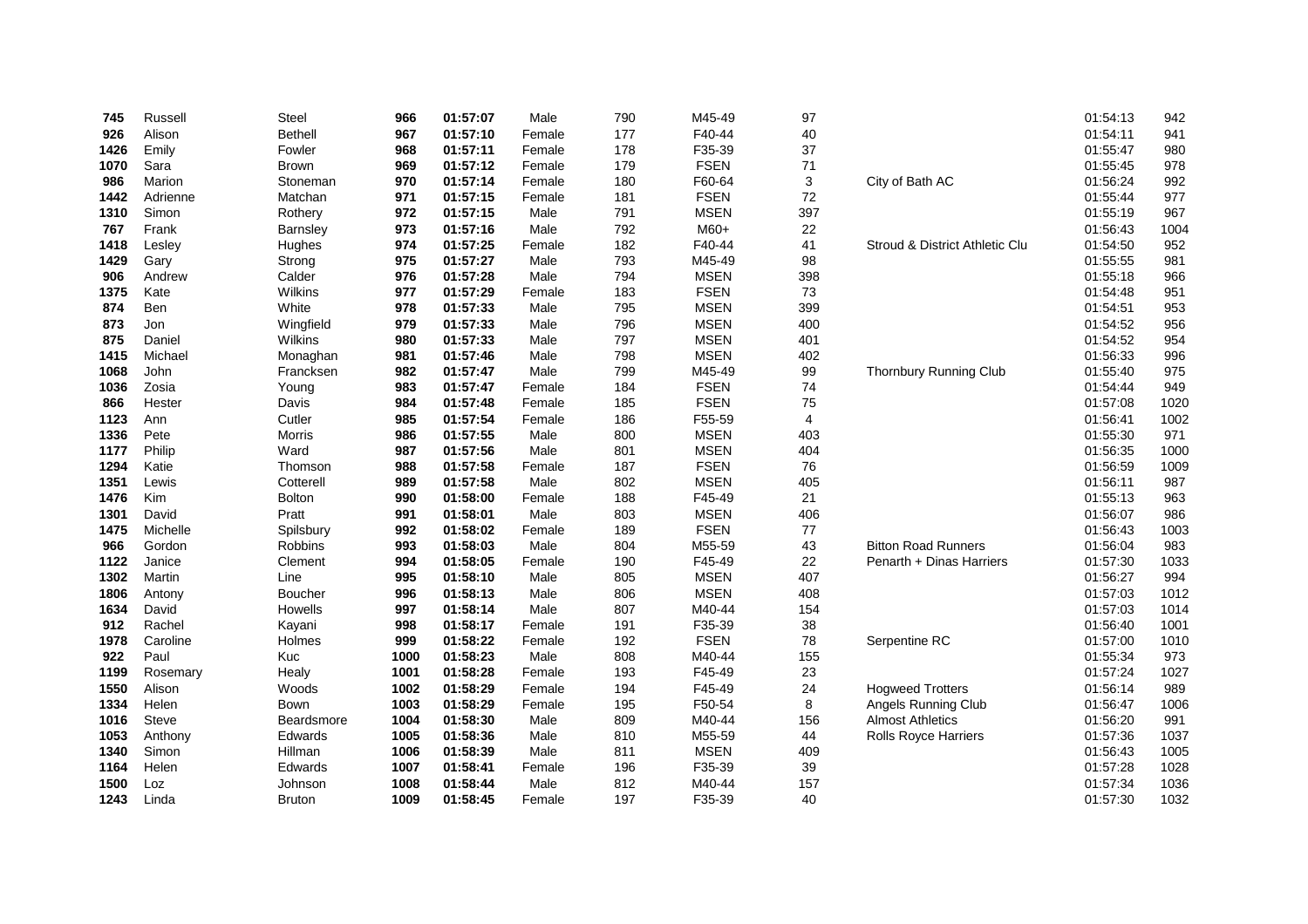| | | | | | | | | | | | |
|---|---|---|---|---|---|---|---|---|---|---|---|
| **745** | Russell | Steel | **966** | **01:57:07** | Male | 790 | M45-49 | 97 | | 01:54:13 | 942 |
| **926** | Alison | Bethell | **967** | **01:57:10** | Female | 177 | F40-44 | 40 | | 01:54:11 | 941 |
| **1426** | Emily | Fowler | **968** | **01:57:11** | Female | 178 | F35-39 | 37 | | 01:55:47 | 980 |
| **1070** | Sara | Brown | **969** | **01:57:12** | Female | 179 | FSEN | 71 | | 01:55:45 | 978 |
| **986** | Marion | Stoneman | **970** | **01:57:14** | Female | 180 | F60-64 | 3 | City of Bath AC | 01:56:24 | 992 |
| **1442** | Adrienne | Matchan | **971** | **01:57:15** | Female | 181 | FSEN | 72 | | 01:55:44 | 977 |
| **1310** | Simon | Rothery | **972** | **01:57:15** | Male | 791 | MSEN | 397 | | 01:55:19 | 967 |
| **767** | Frank | Barnsley | **973** | **01:57:16** | Male | 792 | M60+ | 22 | | 01:56:43 | 1004 |
| **1418** | Lesley | Hughes | **974** | **01:57:25** | Female | 182 | F40-44 | 41 | Stroud & District Athletic Clu | 01:54:50 | 952 |
| **1429** | Gary | Strong | **975** | **01:57:27** | Male | 793 | M45-49 | 98 | | 01:55:55 | 981 |
| **906** | Andrew | Calder | **976** | **01:57:28** | Male | 794 | MSEN | 398 | | 01:55:18 | 966 |
| **1375** | Kate | Wilkins | **977** | **01:57:29** | Female | 183 | FSEN | 73 | | 01:54:48 | 951 |
| **874** | Ben | White | **978** | **01:57:33** | Male | 795 | MSEN | 399 | | 01:54:51 | 953 |
| **873** | Jon | Wingfield | **979** | **01:57:33** | Male | 796 | MSEN | 400 | | 01:54:52 | 956 |
| **875** | Daniel | Wilkins | **980** | **01:57:33** | Male | 797 | MSEN | 401 | | 01:54:52 | 954 |
| **1415** | Michael | Monaghan | **981** | **01:57:46** | Male | 798 | MSEN | 402 | | 01:56:33 | 996 |
| **1068** | John | Francksen | **982** | **01:57:47** | Male | 799 | M45-49 | 99 | Thornbury Running Club | 01:55:40 | 975 |
| **1036** | Zosia | Young | **983** | **01:57:47** | Female | 184 | FSEN | 74 | | 01:54:44 | 949 |
| **866** | Hester | Davis | **984** | **01:57:48** | Female | 185 | FSEN | 75 | | 01:57:08 | 1020 |
| **1123** | Ann | Cutler | **985** | **01:57:54** | Female | 186 | F55-59 | 4 | | 01:56:41 | 1002 |
| **1336** | Pete | Morris | **986** | **01:57:55** | Male | 800 | MSEN | 403 | | 01:55:30 | 971 |
| **1177** | Philip | Ward | **987** | **01:57:56** | Male | 801 | MSEN | 404 | | 01:56:35 | 1000 |
| **1294** | Katie | Thomson | **988** | **01:57:58** | Female | 187 | FSEN | 76 | | 01:56:59 | 1009 |
| **1351** | Lewis | Cotterell | **989** | **01:57:58** | Male | 802 | MSEN | 405 | | 01:56:11 | 987 |
| **1476** | Kim | Bolton | **990** | **01:58:00** | Female | 188 | F45-49 | 21 | | 01:55:13 | 963 |
| **1301** | David | Pratt | **991** | **01:58:01** | Male | 803 | MSEN | 406 | | 01:56:07 | 986 |
| **1475** | Michelle | Spilsbury | **992** | **01:58:02** | Female | 189 | FSEN | 77 | | 01:56:43 | 1003 |
| **966** | Gordon | Robbins | **993** | **01:58:03** | Male | 804 | M55-59 | 43 | Bitton Road Runners | 01:56:04 | 983 |
| **1122** | Janice | Clement | **994** | **01:58:05** | Female | 190 | F45-49 | 22 | Penarth + Dinas Harriers | 01:57:30 | 1033 |
| **1302** | Martin | Line | **995** | **01:58:10** | Male | 805 | MSEN | 407 | | 01:56:27 | 994 |
| **1806** | Antony | Boucher | **996** | **01:58:13** | Male | 806 | MSEN | 408 | | 01:57:03 | 1012 |
| **1634** | David | Howells | **997** | **01:58:14** | Male | 807 | M40-44 | 154 | | 01:57:03 | 1014 |
| **912** | Rachel | Kayani | **998** | **01:58:17** | Female | 191 | F35-39 | 38 | | 01:56:40 | 1001 |
| **1978** | Caroline | Holmes | **999** | **01:58:22** | Female | 192 | FSEN | 78 | Serpentine RC | 01:57:00 | 1010 |
| **922** | Paul | Kuc | **1000** | **01:58:23** | Male | 808 | M40-44 | 155 | | 01:55:34 | 973 |
| **1199** | Rosemary | Healy | **1001** | **01:58:28** | Female | 193 | F45-49 | 23 | | 01:57:24 | 1027 |
| **1550** | Alison | Woods | **1002** | **01:58:29** | Female | 194 | F45-49 | 24 | Hogweed Trotters | 01:56:14 | 989 |
| **1334** | Helen | Bown | **1003** | **01:58:29** | Female | 195 | F50-54 | 8 | Angels Running Club | 01:56:47 | 1006 |
| **1016** | Steve | Beardsmore | **1004** | **01:58:30** | Male | 809 | M40-44 | 156 | Almost Athletics | 01:56:20 | 991 |
| **1053** | Anthony | Edwards | **1005** | **01:58:36** | Male | 810 | M55-59 | 44 | Rolls Royce Harriers | 01:57:36 | 1037 |
| **1340** | Simon | Hillman | **1006** | **01:58:39** | Male | 811 | MSEN | 409 | | 01:56:43 | 1005 |
| **1164** | Helen | Edwards | **1007** | **01:58:41** | Female | 196 | F35-39 | 39 | | 01:57:28 | 1028 |
| **1500** | Loz | Johnson | **1008** | **01:58:44** | Male | 812 | M40-44 | 157 | | 01:57:34 | 1036 |
| **1243** | Linda | Bruton | **1009** | **01:58:45** | Female | 197 | F35-39 | 40 | | 01:57:30 | 1032 |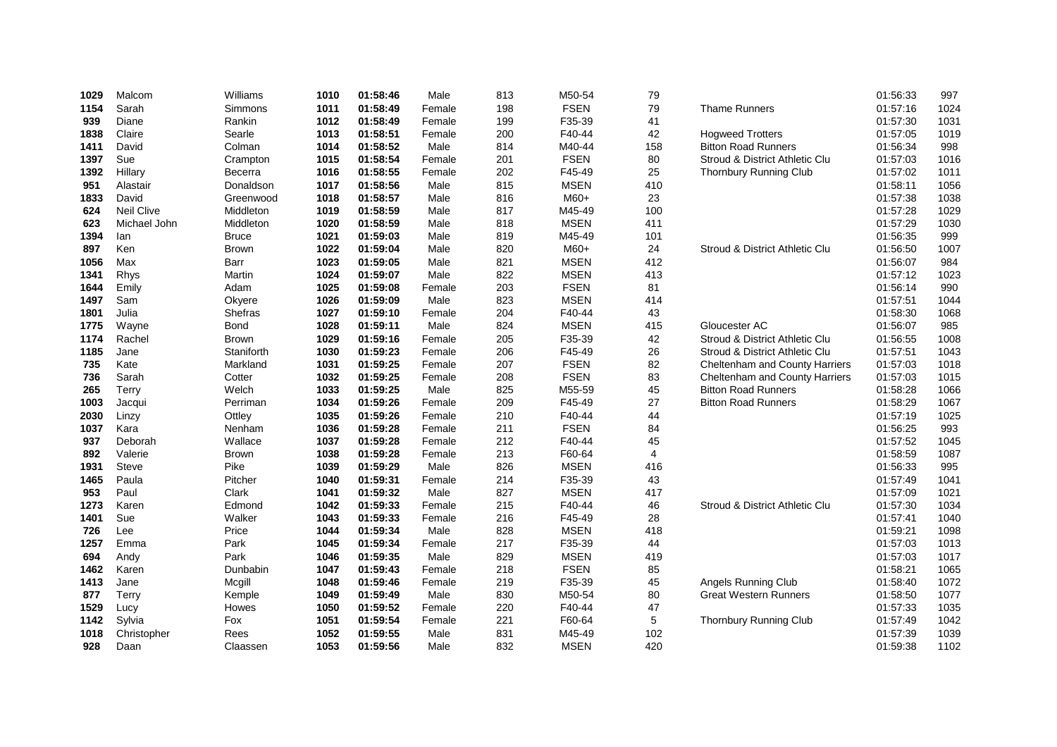| | | | | | | | | | | | |
|---|---|---|---|---|---|---|---|---|---|---|---|
| 1029 | Malcom | Williams | 1010 | 01:58:46 | Male | 813 | M50-54 | 79 | | 01:56:33 | 997 |
| 1154 | Sarah | Simmons | 1011 | 01:58:49 | Female | 198 | FSEN | 79 | Thame Runners | 01:57:16 | 1024 |
| 939 | Diane | Rankin | 1012 | 01:58:49 | Female | 199 | F35-39 | 41 | | 01:57:30 | 1031 |
| 1838 | Claire | Searle | 1013 | 01:58:51 | Female | 200 | F40-44 | 42 | Hogweed Trotters | 01:57:05 | 1019 |
| 1411 | David | Colman | 1014 | 01:58:52 | Male | 814 | M40-44 | 158 | Bitton Road Runners | 01:56:34 | 998 |
| 1397 | Sue | Crampton | 1015 | 01:58:54 | Female | 201 | FSEN | 80 | Stroud & District Athletic Clu | 01:57:03 | 1016 |
| 1392 | Hillary | Becerra | 1016 | 01:58:55 | Female | 202 | F45-49 | 25 | Thornbury Running Club | 01:57:02 | 1011 |
| 951 | Alastair | Donaldson | 1017 | 01:58:56 | Male | 815 | MSEN | 410 | | 01:58:11 | 1056 |
| 1833 | David | Greenwood | 1018 | 01:58:57 | Male | 816 | M60+ | 23 | | 01:57:38 | 1038 |
| 624 | Neil Clive | Middleton | 1019 | 01:58:59 | Male | 817 | M45-49 | 100 | | 01:57:28 | 1029 |
| 623 | Michael John | Middleton | 1020 | 01:58:59 | Male | 818 | MSEN | 411 | | 01:57:29 | 1030 |
| 1394 | Ian | Bruce | 1021 | 01:59:03 | Male | 819 | M45-49 | 101 | | 01:56:35 | 999 |
| 897 | Ken | Brown | 1022 | 01:59:04 | Male | 820 | M60+ | 24 | Stroud & District Athletic Clu | 01:56:50 | 1007 |
| 1056 | Max | Barr | 1023 | 01:59:05 | Male | 821 | MSEN | 412 | | 01:56:07 | 984 |
| 1341 | Rhys | Martin | 1024 | 01:59:07 | Male | 822 | MSEN | 413 | | 01:57:12 | 1023 |
| 1644 | Emily | Adam | 1025 | 01:59:08 | Female | 203 | FSEN | 81 | | 01:56:14 | 990 |
| 1497 | Sam | Okyere | 1026 | 01:59:09 | Male | 823 | MSEN | 414 | | 01:57:51 | 1044 |
| 1801 | Julia | Shefras | 1027 | 01:59:10 | Female | 204 | F40-44 | 43 | | 01:58:30 | 1068 |
| 1775 | Wayne | Bond | 1028 | 01:59:11 | Male | 824 | MSEN | 415 | Gloucester AC | 01:56:07 | 985 |
| 1174 | Rachel | Brown | 1029 | 01:59:16 | Female | 205 | F35-39 | 42 | Stroud & District Athletic Clu | 01:56:55 | 1008 |
| 1185 | Jane | Staniforth | 1030 | 01:59:23 | Female | 206 | F45-49 | 26 | Stroud & District Athletic Clu | 01:57:51 | 1043 |
| 735 | Kate | Markland | 1031 | 01:59:25 | Female | 207 | FSEN | 82 | Cheltenham and County Harriers | 01:57:03 | 1018 |
| 736 | Sarah | Cotter | 1032 | 01:59:25 | Female | 208 | FSEN | 83 | Cheltenham and County Harriers | 01:57:03 | 1015 |
| 265 | Terry | Welch | 1033 | 01:59:25 | Male | 825 | M55-59 | 45 | Bitton Road Runners | 01:58:28 | 1066 |
| 1003 | Jacqui | Perriman | 1034 | 01:59:26 | Female | 209 | F45-49 | 27 | Bitton Road Runners | 01:58:29 | 1067 |
| 2030 | Linzy | Ottley | 1035 | 01:59:26 | Female | 210 | F40-44 | 44 | | 01:57:19 | 1025 |
| 1037 | Kara | Nenham | 1036 | 01:59:28 | Female | 211 | FSEN | 84 | | 01:56:25 | 993 |
| 937 | Deborah | Wallace | 1037 | 01:59:28 | Female | 212 | F40-44 | 45 | | 01:57:52 | 1045 |
| 892 | Valerie | Brown | 1038 | 01:59:28 | Female | 213 | F60-64 | 4 | | 01:58:59 | 1087 |
| 1931 | Steve | Pike | 1039 | 01:59:29 | Male | 826 | MSEN | 416 | | 01:56:33 | 995 |
| 1465 | Paula | Pitcher | 1040 | 01:59:31 | Female | 214 | F35-39 | 43 | | 01:57:49 | 1041 |
| 953 | Paul | Clark | 1041 | 01:59:32 | Male | 827 | MSEN | 417 | | 01:57:09 | 1021 |
| 1273 | Karen | Edmond | 1042 | 01:59:33 | Female | 215 | F40-44 | 46 | Stroud & District Athletic Clu | 01:57:30 | 1034 |
| 1401 | Sue | Walker | 1043 | 01:59:33 | Female | 216 | F45-49 | 28 | | 01:57:41 | 1040 |
| 726 | Lee | Price | 1044 | 01:59:34 | Male | 828 | MSEN | 418 | | 01:59:21 | 1098 |
| 1257 | Emma | Park | 1045 | 01:59:34 | Female | 217 | F35-39 | 44 | | 01:57:03 | 1013 |
| 694 | Andy | Park | 1046 | 01:59:35 | Male | 829 | MSEN | 419 | | 01:57:03 | 1017 |
| 1462 | Karen | Dunbabin | 1047 | 01:59:43 | Female | 218 | FSEN | 85 | | 01:58:21 | 1065 |
| 1413 | Jane | Mcgill | 1048 | 01:59:46 | Female | 219 | F35-39 | 45 | Angels Running Club | 01:58:40 | 1072 |
| 877 | Terry | Kemple | 1049 | 01:59:49 | Male | 830 | M50-54 | 80 | Great Western Runners | 01:58:50 | 1077 |
| 1529 | Lucy | Howes | 1050 | 01:59:52 | Female | 220 | F40-44 | 47 | | 01:57:33 | 1035 |
| 1142 | Sylvia | Fox | 1051 | 01:59:54 | Female | 221 | F60-64 | 5 | Thornbury Running Club | 01:57:49 | 1042 |
| 1018 | Christopher | Rees | 1052 | 01:59:55 | Male | 831 | M45-49 | 102 | | 01:57:39 | 1039 |
| 928 | Daan | Claassen | 1053 | 01:59:56 | Male | 832 | MSEN | 420 | | 01:59:38 | 1102 |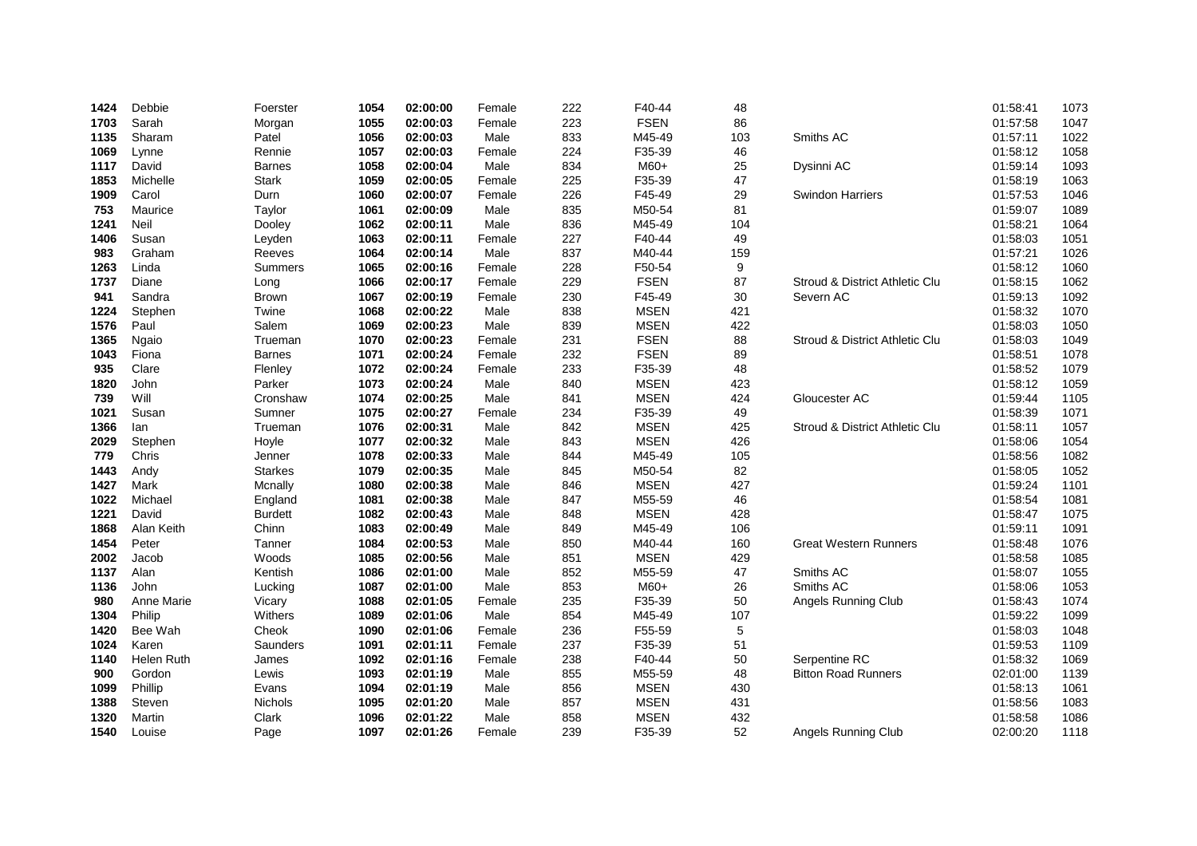| | | | | | | | | | | | |
|---|---|---|---|---|---|---|---|---|---|---|---|
| 1424 | Debbie | Foerster | 1054 | 02:00:00 | Female | 222 | F40-44 | 48 | | 01:58:41 | 1073 |
| 1703 | Sarah | Morgan | 1055 | 02:00:03 | Female | 223 | FSEN | 86 | | 01:57:58 | 1047 |
| 1135 | Sharam | Patel | 1056 | 02:00:03 | Male | 833 | M45-49 | 103 | Smiths AC | 01:57:11 | 1022 |
| 1069 | Lynne | Rennie | 1057 | 02:00:03 | Female | 224 | F35-39 | 46 | | 01:58:12 | 1058 |
| 1117 | David | Barnes | 1058 | 02:00:04 | Male | 834 | M60+ | 25 | Dysinni AC | 01:59:14 | 1093 |
| 1853 | Michelle | Stark | 1059 | 02:00:05 | Female | 225 | F35-39 | 47 | | 01:58:19 | 1063 |
| 1909 | Carol | Durn | 1060 | 02:00:07 | Female | 226 | F45-49 | 29 | Swindon Harriers | 01:57:53 | 1046 |
| 753 | Maurice | Taylor | 1061 | 02:00:09 | Male | 835 | M50-54 | 81 | | 01:59:07 | 1089 |
| 1241 | Neil | Dooley | 1062 | 02:00:11 | Male | 836 | M45-49 | 104 | | 01:58:21 | 1064 |
| 1406 | Susan | Leyden | 1063 | 02:00:11 | Female | 227 | F40-44 | 49 | | 01:58:03 | 1051 |
| 983 | Graham | Reeves | 1064 | 02:00:14 | Male | 837 | M40-44 | 159 | | 01:57:21 | 1026 |
| 1263 | Linda | Summers | 1065 | 02:00:16 | Female | 228 | F50-54 | 9 | | 01:58:12 | 1060 |
| 1737 | Diane | Long | 1066 | 02:00:17 | Female | 229 | FSEN | 87 | Stroud & District Athletic Clu | 01:58:15 | 1062 |
| 941 | Sandra | Brown | 1067 | 02:00:19 | Female | 230 | F45-49 | 30 | Severn AC | 01:59:13 | 1092 |
| 1224 | Stephen | Twine | 1068 | 02:00:22 | Male | 838 | MSEN | 421 | | 01:58:32 | 1070 |
| 1576 | Paul | Salem | 1069 | 02:00:23 | Male | 839 | MSEN | 422 | | 01:58:03 | 1050 |
| 1365 | Ngaio | Trueman | 1070 | 02:00:23 | Female | 231 | FSEN | 88 | Stroud & District Athletic Clu | 01:58:03 | 1049 |
| 1043 | Fiona | Barnes | 1071 | 02:00:24 | Female | 232 | FSEN | 89 | | 01:58:51 | 1078 |
| 935 | Clare | Flenley | 1072 | 02:00:24 | Female | 233 | F35-39 | 48 | | 01:58:52 | 1079 |
| 1820 | John | Parker | 1073 | 02:00:24 | Male | 840 | MSEN | 423 | | 01:58:12 | 1059 |
| 739 | Will | Cronshaw | 1074 | 02:00:25 | Male | 841 | MSEN | 424 | Gloucester AC | 01:59:44 | 1105 |
| 1021 | Susan | Sumner | 1075 | 02:00:27 | Female | 234 | F35-39 | 49 | | 01:58:39 | 1071 |
| 1366 | Ian | Trueman | 1076 | 02:00:31 | Male | 842 | MSEN | 425 | Stroud & District Athletic Clu | 01:58:11 | 1057 |
| 2029 | Stephen | Hoyle | 1077 | 02:00:32 | Male | 843 | MSEN | 426 | | 01:58:06 | 1054 |
| 779 | Chris | Jenner | 1078 | 02:00:33 | Male | 844 | M45-49 | 105 | | 01:58:56 | 1082 |
| 1443 | Andy | Starkes | 1079 | 02:00:35 | Male | 845 | M50-54 | 82 | | 01:58:05 | 1052 |
| 1427 | Mark | Mcnally | 1080 | 02:00:38 | Male | 846 | MSEN | 427 | | 01:59:24 | 1101 |
| 1022 | Michael | England | 1081 | 02:00:38 | Male | 847 | M55-59 | 46 | | 01:58:54 | 1081 |
| 1221 | David | Burdett | 1082 | 02:00:43 | Male | 848 | MSEN | 428 | | 01:58:47 | 1075 |
| 1868 | Alan Keith | Chinn | 1083 | 02:00:49 | Male | 849 | M45-49 | 106 | | 01:59:11 | 1091 |
| 1454 | Peter | Tanner | 1084 | 02:00:53 | Male | 850 | M40-44 | 160 | Great Western Runners | 01:58:48 | 1076 |
| 2002 | Jacob | Woods | 1085 | 02:00:56 | Male | 851 | MSEN | 429 | | 01:58:58 | 1085 |
| 1137 | Alan | Kentish | 1086 | 02:01:00 | Male | 852 | M55-59 | 47 | Smiths AC | 01:58:07 | 1055 |
| 1136 | John | Lucking | 1087 | 02:01:00 | Male | 853 | M60+ | 26 | Smiths AC | 01:58:06 | 1053 |
| 980 | Anne Marie | Vicary | 1088 | 02:01:05 | Female | 235 | F35-39 | 50 | Angels Running Club | 01:58:43 | 1074 |
| 1304 | Philip | Withers | 1089 | 02:01:06 | Male | 854 | M45-49 | 107 | | 01:59:22 | 1099 |
| 1420 | Bee Wah | Cheok | 1090 | 02:01:06 | Female | 236 | F55-59 | 5 | | 01:58:03 | 1048 |
| 1024 | Karen | Saunders | 1091 | 02:01:11 | Female | 237 | F35-39 | 51 | | 01:59:53 | 1109 |
| 1140 | Helen Ruth | James | 1092 | 02:01:16 | Female | 238 | F40-44 | 50 | Serpentine RC | 01:58:32 | 1069 |
| 900 | Gordon | Lewis | 1093 | 02:01:19 | Male | 855 | M55-59 | 48 | Bitton Road Runners | 02:01:00 | 1139 |
| 1099 | Phillip | Evans | 1094 | 02:01:19 | Male | 856 | MSEN | 430 | | 01:58:13 | 1061 |
| 1388 | Steven | Nichols | 1095 | 02:01:20 | Male | 857 | MSEN | 431 | | 01:58:56 | 1083 |
| 1320 | Martin | Clark | 1096 | 02:01:22 | Male | 858 | MSEN | 432 | | 01:58:58 | 1086 |
| 1540 | Louise | Page | 1097 | 02:01:26 | Female | 239 | F35-39 | 52 | Angels Running Club | 02:00:20 | 1118 |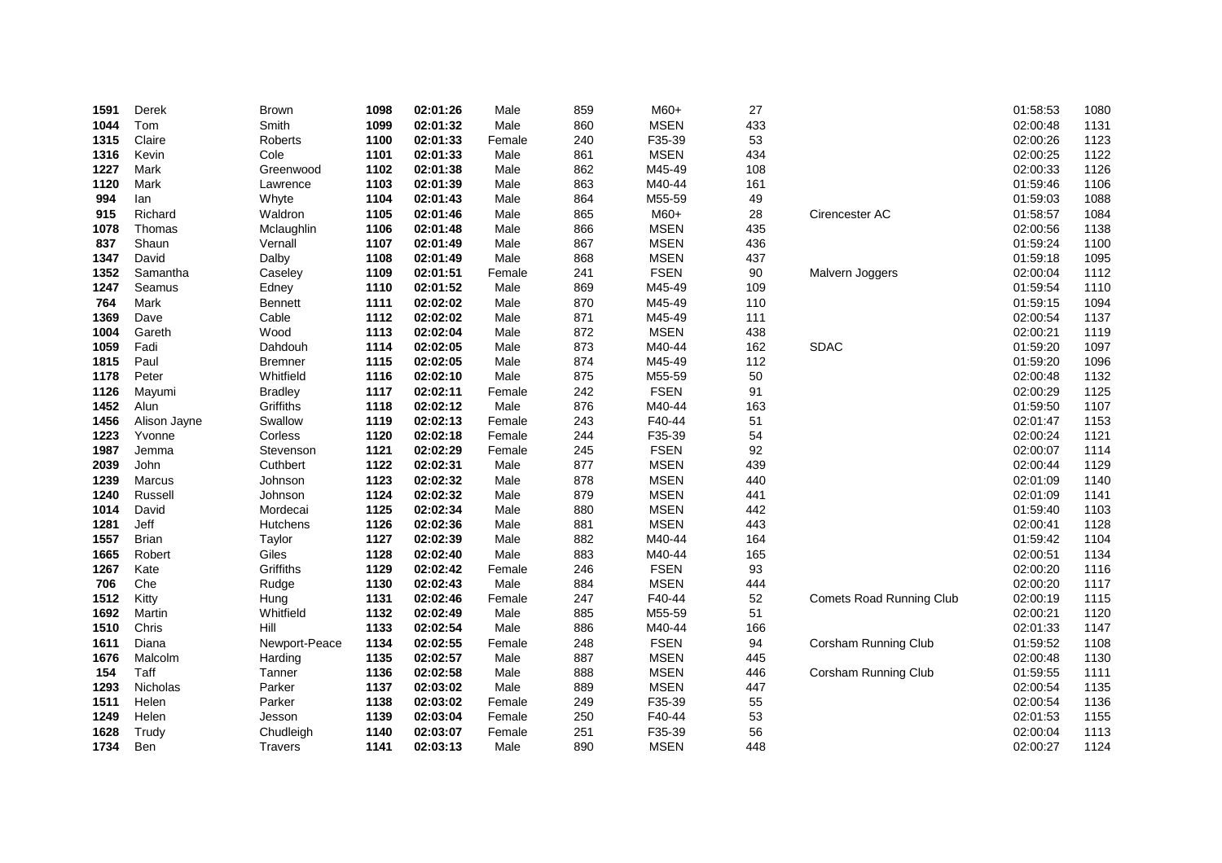| | | | | | | | | | | | |
|---|---|---|---|---|---|---|---|---|---|---|---|
| **1591** | Derek | Brown | **1098** | **02:01:26** | Male | 859 | M60+ | 27 | | 01:58:53 | 1080 |
| **1044** | Tom | Smith | **1099** | **02:01:32** | Male | 860 | MSEN | 433 | | 02:00:48 | 1131 |
| **1315** | Claire | Roberts | **1100** | **02:01:33** | Female | 240 | F35-39 | 53 | | 02:00:26 | 1123 |
| **1316** | Kevin | Cole | **1101** | **02:01:33** | Male | 861 | MSEN | 434 | | 02:00:25 | 1122 |
| **1227** | Mark | Greenwood | **1102** | **02:01:38** | Male | 862 | M45-49 | 108 | | 02:00:33 | 1126 |
| **1120** | Mark | Lawrence | **1103** | **02:01:39** | Male | 863 | M40-44 | 161 | | 01:59:46 | 1106 |
| **994** | Ian | Whyte | **1104** | **02:01:43** | Male | 864 | M55-59 | 49 | | 01:59:03 | 1088 |
| **915** | Richard | Waldron | **1105** | **02:01:46** | Male | 865 | M60+ | 28 | Cirencester AC | 01:58:57 | 1084 |
| **1078** | Thomas | Mclaughlin | **1106** | **02:01:48** | Male | 866 | MSEN | 435 | | 02:00:56 | 1138 |
| **837** | Shaun | Vernall | **1107** | **02:01:49** | Male | 867 | MSEN | 436 | | 01:59:24 | 1100 |
| **1347** | David | Dalby | **1108** | **02:01:49** | Male | 868 | MSEN | 437 | | 01:59:18 | 1095 |
| **1352** | Samantha | Caseley | **1109** | **02:01:51** | Female | 241 | FSEN | 90 | Malvern Joggers | 02:00:04 | 1112 |
| **1247** | Seamus | Edney | **1110** | **02:01:52** | Male | 869 | M45-49 | 109 | | 01:59:54 | 1110 |
| **764** | Mark | Bennett | **1111** | **02:02:02** | Male | 870 | M45-49 | 110 | | 01:59:15 | 1094 |
| **1369** | Dave | Cable | **1112** | **02:02:02** | Male | 871 | M45-49 | 111 | | 02:00:54 | 1137 |
| **1004** | Gareth | Wood | **1113** | **02:02:04** | Male | 872 | MSEN | 438 | | 02:00:21 | 1119 |
| **1059** | Fadi | Dahdouh | **1114** | **02:02:05** | Male | 873 | M40-44 | 162 | SDAC | 01:59:20 | 1097 |
| **1815** | Paul | Bremner | **1115** | **02:02:05** | Male | 874 | M45-49 | 112 | | 01:59:20 | 1096 |
| **1178** | Peter | Whitfield | **1116** | **02:02:10** | Male | 875 | M55-59 | 50 | | 02:00:48 | 1132 |
| **1126** | Mayumi | Bradley | **1117** | **02:02:11** | Female | 242 | FSEN | 91 | | 02:00:29 | 1125 |
| **1452** | Alun | Griffiths | **1118** | **02:02:12** | Male | 876 | M40-44 | 163 | | 01:59:50 | 1107 |
| **1456** | Alison Jayne | Swallow | **1119** | **02:02:13** | Female | 243 | F40-44 | 51 | | 02:01:47 | 1153 |
| **1223** | Yvonne | Corless | **1120** | **02:02:18** | Female | 244 | F35-39 | 54 | | 02:00:24 | 1121 |
| **1987** | Jemma | Stevenson | **1121** | **02:02:29** | Female | 245 | FSEN | 92 | | 02:00:07 | 1114 |
| **2039** | John | Cuthbert | **1122** | **02:02:31** | Male | 877 | MSEN | 439 | | 02:00:44 | 1129 |
| **1239** | Marcus | Johnson | **1123** | **02:02:32** | Male | 878 | MSEN | 440 | | 02:01:09 | 1140 |
| **1240** | Russell | Johnson | **1124** | **02:02:32** | Male | 879 | MSEN | 441 | | 02:01:09 | 1141 |
| **1014** | David | Mordecai | **1125** | **02:02:34** | Male | 880 | MSEN | 442 | | 01:59:40 | 1103 |
| **1281** | Jeff | Hutchens | **1126** | **02:02:36** | Male | 881 | MSEN | 443 | | 02:00:41 | 1128 |
| **1557** | Brian | Taylor | **1127** | **02:02:39** | Male | 882 | M40-44 | 164 | | 01:59:42 | 1104 |
| **1665** | Robert | Giles | **1128** | **02:02:40** | Male | 883 | M40-44 | 165 | | 02:00:51 | 1134 |
| **1267** | Kate | Griffiths | **1129** | **02:02:42** | Female | 246 | FSEN | 93 | | 02:00:20 | 1116 |
| **706** | Che | Rudge | **1130** | **02:02:43** | Male | 884 | MSEN | 444 | | 02:00:20 | 1117 |
| **1512** | Kitty | Hung | **1131** | **02:02:46** | Female | 247 | F40-44 | 52 | Comets Road Running Club | 02:00:19 | 1115 |
| **1692** | Martin | Whitfield | **1132** | **02:02:49** | Male | 885 | M55-59 | 51 | | 02:00:21 | 1120 |
| **1510** | Chris | Hill | **1133** | **02:02:54** | Male | 886 | M40-44 | 166 | | 02:01:33 | 1147 |
| **1611** | Diana | Newport-Peace | **1134** | **02:02:55** | Female | 248 | FSEN | 94 | Corsham Running Club | 01:59:52 | 1108 |
| **1676** | Malcolm | Harding | **1135** | **02:02:57** | Male | 887 | MSEN | 445 | | 02:00:48 | 1130 |
| **154** | Taff | Tanner | **1136** | **02:02:58** | Male | 888 | MSEN | 446 | Corsham Running Club | 01:59:55 | 1111 |
| **1293** | Nicholas | Parker | **1137** | **02:03:02** | Male | 889 | MSEN | 447 | | 02:00:54 | 1135 |
| **1511** | Helen | Parker | **1138** | **02:03:02** | Female | 249 | F35-39 | 55 | | 02:00:54 | 1136 |
| **1249** | Helen | Jesson | **1139** | **02:03:04** | Female | 250 | F40-44 | 53 | | 02:01:53 | 1155 |
| **1628** | Trudy | Chudleigh | **1140** | **02:03:07** | Female | 251 | F35-39 | 56 | | 02:00:04 | 1113 |
| **1734** | Ben | Travers | **1141** | **02:03:13** | Male | 890 | MSEN | 448 | | 02:00:27 | 1124 |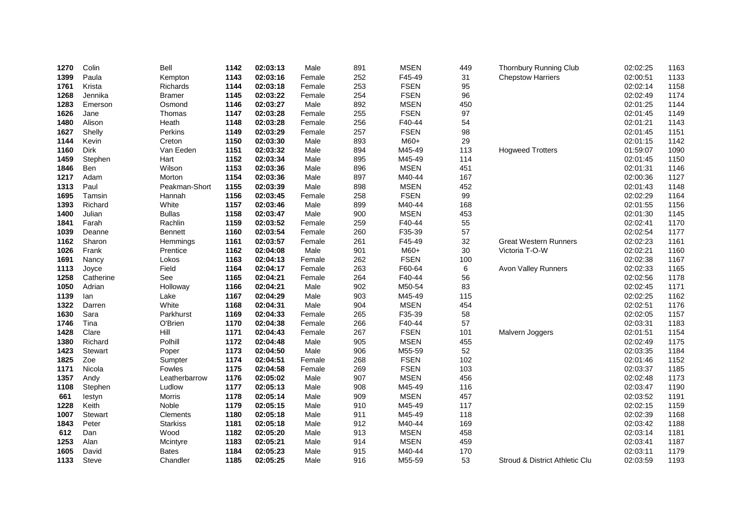| | | | | | | | | | | | |
|---|---|---|---|---|---|---|---|---|---|---|---|
| **1270** | Colin | Bell | **1142** | **02:03:13** | Male | 891 | MSEN | 449 | Thornbury Running Club | 02:02:25 | 1163 |
| **1399** | Paula | Kempton | **1143** | **02:03:16** | Female | 252 | F45-49 | 31 | Chepstow Harriers | 02:00:51 | 1133 |
| **1761** | Krista | Richards | **1144** | **02:03:18** | Female | 253 | FSEN | 95 | | 02:02:14 | 1158 |
| **1268** | Jennika | Bramer | **1145** | **02:03:22** | Female | 254 | FSEN | 96 | | 02:02:49 | 1174 |
| **1283** | Emerson | Osmond | **1146** | **02:03:27** | Male | 892 | MSEN | 450 | | 02:01:25 | 1144 |
| **1626** | Jane | Thomas | **1147** | **02:03:28** | Female | 255 | FSEN | 97 | | 02:01:45 | 1149 |
| **1480** | Alison | Heath | **1148** | **02:03:28** | Female | 256 | F40-44 | 54 | | 02:01:21 | 1143 |
| **1627** | Shelly | Perkins | **1149** | **02:03:29** | Female | 257 | FSEN | 98 | | 02:01:45 | 1151 |
| **1144** | Kevin | Creton | **1150** | **02:03:30** | Male | 893 | M60+ | 29 | | 02:01:15 | 1142 |
| **1160** | Dirk | Van Eeden | **1151** | **02:03:32** | Male | 894 | M45-49 | 113 | Hogweed Trotters | 01:59:07 | 1090 |
| **1459** | Stephen | Hart | **1152** | **02:03:34** | Male | 895 | M45-49 | 114 | | 02:01:45 | 1150 |
| **1846** | Ben | Wilson | **1153** | **02:03:36** | Male | 896 | MSEN | 451 | | 02:01:31 | 1146 |
| **1217** | Adam | Morton | **1154** | **02:03:36** | Male | 897 | M40-44 | 167 | | 02:00:36 | 1127 |
| **1313** | Paul | Peakman-Short | **1155** | **02:03:39** | Male | 898 | MSEN | 452 | | 02:01:43 | 1148 |
| **1695** | Tamsin | Hannah | **1156** | **02:03:45** | Female | 258 | FSEN | 99 | | 02:02:29 | 1164 |
| **1393** | Richard | White | **1157** | **02:03:46** | Male | 899 | M40-44 | 168 | | 02:01:55 | 1156 |
| **1400** | Julian | Bullas | **1158** | **02:03:47** | Male | 900 | MSEN | 453 | | 02:01:30 | 1145 |
| **1841** | Farah | Rachlin | **1159** | **02:03:52** | Female | 259 | F40-44 | 55 | | 02:02:41 | 1170 |
| **1039** | Deanne | Bennett | **1160** | **02:03:54** | Female | 260 | F35-39 | 57 | | 02:02:54 | 1177 |
| **1162** | Sharon | Hemmings | **1161** | **02:03:57** | Female | 261 | F45-49 | 32 | Great Western Runners | 02:02:23 | 1161 |
| **1026** | Frank | Prentice | **1162** | **02:04:08** | Male | 901 | M60+ | 30 | Victoria T-O-W | 02:02:21 | 1160 |
| **1691** | Nancy | Lokos | **1163** | **02:04:13** | Female | 262 | FSEN | 100 | | 02:02:38 | 1167 |
| **1113** | Joyce | Field | **1164** | **02:04:17** | Female | 263 | F60-64 | 6 | Avon Valley Runners | 02:02:33 | 1165 |
| **1258** | Catherine | See | **1165** | **02:04:21** | Female | 264 | F40-44 | 56 | | 02:02:56 | 1178 |
| **1050** | Adrian | Holloway | **1166** | **02:04:21** | Male | 902 | M50-54 | 83 | | 02:02:45 | 1171 |
| **1139** | Ian | Lake | **1167** | **02:04:29** | Male | 903 | M45-49 | 115 | | 02:02:25 | 1162 |
| **1322** | Darren | White | **1168** | **02:04:31** | Male | 904 | MSEN | 454 | | 02:02:51 | 1176 |
| **1630** | Sara | Parkhurst | **1169** | **02:04:33** | Female | 265 | F35-39 | 58 | | 02:02:05 | 1157 |
| **1746** | Tina | O'Brien | **1170** | **02:04:38** | Female | 266 | F40-44 | 57 | | 02:03:31 | 1183 |
| **1428** | Clare | Hill | **1171** | **02:04:43** | Female | 267 | FSEN | 101 | Malvern Joggers | 02:01:51 | 1154 |
| **1380** | Richard | Polhill | **1172** | **02:04:48** | Male | 905 | MSEN | 455 | | 02:02:49 | 1175 |
| **1423** | Stewart | Poper | **1173** | **02:04:50** | Male | 906 | M55-59 | 52 | | 02:03:35 | 1184 |
| **1825** | Zoe | Sumpter | **1174** | **02:04:51** | Female | 268 | FSEN | 102 | | 02:01:46 | 1152 |
| **1171** | Nicola | Fowles | **1175** | **02:04:58** | Female | 269 | FSEN | 103 | | 02:03:37 | 1185 |
| **1357** | Andy | Leatherbarrow | **1176** | **02:05:02** | Male | 907 | MSEN | 456 | | 02:02:48 | 1173 |
| **1108** | Stephen | Ludlow | **1177** | **02:05:13** | Male | 908 | M45-49 | 116 | | 02:03:47 | 1190 |
| **661** | Iestyn | Morris | **1178** | **02:05:14** | Male | 909 | MSEN | 457 | | 02:03:52 | 1191 |
| **1228** | Keith | Noble | **1179** | **02:05:15** | Male | 910 | M45-49 | 117 | | 02:02:15 | 1159 |
| **1007** | Stewart | Clements | **1180** | **02:05:18** | Male | 911 | M45-49 | 118 | | 02:02:39 | 1168 |
| **1843** | Peter | Starkiss | **1181** | **02:05:18** | Male | 912 | M40-44 | 169 | | 02:03:42 | 1188 |
| **612** | Dan | Wood | **1182** | **02:05:20** | Male | 913 | MSEN | 458 | | 02:03:14 | 1181 |
| **1253** | Alan | Mcintyre | **1183** | **02:05:21** | Male | 914 | MSEN | 459 | | 02:03:41 | 1187 |
| **1605** | David | Bates | **1184** | **02:05:23** | Male | 915 | M40-44 | 170 | | 02:03:11 | 1179 |
| **1133** | Steve | Chandler | **1185** | **02:05:25** | Male | 916 | M55-59 | 53 | Stroud & District Athletic Clu | 02:03:59 | 1193 |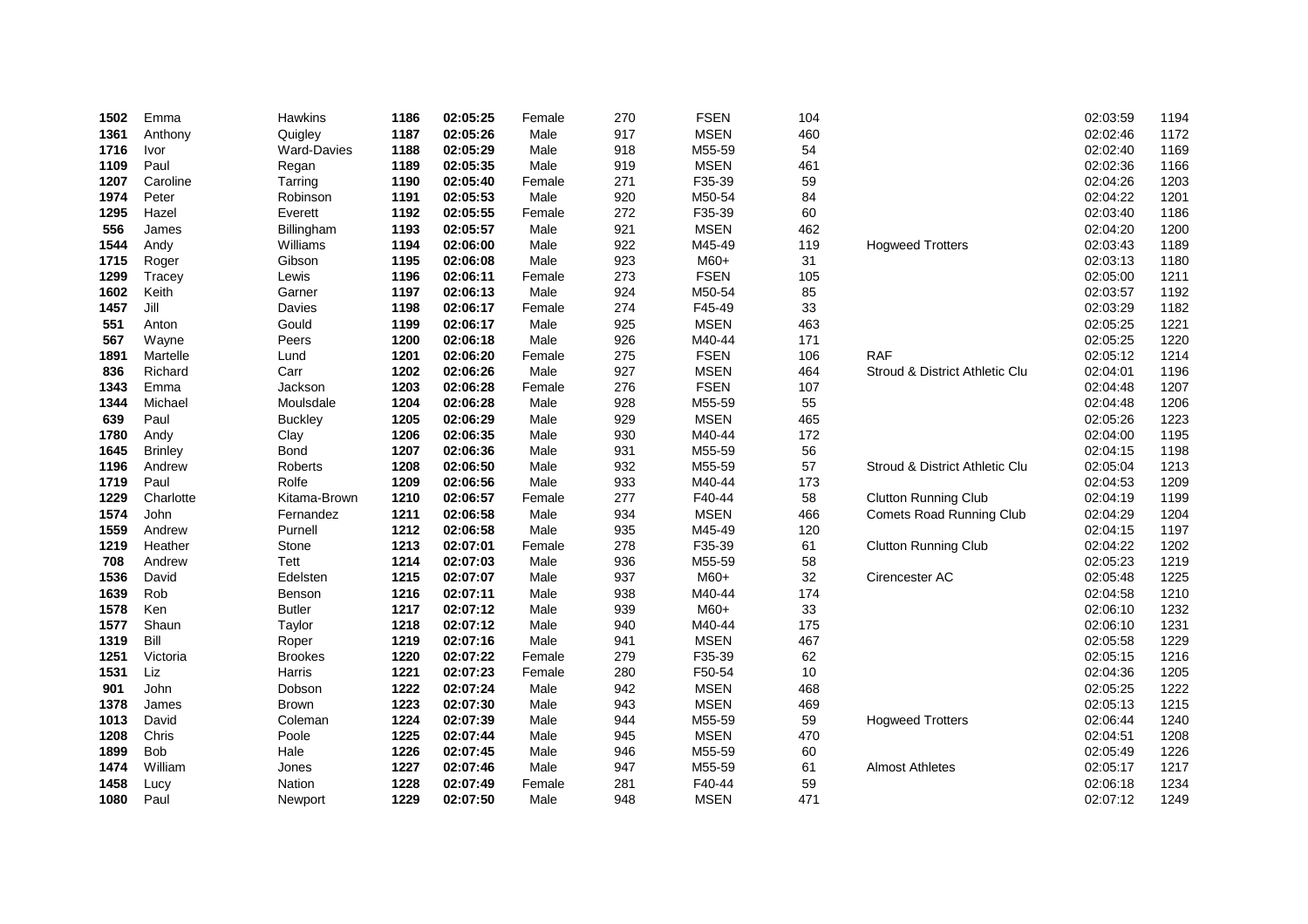| | | | | | | | | | | | |
|---|---|---|---|---|---|---|---|---|---|---|---|
| **1502** | Emma | Hawkins | **1186** | **02:05:25** | Female | 270 | FSEN | 104 | | 02:03:59 | 1194 |
| **1361** | Anthony | Quigley | **1187** | **02:05:26** | Male | 917 | MSEN | 460 | | 02:02:46 | 1172 |
| **1716** | Ivor | Ward-Davies | **1188** | **02:05:29** | Male | 918 | M55-59 | 54 | | 02:02:40 | 1169 |
| **1109** | Paul | Regan | **1189** | **02:05:35** | Male | 919 | MSEN | 461 | | 02:02:36 | 1166 |
| **1207** | Caroline | Tarring | **1190** | **02:05:40** | Female | 271 | F35-39 | 59 | | 02:04:26 | 1203 |
| **1974** | Peter | Robinson | **1191** | **02:05:53** | Male | 920 | M50-54 | 84 | | 02:04:22 | 1201 |
| **1295** | Hazel | Everett | **1192** | **02:05:55** | Female | 272 | F35-39 | 60 | | 02:03:40 | 1186 |
| **556** | James | Billingham | **1193** | **02:05:57** | Male | 921 | MSEN | 462 | | 02:04:20 | 1200 |
| **1544** | Andy | Williams | **1194** | **02:06:00** | Male | 922 | M45-49 | 119 | Hogweed Trotters | 02:03:43 | 1189 |
| **1715** | Roger | Gibson | **1195** | **02:06:08** | Male | 923 | M60+ | 31 | | 02:03:13 | 1180 |
| **1299** | Tracey | Lewis | **1196** | **02:06:11** | Female | 273 | FSEN | 105 | | 02:05:00 | 1211 |
| **1602** | Keith | Garner | **1197** | **02:06:13** | Male | 924 | M50-54 | 85 | | 02:03:57 | 1192 |
| **1457** | Jill | Davies | **1198** | **02:06:17** | Female | 274 | F45-49 | 33 | | 02:03:29 | 1182 |
| **551** | Anton | Gould | **1199** | **02:06:17** | Male | 925 | MSEN | 463 | | 02:05:25 | 1221 |
| **567** | Wayne | Peers | **1200** | **02:06:18** | Male | 926 | M40-44 | 171 | | 02:05:25 | 1220 |
| **1891** | Martelle | Lund | **1201** | **02:06:20** | Female | 275 | FSEN | 106 | RAF | 02:05:12 | 1214 |
| **836** | Richard | Carr | **1202** | **02:06:26** | Male | 927 | MSEN | 464 | Stroud & District Athletic Clu | 02:04:01 | 1196 |
| **1343** | Emma | Jackson | **1203** | **02:06:28** | Female | 276 | FSEN | 107 | | 02:04:48 | 1207 |
| **1344** | Michael | Moulsdale | **1204** | **02:06:28** | Male | 928 | M55-59 | 55 | | 02:04:48 | 1206 |
| **639** | Paul | Buckley | **1205** | **02:06:29** | Male | 929 | MSEN | 465 | | 02:05:26 | 1223 |
| **1780** | Andy | Clay | **1206** | **02:06:35** | Male | 930 | M40-44 | 172 | | 02:04:00 | 1195 |
| **1645** | Brinley | Bond | **1207** | **02:06:36** | Male | 931 | M55-59 | 56 | | 02:04:15 | 1198 |
| **1196** | Andrew | Roberts | **1208** | **02:06:50** | Male | 932 | M55-59 | 57 | Stroud & District Athletic Clu | 02:05:04 | 1213 |
| **1719** | Paul | Rolfe | **1209** | **02:06:56** | Male | 933 | M40-44 | 173 | | 02:04:53 | 1209 |
| **1229** | Charlotte | Kitama-Brown | **1210** | **02:06:57** | Female | 277 | F40-44 | 58 | Clutton Running Club | 02:04:19 | 1199 |
| **1574** | John | Fernandez | **1211** | **02:06:58** | Male | 934 | MSEN | 466 | Comets Road Running Club | 02:04:29 | 1204 |
| **1559** | Andrew | Purnell | **1212** | **02:06:58** | Male | 935 | M45-49 | 120 | | 02:04:15 | 1197 |
| **1219** | Heather | Stone | **1213** | **02:07:01** | Female | 278 | F35-39 | 61 | Clutton Running Club | 02:04:22 | 1202 |
| **708** | Andrew | Tett | **1214** | **02:07:03** | Male | 936 | M55-59 | 58 | | 02:05:23 | 1219 |
| **1536** | David | Edelsten | **1215** | **02:07:07** | Male | 937 | M60+ | 32 | Cirencester AC | 02:05:48 | 1225 |
| **1639** | Rob | Benson | **1216** | **02:07:11** | Male | 938 | M40-44 | 174 | | 02:04:58 | 1210 |
| **1578** | Ken | Butler | **1217** | **02:07:12** | Male | 939 | M60+ | 33 | | 02:06:10 | 1232 |
| **1577** | Shaun | Taylor | **1218** | **02:07:12** | Male | 940 | M40-44 | 175 | | 02:06:10 | 1231 |
| **1319** | Bill | Roper | **1219** | **02:07:16** | Male | 941 | MSEN | 467 | | 02:05:58 | 1229 |
| **1251** | Victoria | Brookes | **1220** | **02:07:22** | Female | 279 | F35-39 | 62 | | 02:05:15 | 1216 |
| **1531** | Liz | Harris | **1221** | **02:07:23** | Female | 280 | F50-54 | 10 | | 02:04:36 | 1205 |
| **901** | John | Dobson | **1222** | **02:07:24** | Male | 942 | MSEN | 468 | | 02:05:25 | 1222 |
| **1378** | James | Brown | **1223** | **02:07:30** | Male | 943 | MSEN | 469 | | 02:05:13 | 1215 |
| **1013** | David | Coleman | **1224** | **02:07:39** | Male | 944 | M55-59 | 59 | Hogweed Trotters | 02:06:44 | 1240 |
| **1208** | Chris | Poole | **1225** | **02:07:44** | Male | 945 | MSEN | 470 | | 02:04:51 | 1208 |
| **1899** | Bob | Hale | **1226** | **02:07:45** | Male | 946 | M55-59 | 60 | | 02:05:49 | 1226 |
| **1474** | William | Jones | **1227** | **02:07:46** | Male | 947 | M55-59 | 61 | Almost Athletes | 02:05:17 | 1217 |
| **1458** | Lucy | Nation | **1228** | **02:07:49** | Female | 281 | F40-44 | 59 | | 02:06:18 | 1234 |
| **1080** | Paul | Newport | **1229** | **02:07:50** | Male | 948 | MSEN | 471 | | 02:07:12 | 1249 |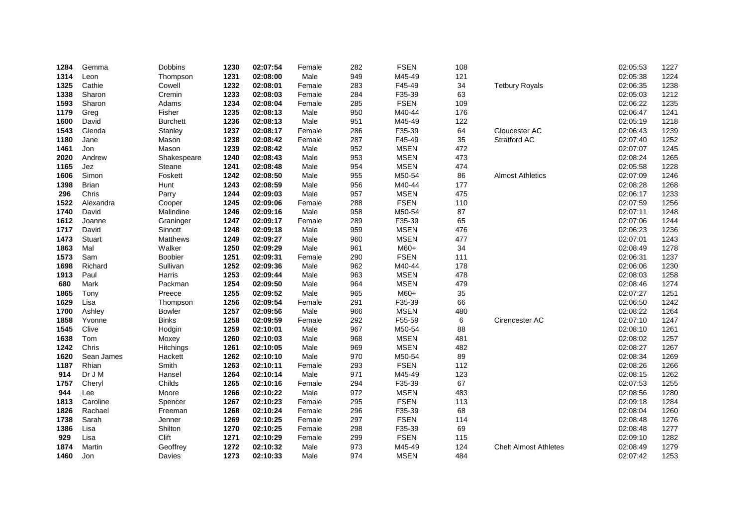| | | | | | | | | | | | | |
|---|---|---|---|---|---|---|---|---|---|---|---|---|
| **1284** | Gemma | Dobbins | **1230** | **02:07:54** | Female | 282 | FSEN | 108 | | | 02:05:53 | 1227 |
| **1314** | Leon | Thompson | **1231** | **02:08:00** | Male | 949 | M45-49 | 121 | | | 02:05:38 | 1224 |
| **1325** | Cathie | Cowell | **1232** | **02:08:01** | Female | 283 | F45-49 | 34 | Tetbury Royals | | 02:06:35 | 1238 |
| **1338** | Sharon | Cremin | **1233** | **02:08:03** | Female | 284 | F35-39 | 63 | | | 02:05:03 | 1212 |
| **1593** | Sharon | Adams | **1234** | **02:08:04** | Female | 285 | FSEN | 109 | | | 02:06:22 | 1235 |
| **1179** | Greg | Fisher | **1235** | **02:08:13** | Male | 950 | M40-44 | 176 | | | 02:06:47 | 1241 |
| **1600** | David | Burchett | **1236** | **02:08:13** | Male | 951 | M45-49 | 122 | | | 02:05:19 | 1218 |
| **1543** | Glenda | Stanley | **1237** | **02:08:17** | Female | 286 | F35-39 | 64 | Gloucester AC | | 02:06:43 | 1239 |
| **1180** | Jane | Mason | **1238** | **02:08:42** | Female | 287 | F45-49 | 35 | Stratford AC | | 02:07:40 | 1252 |
| **1461** | Jon | Mason | **1239** | **02:08:42** | Male | 952 | MSEN | 472 | | | 02:07:07 | 1245 |
| **2020** | Andrew | Shakespeare | **1240** | **02:08:43** | Male | 953 | MSEN | 473 | | | 02:08:24 | 1265 |
| **1165** | Jez | Steane | **1241** | **02:08:48** | Male | 954 | MSEN | 474 | | | 02:05:58 | 1228 |
| **1606** | Simon | Foskett | **1242** | **02:08:50** | Male | 955 | M50-54 | 86 | Almost Athletics | | 02:07:09 | 1246 |
| **1398** | Brian | Hunt | **1243** | **02:08:59** | Male | 956 | M40-44 | 177 | | | 02:08:28 | 1268 |
| **296** | Chris | Parry | **1244** | **02:09:03** | Male | 957 | MSEN | 475 | | | 02:06:17 | 1233 |
| **1522** | Alexandra | Cooper | **1245** | **02:09:06** | Female | 288 | FSEN | 110 | | | 02:07:59 | 1256 |
| **1740** | David | Malindine | **1246** | **02:09:16** | Male | 958 | M50-54 | 87 | | | 02:07:11 | 1248 |
| **1612** | Joanne | Graninger | **1247** | **02:09:17** | Female | 289 | F35-39 | 65 | | | 02:07:06 | 1244 |
| **1717** | David | Sinnott | **1248** | **02:09:18** | Male | 959 | MSEN | 476 | | | 02:06:23 | 1236 |
| **1473** | Stuart | Matthews | **1249** | **02:09:27** | Male | 960 | MSEN | 477 | | | 02:07:01 | 1243 |
| **1863** | Mal | Walker | **1250** | **02:09:29** | Male | 961 | M60+ | 34 | | | 02:08:49 | 1278 |
| **1573** | Sam | Boobier | **1251** | **02:09:31** | Female | 290 | FSEN | 111 | | | 02:06:31 | 1237 |
| **1698** | Richard | Sullivan | **1252** | **02:09:36** | Male | 962 | M40-44 | 178 | | | 02:06:06 | 1230 |
| **1913** | Paul | Harris | **1253** | **02:09:44** | Male | 963 | MSEN | 478 | | | 02:08:03 | 1258 |
| **680** | Mark | Packman | **1254** | **02:09:50** | Male | 964 | MSEN | 479 | | | 02:08:46 | 1274 |
| **1865** | Tony | Preece | **1255** | **02:09:52** | Male | 965 | M60+ | 35 | | | 02:07:27 | 1251 |
| **1629** | Lisa | Thompson | **1256** | **02:09:54** | Female | 291 | F35-39 | 66 | | | 02:06:50 | 1242 |
| **1700** | Ashley | Bowler | **1257** | **02:09:56** | Male | 966 | MSEN | 480 | | | 02:08:22 | 1264 |
| **1858** | Yvonne | Binks | **1258** | **02:09:59** | Female | 292 | F55-59 | 6 | Cirencester AC | | 02:07:10 | 1247 |
| **1545** | Clive | Hodgin | **1259** | **02:10:01** | Male | 967 | M50-54 | 88 | | | 02:08:10 | 1261 |
| **1638** | Tom | Moxey | **1260** | **02:10:03** | Male | 968 | MSEN | 481 | | | 02:08:02 | 1257 |
| **1242** | Chris | Hitchings | **1261** | **02:10:05** | Male | 969 | MSEN | 482 | | | 02:08:27 | 1267 |
| **1620** | Sean James | Hackett | **1262** | **02:10:10** | Male | 970 | M50-54 | 89 | | | 02:08:34 | 1269 |
| **1187** | Rhian | Smith | **1263** | **02:10:11** | Female | 293 | FSEN | 112 | | | 02:08:26 | 1266 |
| **914** | Dr J M | Hansel | **1264** | **02:10:14** | Male | 971 | M45-49 | 123 | | | 02:08:15 | 1262 |
| **1757** | Cheryl | Childs | **1265** | **02:10:16** | Female | 294 | F35-39 | 67 | | | 02:07:53 | 1255 |
| **944** | Lee | Moore | **1266** | **02:10:22** | Male | 972 | MSEN | 483 | | | 02:08:56 | 1280 |
| **1813** | Caroline | Spencer | **1267** | **02:10:23** | Female | 295 | FSEN | 113 | | | 02:09:18 | 1284 |
| **1826** | Rachael | Freeman | **1268** | **02:10:24** | Female | 296 | F35-39 | 68 | | | 02:08:04 | 1260 |
| **1738** | Sarah | Jenner | **1269** | **02:10:25** | Female | 297 | FSEN | 114 | | | 02:08:48 | 1276 |
| **1386** | Lisa | Shilton | **1270** | **02:10:25** | Female | 298 | F35-39 | 69 | | | 02:08:48 | 1277 |
| **929** | Lisa | Clift | **1271** | **02:10:29** | Female | 299 | FSEN | 115 | | | 02:09:10 | 1282 |
| **1874** | Martin | Geoffrey | **1272** | **02:10:32** | Male | 973 | M45-49 | 124 | Chelt Almost Athletes | | 02:08:49 | 1279 |
| **1460** | Jon | Davies | **1273** | **02:10:33** | Male | 974 | MSEN | 484 | | | 02:07:42 | 1253 |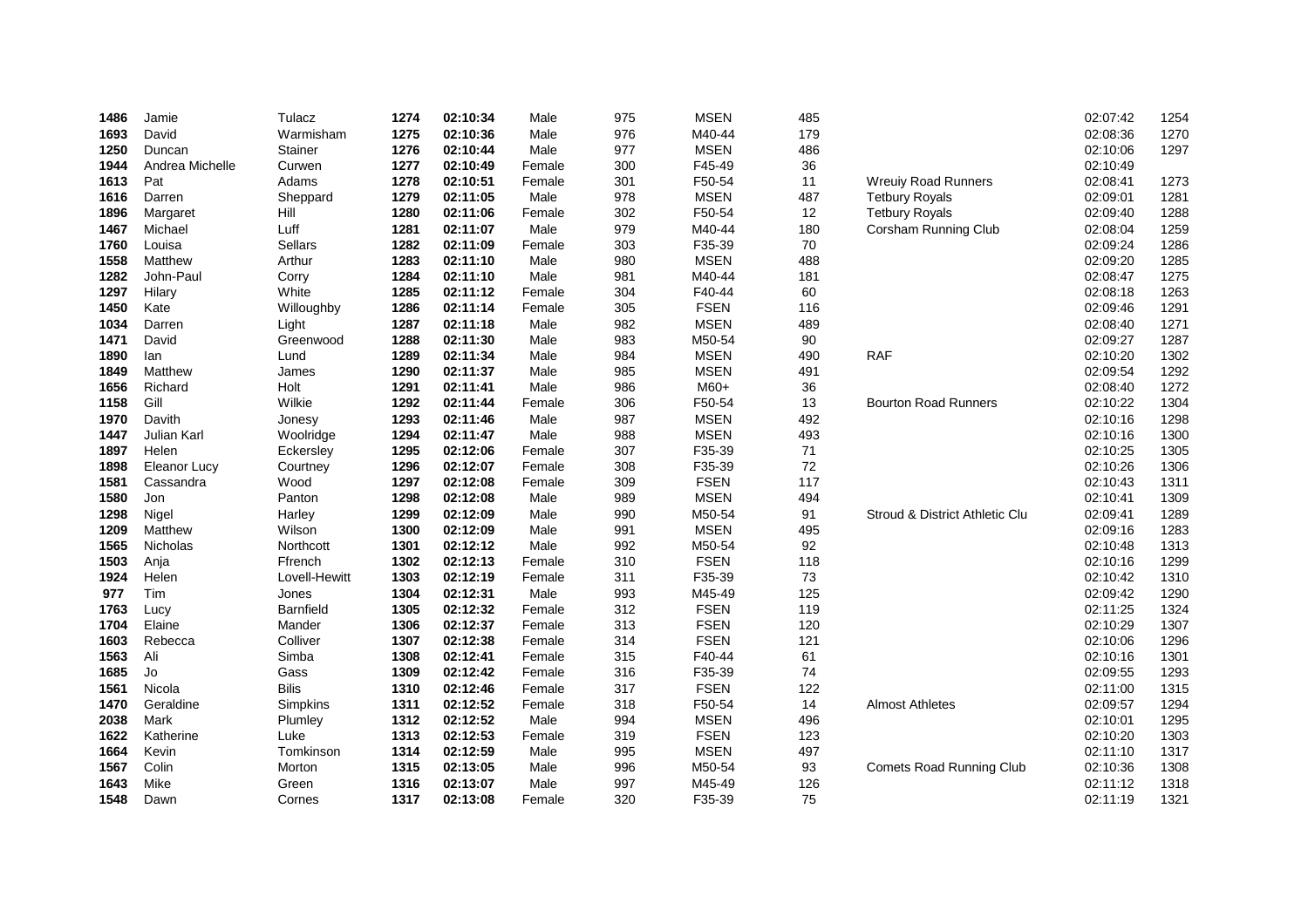| | | | | | | | | | | | |
|---|---|---|---|---|---|---|---|---|---|---|---|
| **1486** | Jamie | Tulacz | **1274** | **02:10:34** | Male | 975 | MSEN | 485 | | 02:07:42 | 1254 |
| **1693** | David | Warmisham | **1275** | **02:10:36** | Male | 976 | M40-44 | 179 | | 02:08:36 | 1270 |
| **1250** | Duncan | Stainer | **1276** | **02:10:44** | Male | 977 | MSEN | 486 | | 02:10:06 | 1297 |
| **1944** | Andrea Michelle | Curwen | **1277** | **02:10:49** | Female | 300 | F45-49 | 36 | | 02:10:49 | |
| **1613** | Pat | Adams | **1278** | **02:10:51** | Female | 301 | F50-54 | 11 | Wreuiy Road Runners | 02:08:41 | 1273 |
| **1616** | Darren | Sheppard | **1279** | **02:11:05** | Male | 978 | MSEN | 487 | Tetbury Royals | 02:09:01 | 1281 |
| **1896** | Margaret | Hill | **1280** | **02:11:06** | Female | 302 | F50-54 | 12 | Tetbury Royals | 02:09:40 | 1288 |
| **1467** | Michael | Luff | **1281** | **02:11:07** | Male | 979 | M40-44 | 180 | Corsham Running Club | 02:08:04 | 1259 |
| **1760** | Louisa | Sellars | **1282** | **02:11:09** | Female | 303 | F35-39 | 70 | | 02:09:24 | 1286 |
| **1558** | Matthew | Arthur | **1283** | **02:11:10** | Male | 980 | MSEN | 488 | | 02:09:20 | 1285 |
| **1282** | John-Paul | Corry | **1284** | **02:11:10** | Male | 981 | M40-44 | 181 | | 02:08:47 | 1275 |
| **1297** | Hilary | White | **1285** | **02:11:12** | Female | 304 | F40-44 | 60 | | 02:08:18 | 1263 |
| **1450** | Kate | Willoughby | **1286** | **02:11:14** | Female | 305 | FSEN | 116 | | 02:09:46 | 1291 |
| **1034** | Darren | Light | **1287** | **02:11:18** | Male | 982 | MSEN | 489 | | 02:08:40 | 1271 |
| **1471** | David | Greenwood | **1288** | **02:11:30** | Male | 983 | M50-54 | 90 | | 02:09:27 | 1287 |
| **1890** | Ian | Lund | **1289** | **02:11:34** | Male | 984 | MSEN | 490 | RAF | 02:10:20 | 1302 |
| **1849** | Matthew | James | **1290** | **02:11:37** | Male | 985 | MSEN | 491 | | 02:09:54 | 1292 |
| **1656** | Richard | Holt | **1291** | **02:11:41** | Male | 986 | M60+ | 36 | | 02:08:40 | 1272 |
| **1158** | Gill | Wilkie | **1292** | **02:11:44** | Female | 306 | F50-54 | 13 | Bourton Road Runners | 02:10:22 | 1304 |
| **1970** | Davith | Jonesy | **1293** | **02:11:46** | Male | 987 | MSEN | 492 | | 02:10:16 | 1298 |
| **1447** | Julian Karl | Woolridge | **1294** | **02:11:47** | Male | 988 | MSEN | 493 | | 02:10:16 | 1300 |
| **1897** | Helen | Eckersley | **1295** | **02:12:06** | Female | 307 | F35-39 | 71 | | 02:10:25 | 1305 |
| **1898** | Eleanor Lucy | Courtney | **1296** | **02:12:07** | Female | 308 | F35-39 | 72 | | 02:10:26 | 1306 |
| **1581** | Cassandra | Wood | **1297** | **02:12:08** | Female | 309 | FSEN | 117 | | 02:10:43 | 1311 |
| **1580** | Jon | Panton | **1298** | **02:12:08** | Male | 989 | MSEN | 494 | | 02:10:41 | 1309 |
| **1298** | Nigel | Harley | **1299** | **02:12:09** | Male | 990 | M50-54 | 91 | Stroud & District Athletic Clu | 02:09:41 | 1289 |
| **1209** | Matthew | Wilson | **1300** | **02:12:09** | Male | 991 | MSEN | 495 | | 02:09:16 | 1283 |
| **1565** | Nicholas | Northcott | **1301** | **02:12:12** | Male | 992 | M50-54 | 92 | | 02:10:48 | 1313 |
| **1503** | Anja | Ffrench | **1302** | **02:12:13** | Female | 310 | FSEN | 118 | | 02:10:16 | 1299 |
| **1924** | Helen | Lovell-Hewitt | **1303** | **02:12:19** | Female | 311 | F35-39 | 73 | | 02:10:42 | 1310 |
| **977** | Tim | Jones | **1304** | **02:12:31** | Male | 993 | M45-49 | 125 | | 02:09:42 | 1290 |
| **1763** | Lucy | Barnfield | **1305** | **02:12:32** | Female | 312 | FSEN | 119 | | 02:11:25 | 1324 |
| **1704** | Elaine | Mander | **1306** | **02:12:37** | Female | 313 | FSEN | 120 | | 02:10:29 | 1307 |
| **1603** | Rebecca | Colliver | **1307** | **02:12:38** | Female | 314 | FSEN | 121 | | 02:10:06 | 1296 |
| **1563** | Ali | Simba | **1308** | **02:12:41** | Female | 315 | F40-44 | 61 | | 02:10:16 | 1301 |
| **1685** | Jo | Gass | **1309** | **02:12:42** | Female | 316 | F35-39 | 74 | | 02:09:55 | 1293 |
| **1561** | Nicola | Bilis | **1310** | **02:12:46** | Female | 317 | FSEN | 122 | | 02:11:00 | 1315 |
| **1470** | Geraldine | Simpkins | **1311** | **02:12:52** | Female | 318 | F50-54 | 14 | Almost Athletes | 02:09:57 | 1294 |
| **2038** | Mark | Plumley | **1312** | **02:12:52** | Male | 994 | MSEN | 496 | | 02:10:01 | 1295 |
| **1622** | Katherine | Luke | **1313** | **02:12:53** | Female | 319 | FSEN | 123 | | 02:10:20 | 1303 |
| **1664** | Kevin | Tomkinson | **1314** | **02:12:59** | Male | 995 | MSEN | 497 | | 02:11:10 | 1317 |
| **1567** | Colin | Morton | **1315** | **02:13:05** | Male | 996 | M50-54 | 93 | Comets Road Running Club | 02:10:36 | 1308 |
| **1643** | Mike | Green | **1316** | **02:13:07** | Male | 997 | M45-49 | 126 | | 02:11:12 | 1318 |
| **1548** | Dawn | Cornes | **1317** | **02:13:08** | Female | 320 | F35-39 | 75 | | 02:11:19 | 1321 |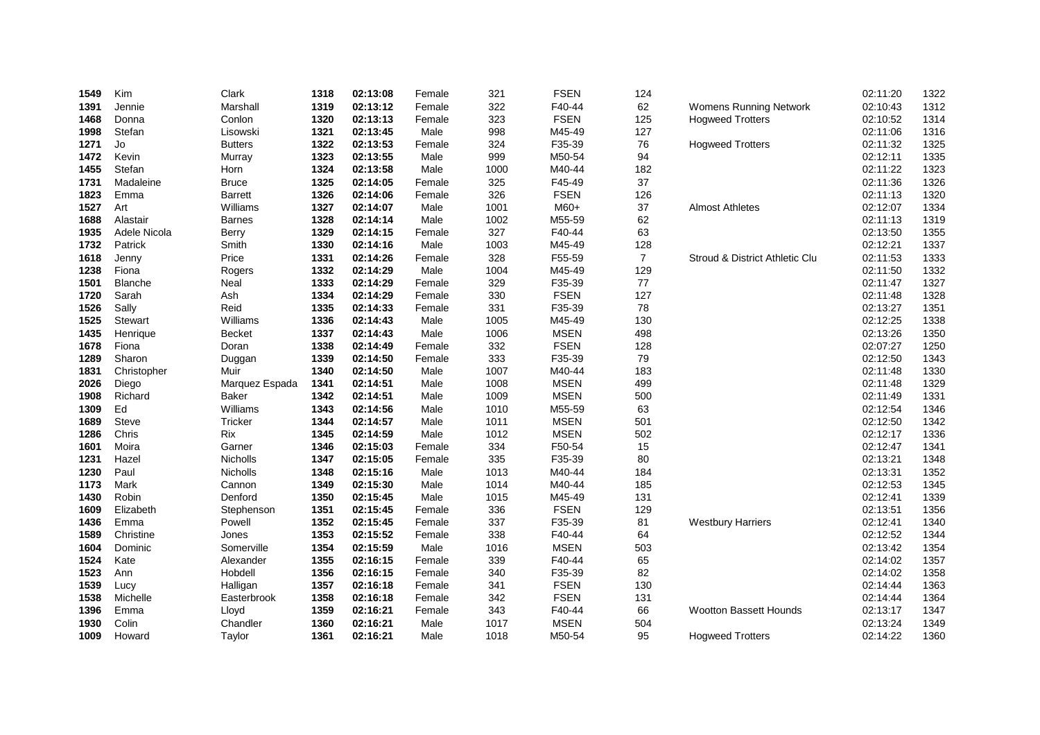| | | | | | | | | | | | |
|---|---|---|---|---|---|---|---|---|---|---|---|
| **1549** | Kim | Clark | **1318** | **02:13:08** | Female | 321 | FSEN | 124 | | 02:11:20 | 1322 |
| **1391** | Jennie | Marshall | **1319** | **02:13:12** | Female | 322 | F40-44 | 62 | Womens Running Network | 02:10:43 | 1312 |
| **1468** | Donna | Conlon | **1320** | **02:13:13** | Female | 323 | FSEN | 125 | Hogweed Trotters | 02:10:52 | 1314 |
| **1998** | Stefan | Lisowski | **1321** | **02:13:45** | Male | 998 | M45-49 | 127 | | 02:11:06 | 1316 |
| **1271** | Jo | Butters | **1322** | **02:13:53** | Female | 324 | F35-39 | 76 | Hogweed Trotters | 02:11:32 | 1325 |
| **1472** | Kevin | Murray | **1323** | **02:13:55** | Male | 999 | M50-54 | 94 | | 02:12:11 | 1335 |
| **1455** | Stefan | Horn | **1324** | **02:13:58** | Male | 1000 | M40-44 | 182 | | 02:11:22 | 1323 |
| **1731** | Madaleine | Bruce | **1325** | **02:14:05** | Female | 325 | F45-49 | 37 | | 02:11:36 | 1326 |
| **1823** | Emma | Barrett | **1326** | **02:14:06** | Female | 326 | FSEN | 126 | | 02:11:13 | 1320 |
| **1527** | Art | Williams | **1327** | **02:14:07** | Male | 1001 | M60+ | 37 | Almost Athletes | 02:12:07 | 1334 |
| **1688** | Alastair | Barnes | **1328** | **02:14:14** | Male | 1002 | M55-59 | 62 | | 02:11:13 | 1319 |
| **1935** | Adele Nicola | Berry | **1329** | **02:14:15** | Female | 327 | F40-44 | 63 | | 02:13:50 | 1355 |
| **1732** | Patrick | Smith | **1330** | **02:14:16** | Male | 1003 | M45-49 | 128 | | 02:12:21 | 1337 |
| **1618** | Jenny | Price | **1331** | **02:14:26** | Female | 328 | F55-59 | 7 | Stroud & District Athletic Clu | 02:11:53 | 1333 |
| **1238** | Fiona | Rogers | **1332** | **02:14:29** | Male | 1004 | M45-49 | 129 | | 02:11:50 | 1332 |
| **1501** | Blanche | Neal | **1333** | **02:14:29** | Female | 329 | F35-39 | 77 | | 02:11:47 | 1327 |
| **1720** | Sarah | Ash | **1334** | **02:14:29** | Female | 330 | FSEN | 127 | | 02:11:48 | 1328 |
| **1526** | Sally | Reid | **1335** | **02:14:33** | Female | 331 | F35-39 | 78 | | 02:13:27 | 1351 |
| **1525** | Stewart | Williams | **1336** | **02:14:43** | Male | 1005 | M45-49 | 130 | | 02:12:25 | 1338 |
| **1435** | Henrique | Becket | **1337** | **02:14:43** | Male | 1006 | MSEN | 498 | | 02:13:26 | 1350 |
| **1678** | Fiona | Doran | **1338** | **02:14:49** | Female | 332 | FSEN | 128 | | 02:07:27 | 1250 |
| **1289** | Sharon | Duggan | **1339** | **02:14:50** | Female | 333 | F35-39 | 79 | | 02:12:50 | 1343 |
| **1831** | Christopher | Muir | **1340** | **02:14:50** | Male | 1007 | M40-44 | 183 | | 02:11:48 | 1330 |
| **2026** | Diego | Marquez Espada | **1341** | **02:14:51** | Male | 1008 | MSEN | 499 | | 02:11:48 | 1329 |
| **1908** | Richard | Baker | **1342** | **02:14:51** | Male | 1009 | MSEN | 500 | | 02:11:49 | 1331 |
| **1309** | Ed | Williams | **1343** | **02:14:56** | Male | 1010 | M55-59 | 63 | | 02:12:54 | 1346 |
| **1689** | Steve | Tricker | **1344** | **02:14:57** | Male | 1011 | MSEN | 501 | | 02:12:50 | 1342 |
| **1286** | Chris | Rix | **1345** | **02:14:59** | Male | 1012 | MSEN | 502 | | 02:12:17 | 1336 |
| **1601** | Moira | Garner | **1346** | **02:15:03** | Female | 334 | F50-54 | 15 | | 02:12:47 | 1341 |
| **1231** | Hazel | Nicholls | **1347** | **02:15:05** | Female | 335 | F35-39 | 80 | | 02:13:21 | 1348 |
| **1230** | Paul | Nicholls | **1348** | **02:15:16** | Male | 1013 | M40-44 | 184 | | 02:13:31 | 1352 |
| **1173** | Mark | Cannon | **1349** | **02:15:30** | Male | 1014 | M40-44 | 185 | | 02:12:53 | 1345 |
| **1430** | Robin | Denford | **1350** | **02:15:45** | Male | 1015 | M45-49 | 131 | | 02:12:41 | 1339 |
| **1609** | Elizabeth | Stephenson | **1351** | **02:15:45** | Female | 336 | FSEN | 129 | | 02:13:51 | 1356 |
| **1436** | Emma | Powell | **1352** | **02:15:45** | Female | 337 | F35-39 | 81 | Westbury Harriers | 02:12:41 | 1340 |
| **1589** | Christine | Jones | **1353** | **02:15:52** | Female | 338 | F40-44 | 64 | | 02:12:52 | 1344 |
| **1604** | Dominic | Somerville | **1354** | **02:15:59** | Male | 1016 | MSEN | 503 | | 02:13:42 | 1354 |
| **1524** | Kate | Alexander | **1355** | **02:16:15** | Female | 339 | F40-44 | 65 | | 02:14:02 | 1357 |
| **1523** | Ann | Hobdell | **1356** | **02:16:15** | Female | 340 | F35-39 | 82 | | 02:14:02 | 1358 |
| **1539** | Lucy | Halligan | **1357** | **02:16:18** | Female | 341 | FSEN | 130 | | 02:14:44 | 1363 |
| **1538** | Michelle | Easterbrook | **1358** | **02:16:18** | Female | 342 | FSEN | 131 | | 02:14:44 | 1364 |
| **1396** | Emma | Lloyd | **1359** | **02:16:21** | Female | 343 | F40-44 | 66 | Wootton Bassett Hounds | 02:13:17 | 1347 |
| **1930** | Colin | Chandler | **1360** | **02:16:21** | Male | 1017 | MSEN | 504 | | 02:13:24 | 1349 |
| **1009** | Howard | Taylor | **1361** | **02:16:21** | Male | 1018 | M50-54 | 95 | Hogweed Trotters | 02:14:22 | 1360 |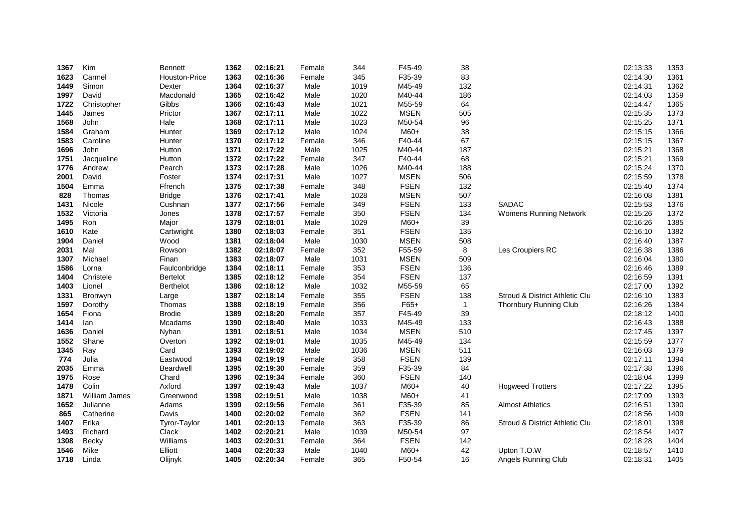| | | | | | | | | | | | |
|---|---|---|---|---|---|---|---|---|---|---|---|
| **1367** | Kim | Bennett | **1362** | **02:16:21** | Female | 344 | F45-49 | 38 | | 02:13:33 | 1353 |
| **1623** | Carmel | Houston-Price | **1363** | **02:16:36** | Female | 345 | F35-39 | 83 | | 02:14:30 | 1361 |
| **1449** | Simon | Dexter | **1364** | **02:16:37** | Male | 1019 | M45-49 | 132 | | 02:14:31 | 1362 |
| **1997** | David | Macdonald | **1365** | **02:16:42** | Male | 1020 | M40-44 | 186 | | 02:14:03 | 1359 |
| **1722** | Christopher | Gibbs | **1366** | **02:16:43** | Male | 1021 | M55-59 | 64 | | 02:14:47 | 1365 |
| **1445** | James | Prictor | **1367** | **02:17:11** | Male | 1022 | MSEN | 505 | | 02:15:35 | 1373 |
| **1568** | John | Hale | **1368** | **02:17:11** | Male | 1023 | M50-54 | 96 | | 02:15:25 | 1371 |
| **1584** | Graham | Hunter | **1369** | **02:17:12** | Male | 1024 | M60+ | 38 | | 02:15:15 | 1366 |
| **1583** | Caroline | Hunter | **1370** | **02:17:12** | Female | 346 | F40-44 | 67 | | 02:15:15 | 1367 |
| **1696** | John | Hutton | **1371** | **02:17:22** | Male | 1025 | M40-44 | 187 | | 02:15:21 | 1368 |
| **1751** | Jacqueline | Hutton | **1372** | **02:17:22** | Female | 347 | F40-44 | 68 | | 02:15:21 | 1369 |
| **1776** | Andrew | Pearch | **1373** | **02:17:28** | Male | 1026 | M40-44 | 188 | | 02:15:24 | 1370 |
| **2001** | David | Foster | **1374** | **02:17:31** | Male | 1027 | MSEN | 506 | | 02:15:59 | 1378 |
| **1504** | Emma | Ffrench | **1375** | **02:17:38** | Female | 348 | FSEN | 132 | | 02:15:40 | 1374 |
| **828** | Thomas | Bridge | **1376** | **02:17:41** | Male | 1028 | MSEN | 507 | | 02:16:08 | 1381 |
| **1431** | Nicole | Cushnan | **1377** | **02:17:56** | Female | 349 | FSEN | 133 | SADAC | 02:15:53 | 1376 |
| **1532** | Victoria | Jones | **1378** | **02:17:57** | Female | 350 | FSEN | 134 | Womens Running Network | 02:15:26 | 1372 |
| **1495** | Ron | Major | **1379** | **02:18:01** | Male | 1029 | M60+ | 39 | | 02:16:26 | 1385 |
| **1610** | Kate | Cartwright | **1380** | **02:18:03** | Female | 351 | FSEN | 135 | | 02:16:10 | 1382 |
| **1904** | Daniel | Wood | **1381** | **02:18:04** | Male | 1030 | MSEN | 508 | | 02:16:40 | 1387 |
| **2031** | Mal | Rowson | **1382** | **02:18:07** | Female | 352 | F55-59 | 8 | Les Croupiers RC | 02:16:38 | 1386 |
| **1307** | Michael | Finan | **1383** | **02:18:07** | Male | 1031 | MSEN | 509 | | 02:16:04 | 1380 |
| **1586** | Lorna | Faulconbridge | **1384** | **02:18:11** | Female | 353 | FSEN | 136 | | 02:16:46 | 1389 |
| **1404** | Christele | Bertelot | **1385** | **02:18:12** | Female | 354 | FSEN | 137 | | 02:16:59 | 1391 |
| **1403** | Lionel | Berthelot | **1386** | **02:18:12** | Male | 1032 | M55-59 | 65 | | 02:17:00 | 1392 |
| **1331** | Bronwyn | Large | **1387** | **02:18:14** | Female | 355 | FSEN | 138 | Stroud & District Athletic Clu | 02:16:10 | 1383 |
| **1597** | Dorothy | Thomas | **1388** | **02:18:19** | Female | 356 | F65+ | 1 | Thornbury Running Club | 02:16:26 | 1384 |
| **1654** | Fiona | Brodie | **1389** | **02:18:20** | Female | 357 | F45-49 | 39 | | 02:18:12 | 1400 |
| **1414** | Ian | Mcadams | **1390** | **02:18:40** | Male | 1033 | M45-49 | 133 | | 02:16:43 | 1388 |
| **1636** | Daniel | Nyhan | **1391** | **02:18:51** | Male | 1034 | MSEN | 510 | | 02:17:45 | 1397 |
| **1552** | Shane | Overton | **1392** | **02:19:01** | Male | 1035 | M45-49 | 134 | | 02:15:59 | 1377 |
| **1345** | Ray | Card | **1393** | **02:19:02** | Male | 1036 | MSEN | 511 | | 02:16:03 | 1379 |
| **774** | Julia | Eastwood | **1394** | **02:19:19** | Female | 358 | FSEN | 139 | | 02:17:11 | 1394 |
| **2035** | Emma | Beardwell | **1395** | **02:19:30** | Female | 359 | F35-39 | 84 | | 02:17:38 | 1396 |
| **1975** | Rose | Chard | **1396** | **02:19:34** | Female | 360 | FSEN | 140 | | 02:18:04 | 1399 |
| **1478** | Colin | Axford | **1397** | **02:19:43** | Male | 1037 | M60+ | 40 | Hogweed Trotters | 02:17:22 | 1395 |
| **1871** | William James | Greenwood | **1398** | **02:19:51** | Male | 1038 | M60+ | 41 | | 02:17:09 | 1393 |
| **1652** | Julianne | Adams | **1399** | **02:19:56** | Female | 361 | F35-39 | 85 | Almost Athletics | 02:16:51 | 1390 |
| **865** | Catherine | Davis | **1400** | **02:20:02** | Female | 362 | FSEN | 141 | | 02:18:56 | 1409 |
| **1407** | Erika | Tyror-Taylor | **1401** | **02:20:13** | Female | 363 | F35-39 | 86 | Stroud & District Athletic Clu | 02:18:01 | 1398 |
| **1493** | Richard | Clack | **1402** | **02:20:21** | Male | 1039 | M50-54 | 97 | | 02:18:54 | 1407 |
| **1308** | Becky | Williams | **1403** | **02:20:31** | Female | 364 | FSEN | 142 | | 02:18:28 | 1404 |
| **1546** | Mike | Elliott | **1404** | **02:20:33** | Male | 1040 | M60+ | 42 | Upton T.O.W | 02:18:57 | 1410 |
| **1718** | Linda | Olijnyk | **1405** | **02:20:34** | Female | 365 | F50-54 | 16 | Angels Running Club | 02:18:31 | 1405 |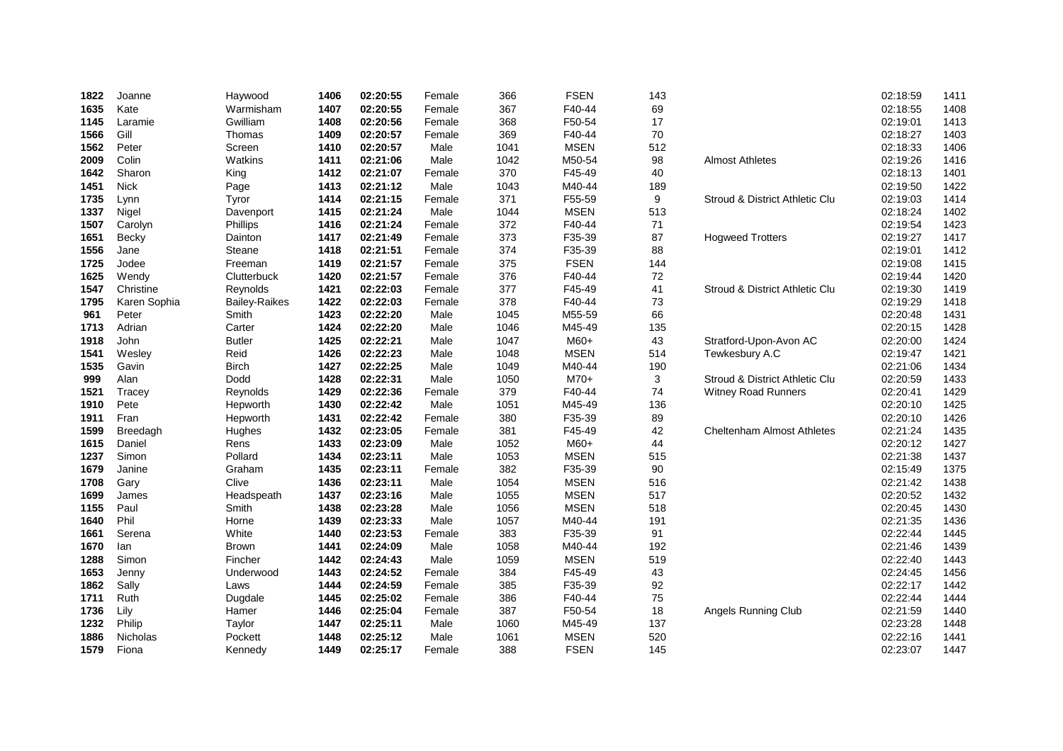| | | | | | | | | | | | | |
|---|---|---|---|---|---|---|---|---|---|---|---|---|
| **1822** | Joanne | Haywood | **1406** | **02:20:55** | Female | 366 | FSEN | 143 | | | 02:18:59 | 1411 |
| **1635** | Kate | Warmisham | **1407** | **02:20:55** | Female | 367 | F40-44 | 69 | | | 02:18:55 | 1408 |
| **1145** | Laramie | Gwilliam | **1408** | **02:20:56** | Female | 368 | F50-54 | 17 | | | 02:19:01 | 1413 |
| **1566** | Gill | Thomas | **1409** | **02:20:57** | Female | 369 | F40-44 | 70 | | | 02:18:27 | 1403 |
| **1562** | Peter | Screen | **1410** | **02:20:57** | Male | 1041 | MSEN | 512 | | | 02:18:33 | 1406 |
| **2009** | Colin | Watkins | **1411** | **02:21:06** | Male | 1042 | M50-54 | 98 | Almost Athletes | | 02:19:26 | 1416 |
| **1642** | Sharon | King | **1412** | **02:21:07** | Female | 370 | F45-49 | 40 | | | 02:18:13 | 1401 |
| **1451** | Nick | Page | **1413** | **02:21:12** | Male | 1043 | M40-44 | 189 | | | 02:19:50 | 1422 |
| **1735** | Lynn | Tyror | **1414** | **02:21:15** | Female | 371 | F55-59 | 9 | Stroud & District Athletic Clu | | 02:19:03 | 1414 |
| **1337** | Nigel | Davenport | **1415** | **02:21:24** | Male | 1044 | MSEN | 513 | | | 02:18:24 | 1402 |
| **1507** | Carolyn | Phillips | **1416** | **02:21:24** | Female | 372 | F40-44 | 71 | | | 02:19:54 | 1423 |
| **1651** | Becky | Dainton | **1417** | **02:21:49** | Female | 373 | F35-39 | 87 | Hogweed Trotters | | 02:19:27 | 1417 |
| **1556** | Jane | Steane | **1418** | **02:21:51** | Female | 374 | F35-39 | 88 | | | 02:19:01 | 1412 |
| **1725** | Jodee | Freeman | **1419** | **02:21:57** | Female | 375 | FSEN | 144 | | | 02:19:08 | 1415 |
| **1625** | Wendy | Clutterbuck | **1420** | **02:21:57** | Female | 376 | F40-44 | 72 | | | 02:19:44 | 1420 |
| **1547** | Christine | Reynolds | **1421** | **02:22:03** | Female | 377 | F45-49 | 41 | Stroud & District Athletic Clu | | 02:19:30 | 1419 |
| **1795** | Karen Sophia | Bailey-Raikes | **1422** | **02:22:03** | Female | 378 | F40-44 | 73 | | | 02:19:29 | 1418 |
| **961** | Peter | Smith | **1423** | **02:22:20** | Male | 1045 | M55-59 | 66 | | | 02:20:48 | 1431 |
| **1713** | Adrian | Carter | **1424** | **02:22:20** | Male | 1046 | M45-49 | 135 | | | 02:20:15 | 1428 |
| **1918** | John | Butler | **1425** | **02:22:21** | Male | 1047 | M60+ | 43 | Stratford-Upon-Avon AC | | 02:20:00 | 1424 |
| **1541** | Wesley | Reid | **1426** | **02:22:23** | Male | 1048 | MSEN | 514 | Tewkesbury A.C | | 02:19:47 | 1421 |
| **1535** | Gavin | Birch | **1427** | **02:22:25** | Male | 1049 | M40-44 | 190 | | | 02:21:06 | 1434 |
| **999** | Alan | Dodd | **1428** | **02:22:31** | Male | 1050 | M70+ | 3 | Stroud & District Athletic Clu | | 02:20:59 | 1433 |
| **1521** | Tracey | Reynolds | **1429** | **02:22:36** | Female | 379 | F40-44 | 74 | Witney Road Runners | | 02:20:41 | 1429 |
| **1910** | Pete | Hepworth | **1430** | **02:22:42** | Male | 1051 | M45-49 | 136 | | | 02:20:10 | 1425 |
| **1911** | Fran | Hepworth | **1431** | **02:22:42** | Female | 380 | F35-39 | 89 | | | 02:20:10 | 1426 |
| **1599** | Breedagh | Hughes | **1432** | **02:23:05** | Female | 381 | F45-49 | 42 | Cheltenham Almost Athletes | | 02:21:24 | 1435 |
| **1615** | Daniel | Rens | **1433** | **02:23:09** | Male | 1052 | M60+ | 44 | | | 02:20:12 | 1427 |
| **1237** | Simon | Pollard | **1434** | **02:23:11** | Male | 1053 | MSEN | 515 | | | 02:21:38 | 1437 |
| **1679** | Janine | Graham | **1435** | **02:23:11** | Female | 382 | F35-39 | 90 | | | 02:15:49 | 1375 |
| **1708** | Gary | Clive | **1436** | **02:23:11** | Male | 1054 | MSEN | 516 | | | 02:21:42 | 1438 |
| **1699** | James | Headspeath | **1437** | **02:23:16** | Male | 1055 | MSEN | 517 | | | 02:20:52 | 1432 |
| **1155** | Paul | Smith | **1438** | **02:23:28** | Male | 1056 | MSEN | 518 | | | 02:20:45 | 1430 |
| **1640** | Phil | Horne | **1439** | **02:23:33** | Male | 1057 | M40-44 | 191 | | | 02:21:35 | 1436 |
| **1661** | Serena | White | **1440** | **02:23:53** | Female | 383 | F35-39 | 91 | | | 02:22:44 | 1445 |
| **1670** | Ian | Brown | **1441** | **02:24:09** | Male | 1058 | M40-44 | 192 | | | 02:21:46 | 1439 |
| **1288** | Simon | Fincher | **1442** | **02:24:43** | Male | 1059 | MSEN | 519 | | | 02:22:40 | 1443 |
| **1653** | Jenny | Underwood | **1443** | **02:24:52** | Female | 384 | F45-49 | 43 | | | 02:24:45 | 1456 |
| **1862** | Sally | Laws | **1444** | **02:24:59** | Female | 385 | F35-39 | 92 | | | 02:22:17 | 1442 |
| **1711** | Ruth | Dugdale | **1445** | **02:25:02** | Female | 386 | F40-44 | 75 | | | 02:22:44 | 1444 |
| **1736** | Lily | Hamer | **1446** | **02:25:04** | Female | 387 | F50-54 | 18 | Angels Running Club | | 02:21:59 | 1440 |
| **1232** | Philip | Taylor | **1447** | **02:25:11** | Male | 1060 | M45-49 | 137 | | | 02:23:28 | 1448 |
| **1886** | Nicholas | Pockett | **1448** | **02:25:12** | Male | 1061 | MSEN | 520 | | | 02:22:16 | 1441 |
| **1579** | Fiona | Kennedy | **1449** | **02:25:17** | Female | 388 | FSEN | 145 | | | 02:23:07 | 1447 |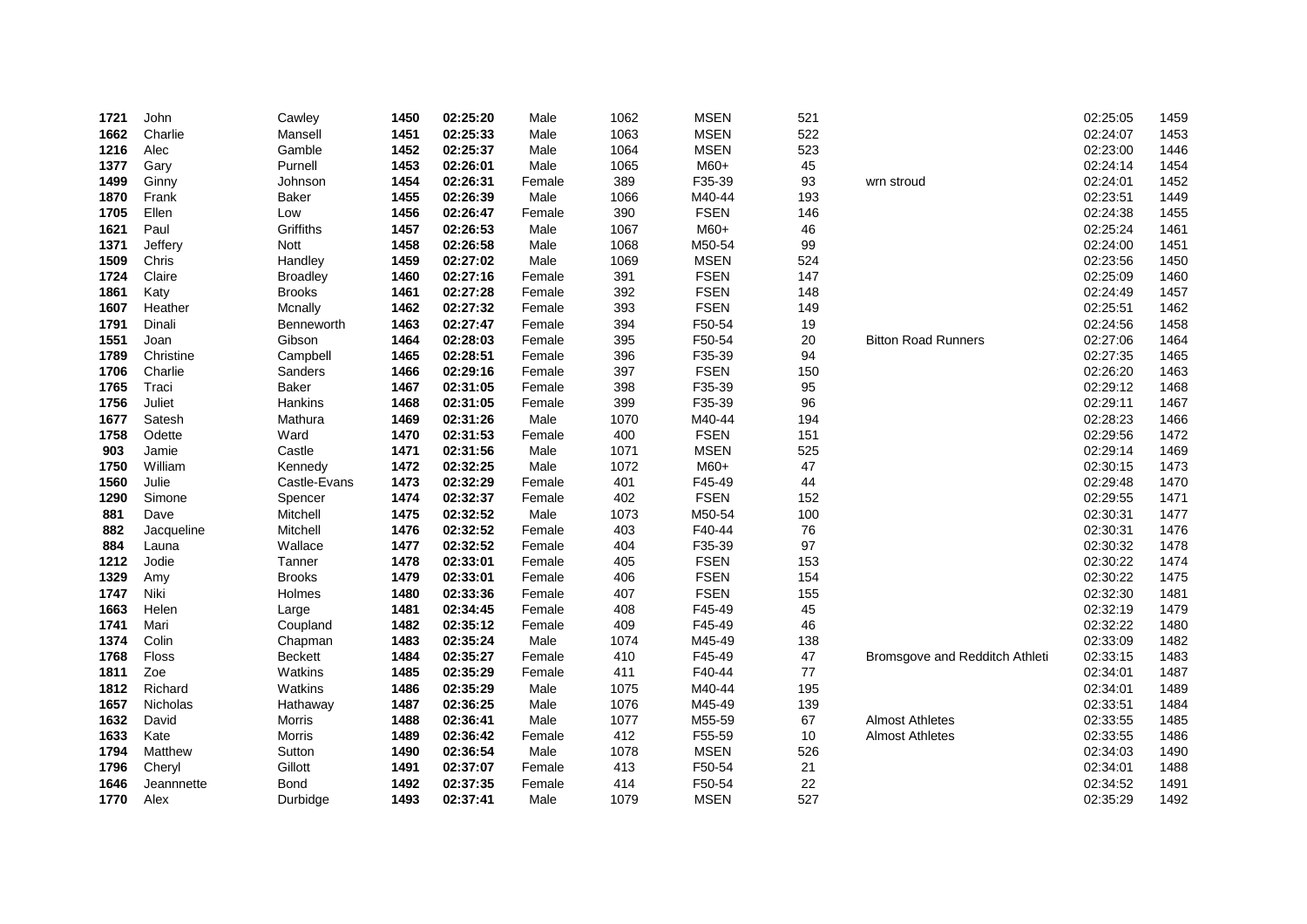| | | | | | | | | | | | |
|---|---|---|---|---|---|---|---|---|---|---|---|
| **1721** | John | Cawley | **1450** | **02:25:20** | Male | 1062 | MSEN | 521 | | 02:25:05 | 1459 |
| **1662** | Charlie | Mansell | **1451** | **02:25:33** | Male | 1063 | MSEN | 522 | | 02:24:07 | 1453 |
| **1216** | Alec | Gamble | **1452** | **02:25:37** | Male | 1064 | MSEN | 523 | | 02:23:00 | 1446 |
| **1377** | Gary | Purnell | **1453** | **02:26:01** | Male | 1065 | M60+ | 45 | | 02:24:14 | 1454 |
| **1499** | Ginny | Johnson | **1454** | **02:26:31** | Female | 389 | F35-39 | 93 | wrn stroud | 02:24:01 | 1452 |
| **1870** | Frank | Baker | **1455** | **02:26:39** | Male | 1066 | M40-44 | 193 | | 02:23:51 | 1449 |
| **1705** | Ellen | Low | **1456** | **02:26:47** | Female | 390 | FSEN | 146 | | 02:24:38 | 1455 |
| **1621** | Paul | Griffiths | **1457** | **02:26:53** | Male | 1067 | M60+ | 46 | | 02:25:24 | 1461 |
| **1371** | Jeffery | Nott | **1458** | **02:26:58** | Male | 1068 | M50-54 | 99 | | 02:24:00 | 1451 |
| **1509** | Chris | Handley | **1459** | **02:27:02** | Male | 1069 | MSEN | 524 | | 02:23:56 | 1450 |
| **1724** | Claire | Broadley | **1460** | **02:27:16** | Female | 391 | FSEN | 147 | | 02:25:09 | 1460 |
| **1861** | Katy | Brooks | **1461** | **02:27:28** | Female | 392 | FSEN | 148 | | 02:24:49 | 1457 |
| **1607** | Heather | Mcnally | **1462** | **02:27:32** | Female | 393 | FSEN | 149 | | 02:25:51 | 1462 |
| **1791** | Dinali | Benneworth | **1463** | **02:27:47** | Female | 394 | F50-54 | 19 | | 02:24:56 | 1458 |
| **1551** | Joan | Gibson | **1464** | **02:28:03** | Female | 395 | F50-54 | 20 | Bitton Road Runners | 02:27:06 | 1464 |
| **1789** | Christine | Campbell | **1465** | **02:28:51** | Female | 396 | F35-39 | 94 | | 02:27:35 | 1465 |
| **1706** | Charlie | Sanders | **1466** | **02:29:16** | Female | 397 | FSEN | 150 | | 02:26:20 | 1463 |
| **1765** | Traci | Baker | **1467** | **02:31:05** | Female | 398 | F35-39 | 95 | | 02:29:12 | 1468 |
| **1756** | Juliet | Hankins | **1468** | **02:31:05** | Female | 399 | F35-39 | 96 | | 02:29:11 | 1467 |
| **1677** | Satesh | Mathura | **1469** | **02:31:26** | Male | 1070 | M40-44 | 194 | | 02:28:23 | 1466 |
| **1758** | Odette | Ward | **1470** | **02:31:53** | Female | 400 | FSEN | 151 | | 02:29:56 | 1472 |
| **903** | Jamie | Castle | **1471** | **02:31:56** | Male | 1071 | MSEN | 525 | | 02:29:14 | 1469 |
| **1750** | William | Kennedy | **1472** | **02:32:25** | Male | 1072 | M60+ | 47 | | 02:30:15 | 1473 |
| **1560** | Julie | Castle-Evans | **1473** | **02:32:29** | Female | 401 | F45-49 | 44 | | 02:29:48 | 1470 |
| **1290** | Simone | Spencer | **1474** | **02:32:37** | Female | 402 | FSEN | 152 | | 02:29:55 | 1471 |
| **881** | Dave | Mitchell | **1475** | **02:32:52** | Male | 1073 | M50-54 | 100 | | 02:30:31 | 1477 |
| **882** | Jacqueline | Mitchell | **1476** | **02:32:52** | Female | 403 | F40-44 | 76 | | 02:30:31 | 1476 |
| **884** | Launa | Wallace | **1477** | **02:32:52** | Female | 404 | F35-39 | 97 | | 02:30:32 | 1478 |
| **1212** | Jodie | Tanner | **1478** | **02:33:01** | Female | 405 | FSEN | 153 | | 02:30:22 | 1474 |
| **1329** | Amy | Brooks | **1479** | **02:33:01** | Female | 406 | FSEN | 154 | | 02:30:22 | 1475 |
| **1747** | Niki | Holmes | **1480** | **02:33:36** | Female | 407 | FSEN | 155 | | 02:32:30 | 1481 |
| **1663** | Helen | Large | **1481** | **02:34:45** | Female | 408 | F45-49 | 45 | | 02:32:19 | 1479 |
| **1741** | Mari | Coupland | **1482** | **02:35:12** | Female | 409 | F45-49 | 46 | | 02:32:22 | 1480 |
| **1374** | Colin | Chapman | **1483** | **02:35:24** | Male | 1074 | M45-49 | 138 | | 02:33:09 | 1482 |
| **1768** | Floss | Beckett | **1484** | **02:35:27** | Female | 410 | F45-49 | 47 | Bromsgove and Redditch Athleti | 02:33:15 | 1483 |
| **1811** | Zoe | Watkins | **1485** | **02:35:29** | Female | 411 | F40-44 | 77 | | 02:34:01 | 1487 |
| **1812** | Richard | Watkins | **1486** | **02:35:29** | Male | 1075 | M40-44 | 195 | | 02:34:01 | 1489 |
| **1657** | Nicholas | Hathaway | **1487** | **02:36:25** | Male | 1076 | M45-49 | 139 | | 02:33:51 | 1484 |
| **1632** | David | Morris | **1488** | **02:36:41** | Male | 1077 | M55-59 | 67 | Almost Athletes | 02:33:55 | 1485 |
| **1633** | Kate | Morris | **1489** | **02:36:42** | Female | 412 | F55-59 | 10 | Almost Athletes | 02:33:55 | 1486 |
| **1794** | Matthew | Sutton | **1490** | **02:36:54** | Male | 1078 | MSEN | 526 | | 02:34:03 | 1490 |
| **1796** | Cheryl | Gillott | **1491** | **02:37:07** | Female | 413 | F50-54 | 21 | | 02:34:01 | 1488 |
| **1646** | Jeannnette | Bond | **1492** | **02:37:35** | Female | 414 | F50-54 | 22 | | 02:34:52 | 1491 |
| **1770** | Alex | Durbidge | **1493** | **02:37:41** | Male | 1079 | MSEN | 527 | | 02:35:29 | 1492 |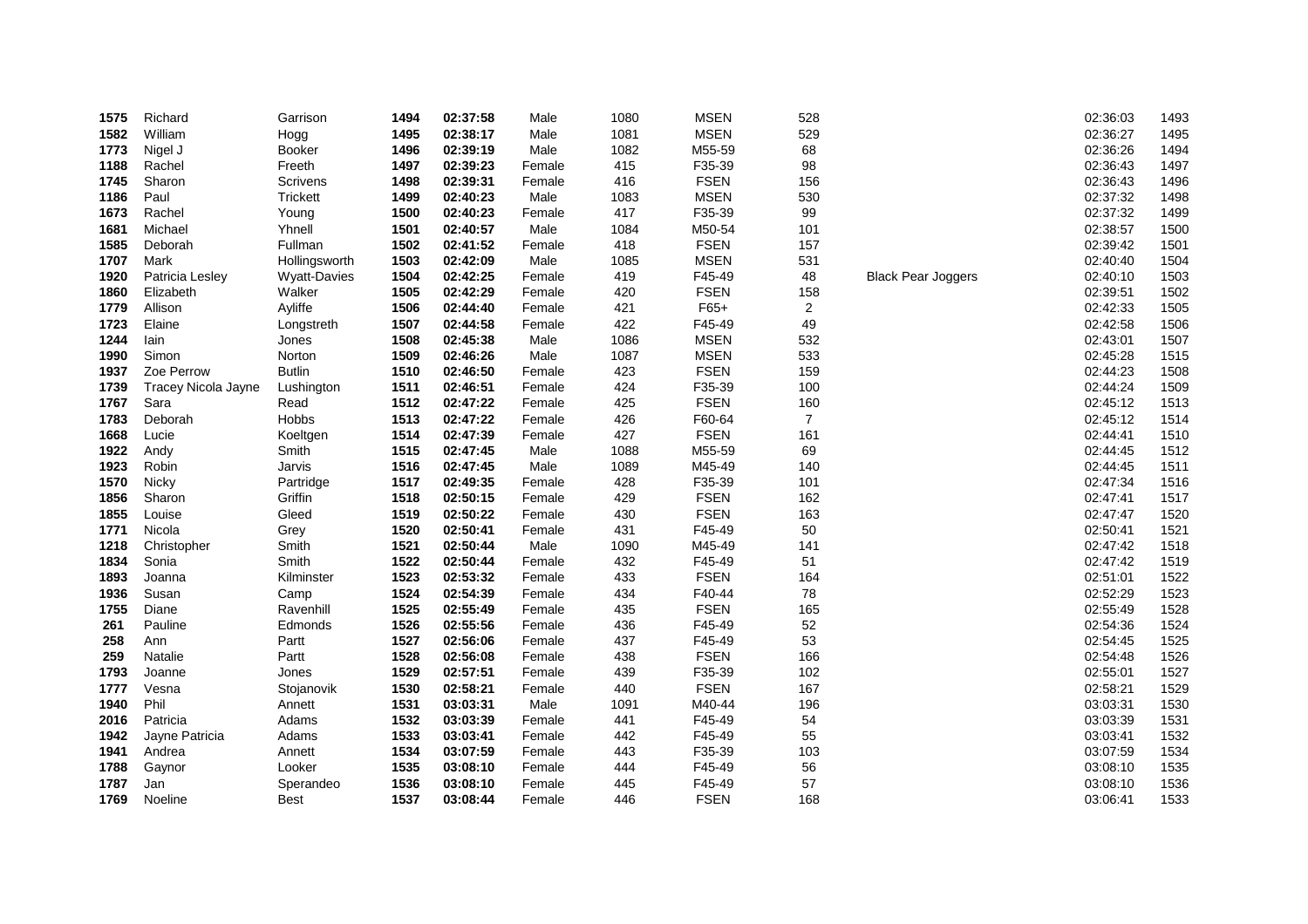| | | | | | | | | | | | |
|---|---|---|---|---|---|---|---|---|---|---|---|
| **1575** | Richard | Garrison | **1494** | **02:37:58** | Male | 1080 | MSEN | 528 | | 02:36:03 | 1493 |
| **1582** | William | Hogg | **1495** | **02:38:17** | Male | 1081 | MSEN | 529 | | 02:36:27 | 1495 |
| **1773** | Nigel J | Booker | **1496** | **02:39:19** | Male | 1082 | M55-59 | 68 | | 02:36:26 | 1494 |
| **1188** | Rachel | Freeth | **1497** | **02:39:23** | Female | 415 | F35-39 | 98 | | 02:36:43 | 1497 |
| **1745** | Sharon | Scrivens | **1498** | **02:39:31** | Female | 416 | FSEN | 156 | | 02:36:43 | 1496 |
| **1186** | Paul | Trickett | **1499** | **02:40:23** | Male | 1083 | MSEN | 530 | | 02:37:32 | 1498 |
| **1673** | Rachel | Young | **1500** | **02:40:23** | Female | 417 | F35-39 | 99 | | 02:37:32 | 1499 |
| **1681** | Michael | Yhnell | **1501** | **02:40:57** | Male | 1084 | M50-54 | 101 | | 02:38:57 | 1500 |
| **1585** | Deborah | Fullman | **1502** | **02:41:52** | Female | 418 | FSEN | 157 | | 02:39:42 | 1501 |
| **1707** | Mark | Hollingsworth | **1503** | **02:42:09** | Male | 1085 | MSEN | 531 | | 02:40:40 | 1504 |
| **1920** | Patricia Lesley | Wyatt-Davies | **1504** | **02:42:25** | Female | 419 | F45-49 | 48 | Black Pear Joggers | 02:40:10 | 1503 |
| **1860** | Elizabeth | Walker | **1505** | **02:42:29** | Female | 420 | FSEN | 158 | | 02:39:51 | 1502 |
| **1779** | Allison | Ayliffe | **1506** | **02:44:40** | Female | 421 | F65+ | 2 | | 02:42:33 | 1505 |
| **1723** | Elaine | Longstreth | **1507** | **02:44:58** | Female | 422 | F45-49 | 49 | | 02:42:58 | 1506 |
| **1244** | Iain | Jones | **1508** | **02:45:38** | Male | 1086 | MSEN | 532 | | 02:43:01 | 1507 |
| **1990** | Simon | Norton | **1509** | **02:46:26** | Male | 1087 | MSEN | 533 | | 02:45:28 | 1515 |
| **1937** | Zoe Perrow | Butlin | **1510** | **02:46:50** | Female | 423 | FSEN | 159 | | 02:44:23 | 1508 |
| **1739** | Tracey Nicola Jayne | Lushington | **1511** | **02:46:51** | Female | 424 | F35-39 | 100 | | 02:44:24 | 1509 |
| **1767** | Sara | Read | **1512** | **02:47:22** | Female | 425 | FSEN | 160 | | 02:45:12 | 1513 |
| **1783** | Deborah | Hobbs | **1513** | **02:47:22** | Female | 426 | F60-64 | 7 | | 02:45:12 | 1514 |
| **1668** | Lucie | Koeltgen | **1514** | **02:47:39** | Female | 427 | FSEN | 161 | | 02:44:41 | 1510 |
| **1922** | Andy | Smith | **1515** | **02:47:45** | Male | 1088 | M55-59 | 69 | | 02:44:45 | 1512 |
| **1923** | Robin | Jarvis | **1516** | **02:47:45** | Male | 1089 | M45-49 | 140 | | 02:44:45 | 1511 |
| **1570** | Nicky | Partridge | **1517** | **02:49:35** | Female | 428 | F35-39 | 101 | | 02:47:34 | 1516 |
| **1856** | Sharon | Griffin | **1518** | **02:50:15** | Female | 429 | FSEN | 162 | | 02:47:41 | 1517 |
| **1855** | Louise | Gleed | **1519** | **02:50:22** | Female | 430 | FSEN | 163 | | 02:47:47 | 1520 |
| **1771** | Nicola | Grey | **1520** | **02:50:41** | Female | 431 | F45-49 | 50 | | 02:50:41 | 1521 |
| **1218** | Christopher | Smith | **1521** | **02:50:44** | Male | 1090 | M45-49 | 141 | | 02:47:42 | 1518 |
| **1834** | Sonia | Smith | **1522** | **02:50:44** | Female | 432 | F45-49 | 51 | | 02:47:42 | 1519 |
| **1893** | Joanna | Kilminster | **1523** | **02:53:32** | Female | 433 | FSEN | 164 | | 02:51:01 | 1522 |
| **1936** | Susan | Camp | **1524** | **02:54:39** | Female | 434 | F40-44 | 78 | | 02:52:29 | 1523 |
| **1755** | Diane | Ravenhill | **1525** | **02:55:49** | Female | 435 | FSEN | 165 | | 02:55:49 | 1528 |
| **261** | Pauline | Edmonds | **1526** | **02:55:56** | Female | 436 | F45-49 | 52 | | 02:54:36 | 1524 |
| **258** | Ann | Partt | **1527** | **02:56:06** | Female | 437 | F45-49 | 53 | | 02:54:45 | 1525 |
| **259** | Natalie | Partt | **1528** | **02:56:08** | Female | 438 | FSEN | 166 | | 02:54:48 | 1526 |
| **1793** | Joanne | Jones | **1529** | **02:57:51** | Female | 439 | F35-39 | 102 | | 02:55:01 | 1527 |
| **1777** | Vesna | Stojanovik | **1530** | **02:58:21** | Female | 440 | FSEN | 167 | | 02:58:21 | 1529 |
| **1940** | Phil | Annett | **1531** | **03:03:31** | Male | 1091 | M40-44 | 196 | | 03:03:31 | 1530 |
| **2016** | Patricia | Adams | **1532** | **03:03:39** | Female | 441 | F45-49 | 54 | | 03:03:39 | 1531 |
| **1942** | Jayne Patricia | Adams | **1533** | **03:03:41** | Female | 442 | F45-49 | 55 | | 03:03:41 | 1532 |
| **1941** | Andrea | Annett | **1534** | **03:07:59** | Female | 443 | F35-39 | 103 | | 03:07:59 | 1534 |
| **1788** | Gaynor | Looker | **1535** | **03:08:10** | Female | 444 | F45-49 | 56 | | 03:08:10 | 1535 |
| **1787** | Jan | Sperandeo | **1536** | **03:08:10** | Female | 445 | F45-49 | 57 | | 03:08:10 | 1536 |
| **1769** | Noeline | Best | **1537** | **03:08:44** | Female | 446 | FSEN | 168 | | 03:06:41 | 1533 |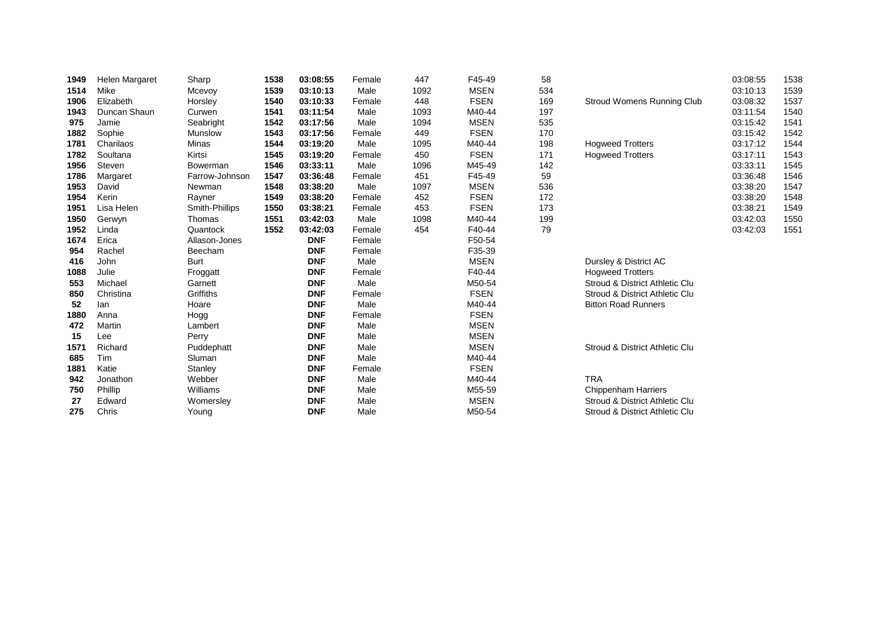| | | | | | | | | | | | |
|---|---|---|---|---|---|---|---|---|---|---|---|
| **1949** | Helen Margaret | Sharp | **1538** | **03:08:55** | Female | 447 | F45-49 | 58 | | 03:08:55 | 1538 |
| **1514** | Mike | Mcevoy | **1539** | **03:10:13** | Male | 1092 | MSEN | 534 | | 03:10:13 | 1539 |
| **1906** | Elizabeth | Horsley | **1540** | **03:10:33** | Female | 448 | FSEN | 169 | Stroud Womens Running Club | 03:08:32 | 1537 |
| **1943** | Duncan Shaun | Curwen | **1541** | **03:11:54** | Male | 1093 | M40-44 | 197 | | 03:11:54 | 1540 |
| **975** | Jamie | Seabright | **1542** | **03:17:56** | Male | 1094 | MSEN | 535 | | 03:15:42 | 1541 |
| **1882** | Sophie | Munslow | **1543** | **03:17:56** | Female | 449 | FSEN | 170 | | 03:15:42 | 1542 |
| **1781** | Charilaos | Minas | **1544** | **03:19:20** | Male | 1095 | M40-44 | 198 | Hogweed Trotters | 03:17:12 | 1544 |
| **1782** | Soultana | Kirtsi | **1545** | **03:19:20** | Female | 450 | FSEN | 171 | Hogweed Trotters | 03:17:11 | 1543 |
| **1956** | Steven | Bowerman | **1546** | **03:33:11** | Male | 1096 | M45-49 | 142 | | 03:33:11 | 1545 |
| **1786** | Margaret | Farrow-Johnson | **1547** | **03:36:48** | Female | 451 | F45-49 | 59 | | 03:36:48 | 1546 |
| **1953** | David | Newman | **1548** | **03:38:20** | Male | 1097 | MSEN | 536 | | 03:38:20 | 1547 |
| **1954** | Kerin | Rayner | **1549** | **03:38:20** | Female | 452 | FSEN | 172 | | 03:38:20 | 1548 |
| **1951** | Lisa Helen | Smith-Phillips | **1550** | **03:38:21** | Female | 453 | FSEN | 173 | | 03:38:21 | 1549 |
| **1950** | Gerwyn | Thomas | **1551** | **03:42:03** | Male | 1098 | M40-44 | 199 | | 03:42:03 | 1550 |
| **1952** | Linda | Quantock | **1552** | **03:42:03** | Female | 454 | F40-44 | 79 | | 03:42:03 | 1551 |
| **1674** | Erica | Allason-Jones | | **DNF** | Female | | F50-54 | | | | |
| **954** | Rachel | Beecham | | **DNF** | Female | | F35-39 | | | | |
| **416** | John | Burt | | **DNF** | Male | | MSEN | | Dursley & District AC | | |
| **1088** | Julie | Froggatt | | **DNF** | Female | | F40-44 | | Hogweed Trotters | | |
| **553** | Michael | Garnett | | **DNF** | Male | | M50-54 | | Stroud & District Athletic Clu | | |
| **850** | Christina | Griffiths | | **DNF** | Female | | FSEN | | Stroud & District Athletic Clu | | |
| **52** | Ian | Hoare | | **DNF** | Male | | M40-44 | | Bitton Road Runners | | |
| **1880** | Anna | Hogg | | **DNF** | Female | | FSEN | | | | |
| **472** | Martin | Lambert | | **DNF** | Male | | MSEN | | | | |
| **15** | Lee | Perry | | **DNF** | Male | | MSEN | | | | |
| **1571** | Richard | Puddephatt | | **DNF** | Male | | MSEN | | Stroud & District Athletic Clu | | |
| **685** | Tim | Sluman | | **DNF** | Male | | M40-44 | | | | |
| **1881** | Katie | Stanley | | **DNF** | Female | | FSEN | | | | |
| **942** | Jonathon | Webber | | **DNF** | Male | | M40-44 | | TRA | | |
| **750** | Phillip | Williams | | **DNF** | Male | | M55-59 | | Chippenham Harriers | | |
| **27** | Edward | Womersley | | **DNF** | Male | | MSEN | | Stroud & District Athletic Clu | | |
| **275** | Chris | Young | | **DNF** | Male | | M50-54 | | Stroud & District Athletic Clu | | |